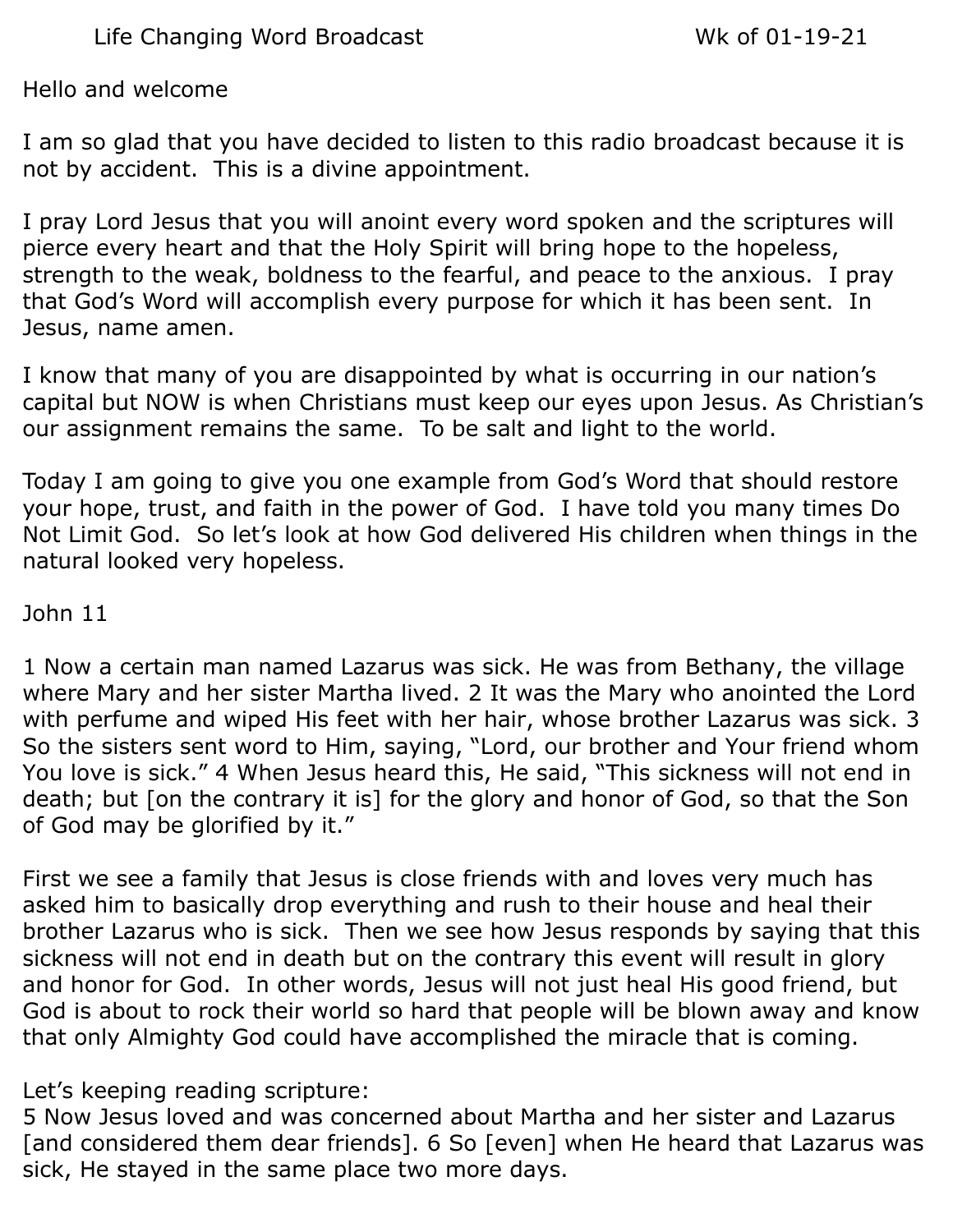Life Changing Word Broadcast Wk of 01-19-21

Hello and welcome

I am so glad that you have decided to listen to this radio broadcast because it is not by accident. This is a divine appointment.

I pray Lord Jesus that you will anoint every word spoken and the scriptures will pierce every heart and that the Holy Spirit will bring hope to the hopeless, strength to the weak, boldness to the fearful, and peace to the anxious. I pray that God's Word will accomplish every purpose for which it has been sent. In Jesus, name amen.

I know that many of you are disappointed by what is occurring in our nation's capital but NOW is when Christians must keep our eyes upon Jesus. As Christian's our assignment remains the same. To be salt and light to the world.

Today I am going to give you one example from God's Word that should restore your hope, trust, and faith in the power of God. I have told you many times Do Not Limit God. So let's look at how God delivered His children when things in the natural looked very hopeless.

John 11

1 Now a certain man named Lazarus was sick. He was from Bethany, the village where Mary and her sister Martha lived. 2 It was the Mary who anointed the Lord with perfume and wiped His feet with her hair, whose brother Lazarus was sick. 3 So the sisters sent word to Him, saying, "Lord, our brother and Your friend whom You love is sick." 4 When Jesus heard this, He said, "This sickness will not end in death; but [on the contrary it is] for the glory and honor of God, so that the Son of God may be glorified by it."

First we see a family that Jesus is close friends with and loves very much has asked him to basically drop everything and rush to their house and heal their brother Lazarus who is sick. Then we see how Jesus responds by saying that this sickness will not end in death but on the contrary this event will result in glory and honor for God. In other words, Jesus will not just heal His good friend, but God is about to rock their world so hard that people will be blown away and know that only Almighty God could have accomplished the miracle that is coming.

Let's keeping reading scripture:
5 Now Jesus loved and was concerned about Martha and her sister and Lazarus [and considered them dear friends]. 6 So [even] when He heard that Lazarus was sick, He stayed in the same place two more days.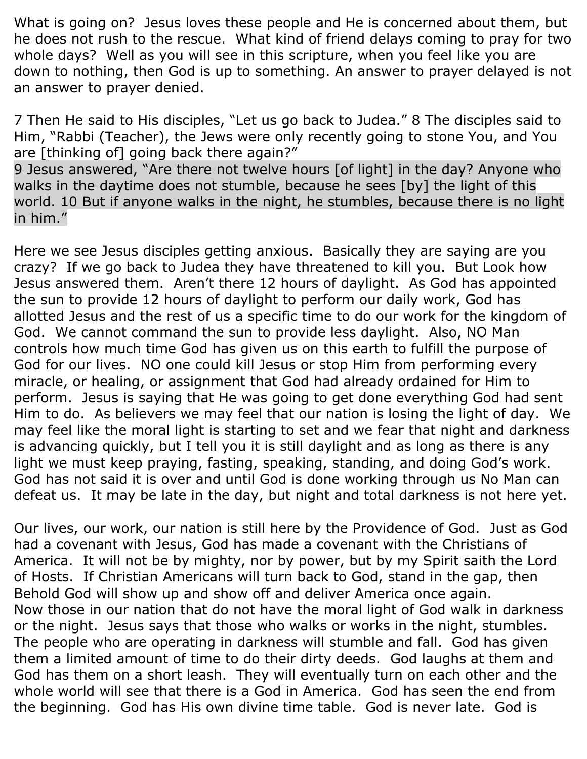What is going on? Jesus loves these people and He is concerned about them, but he does not rush to the rescue. What kind of friend delays coming to pray for two whole days? Well as you will see in this scripture, when you feel like you are down to nothing, then God is up to something. An answer to prayer delayed is not an answer to prayer denied.

7 Then He said to His disciples, "Let us go back to Judea." 8 The disciples said to Him, "Rabbi (Teacher), the Jews were only recently going to stone You, and You are [thinking of] going back there again?"
9 Jesus answered, "Are there not twelve hours [of light] in the day? Anyone who walks in the daytime does not stumble, because he sees [by] the light of this world. 10 But if anyone walks in the night, he stumbles, because there is no light in him."

Here we see Jesus disciples getting anxious. Basically they are saying are you crazy? If we go back to Judea they have threatened to kill you. But Look how Jesus answered them. Aren't there 12 hours of daylight. As God has appointed the sun to provide 12 hours of daylight to perform our daily work, God has allotted Jesus and the rest of us a specific time to do our work for the kingdom of God. We cannot command the sun to provide less daylight. Also, NO Man controls how much time God has given us on this earth to fulfill the purpose of God for our lives. NO one could kill Jesus or stop Him from performing every miracle, or healing, or assignment that God had already ordained for Him to perform. Jesus is saying that He was going to get done everything God had sent Him to do. As believers we may feel that our nation is losing the light of day. We may feel like the moral light is starting to set and we fear that night and darkness is advancing quickly, but I tell you it is still daylight and as long as there is any light we must keep praying, fasting, speaking, standing, and doing God's work. God has not said it is over and until God is done working through us No Man can defeat us. It may be late in the day, but night and total darkness is not here yet.

Our lives, our work, our nation is still here by the Providence of God. Just as God had a covenant with Jesus, God has made a covenant with the Christians of America. It will not be by mighty, nor by power, but by my Spirit saith the Lord of Hosts. If Christian Americans will turn back to God, stand in the gap, then Behold God will show up and show off and deliver America once again.
Now those in our nation that do not have the moral light of God walk in darkness or the night. Jesus says that those who walks or works in the night, stumbles. The people who are operating in darkness will stumble and fall. God has given them a limited amount of time to do their dirty deeds. God laughs at them and God has them on a short leash. They will eventually turn on each other and the whole world will see that there is a God in America. God has seen the end from the beginning. God has His own divine time table. God is never late. God is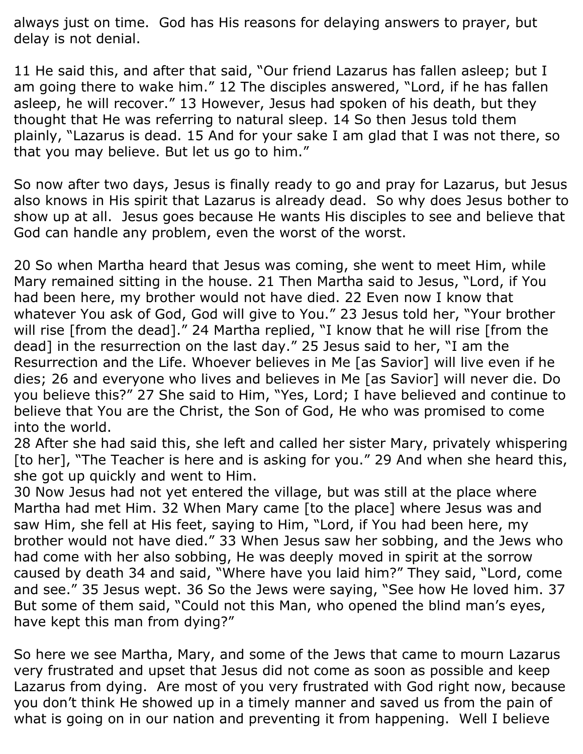always just on time. God has His reasons for delaying answers to prayer, but delay is not denial.

11 He said this, and after that said, "Our friend Lazarus has fallen asleep; but I am going there to wake him." 12 The disciples answered, "Lord, if he has fallen asleep, he will recover." 13 However, Jesus had spoken of his death, but they thought that He was referring to natural sleep. 14 So then Jesus told them plainly, "Lazarus is dead. 15 And for your sake I am glad that I was not there, so that you may believe. But let us go to him."

So now after two days, Jesus is finally ready to go and pray for Lazarus, but Jesus also knows in His spirit that Lazarus is already dead. So why does Jesus bother to show up at all. Jesus goes because He wants His disciples to see and believe that God can handle any problem, even the worst of the worst.

20 So when Martha heard that Jesus was coming, she went to meet Him, while Mary remained sitting in the house. 21 Then Martha said to Jesus, "Lord, if You had been here, my brother would not have died. 22 Even now I know that whatever You ask of God, God will give to You." 23 Jesus told her, "Your brother will rise [from the dead]." 24 Martha replied, "I know that he will rise [from the dead] in the resurrection on the last day." 25 Jesus said to her, "I am the Resurrection and the Life. Whoever believes in Me [as Savior] will live even if he dies; 26 and everyone who lives and believes in Me [as Savior] will never die. Do you believe this?" 27 She said to Him, "Yes, Lord; I have believed and continue to believe that You are the Christ, the Son of God, He who was promised to come into the world.
28 After she had said this, she left and called her sister Mary, privately whispering [to her], "The Teacher is here and is asking for you." 29 And when she heard this, she got up quickly and went to Him.
30 Now Jesus had not yet entered the village, but was still at the place where Martha had met Him. 32 When Mary came [to the place] where Jesus was and saw Him, she fell at His feet, saying to Him, "Lord, if You had been here, my brother would not have died." 33 When Jesus saw her sobbing, and the Jews who had come with her also sobbing, He was deeply moved in spirit at the sorrow caused by death 34 and said, "Where have you laid him?" They said, "Lord, come and see." 35 Jesus wept. 36 So the Jews were saying, "See how He loved him. 37 But some of them said, "Could not this Man, who opened the blind man's eyes, have kept this man from dying?"

So here we see Martha, Mary, and some of the Jews that came to mourn Lazarus very frustrated and upset that Jesus did not come as soon as possible and keep Lazarus from dying. Are most of you very frustrated with God right now, because you don't think He showed up in a timely manner and saved us from the pain of what is going on in our nation and preventing it from happening. Well I believe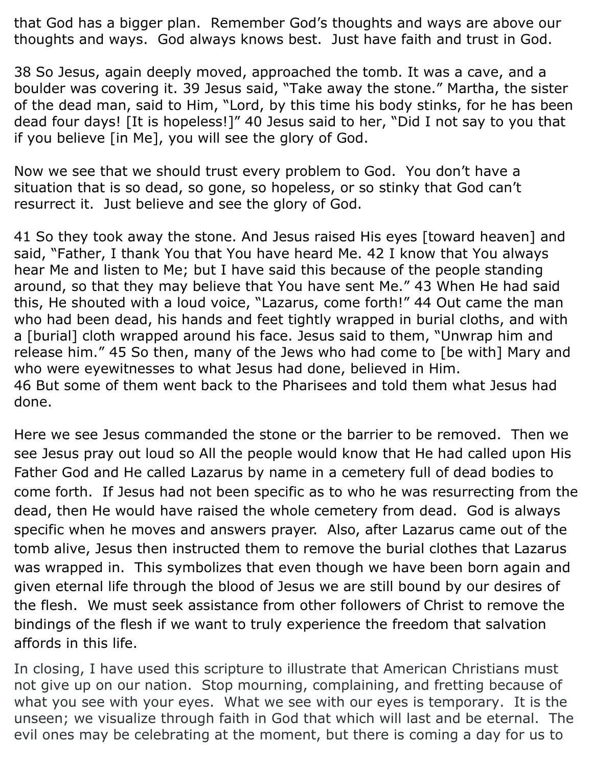that God has a bigger plan. Remember God's thoughts and ways are above our thoughts and ways. God always knows best. Just have faith and trust in God.

38 So Jesus, again deeply moved, approached the tomb. It was a cave, and a boulder was covering it. 39 Jesus said, "Take away the stone." Martha, the sister of the dead man, said to Him, "Lord, by this time his body stinks, for he has been dead four days! [It is hopeless!]" 40 Jesus said to her, "Did I not say to you that if you believe [in Me], you will see the glory of God.

Now we see that we should trust every problem to God. You don't have a situation that is so dead, so gone, so hopeless, or so stinky that God can't resurrect it. Just believe and see the glory of God.

41 So they took away the stone. And Jesus raised His eyes [toward heaven] and said, "Father, I thank You that You have heard Me. 42 I know that You always hear Me and listen to Me; but I have said this because of the people standing around, so that they may believe that You have sent Me." 43 When He had said this, He shouted with a loud voice, "Lazarus, come forth!" 44 Out came the man who had been dead, his hands and feet tightly wrapped in burial cloths, and with a [burial] cloth wrapped around his face. Jesus said to them, "Unwrap him and release him." 45 So then, many of the Jews who had come to [be with] Mary and who were eyewitnesses to what Jesus had done, believed in Him.
46 But some of them went back to the Pharisees and told them what Jesus had done.

Here we see Jesus commanded the stone or the barrier to be removed. Then we see Jesus pray out loud so All the people would know that He had called upon His Father God and He called Lazarus by name in a cemetery full of dead bodies to come forth. If Jesus had not been specific as to who he was resurrecting from the dead, then He would have raised the whole cemetery from dead. God is always specific when he moves and answers prayer. Also, after Lazarus came out of the tomb alive, Jesus then instructed them to remove the burial clothes that Lazarus was wrapped in. This symbolizes that even though we have been born again and given eternal life through the blood of Jesus we are still bound by our desires of the flesh. We must seek assistance from other followers of Christ to remove the bindings of the flesh if we want to truly experience the freedom that salvation affords in this life.

In closing, I have used this scripture to illustrate that American Christians must not give up on our nation. Stop mourning, complaining, and fretting because of what you see with your eyes. What we see with our eyes is temporary. It is the unseen; we visualize through faith in God that which will last and be eternal. The evil ones may be celebrating at the moment, but there is coming a day for us to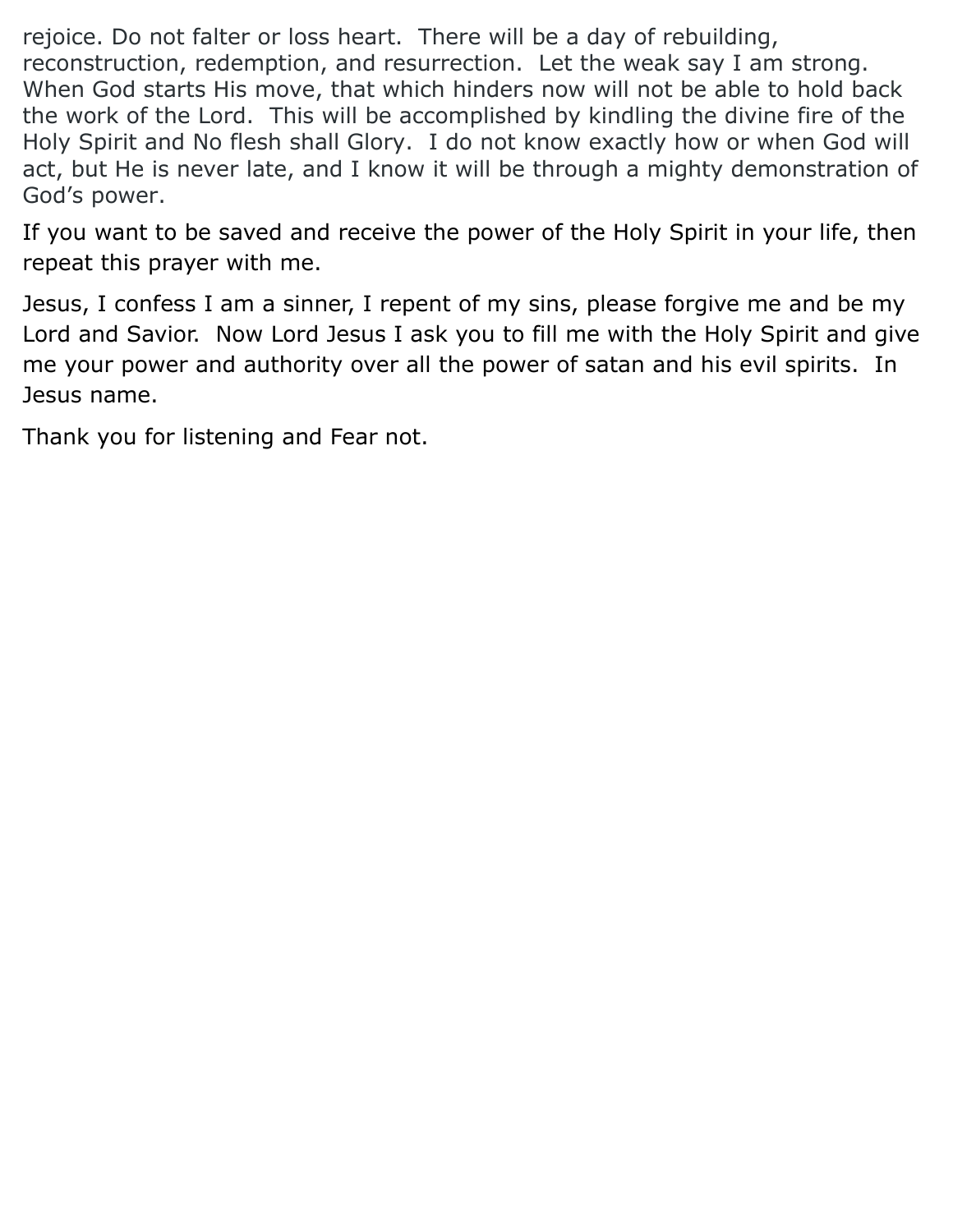rejoice. Do not falter or loss heart. There will be a day of rebuilding, reconstruction, redemption, and resurrection. Let the weak say I am strong. When God starts His move, that which hinders now will not be able to hold back the work of the Lord. This will be accomplished by kindling the divine fire of the Holy Spirit and No flesh shall Glory. I do not know exactly how or when God will act, but He is never late, and I know it will be through a mighty demonstration of God's power.

If you want to be saved and receive the power of the Holy Spirit in your life, then repeat this prayer with me.

Jesus, I confess I am a sinner, I repent of my sins, please forgive me and be my Lord and Savior. Now Lord Jesus I ask you to fill me with the Holy Spirit and give me your power and authority over all the power of satan and his evil spirits. In Jesus name.

Thank you for listening and Fear not.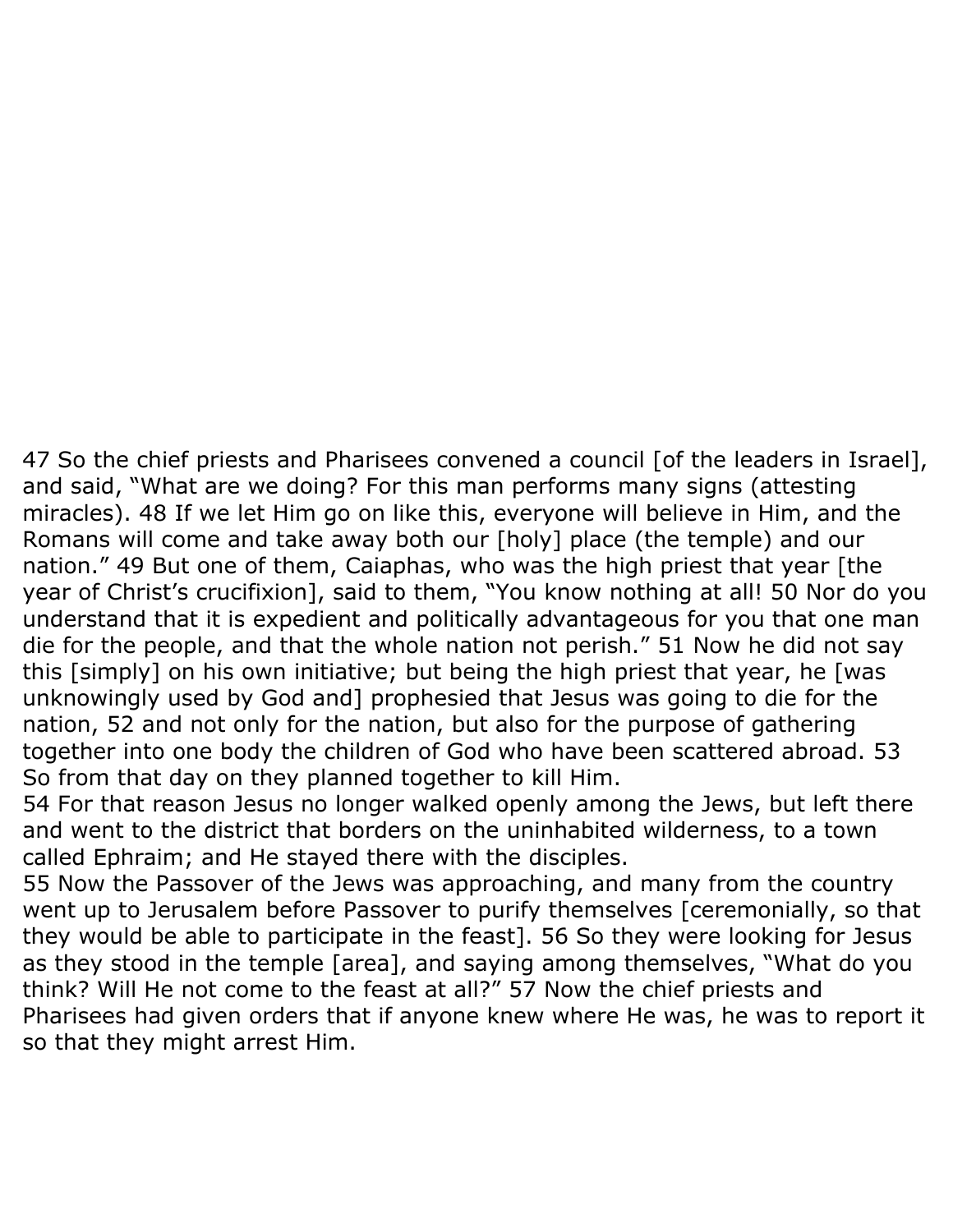47 So the chief priests and Pharisees convened a council [of the leaders in Israel], and said, “What are we doing? For this man performs many signs (attesting miracles). 48 If we let Him go on like this, everyone will believe in Him, and the Romans will come and take away both our [holy] place (the temple) and our nation.” 49 But one of them, Caiaphas, who was the high priest that year [the year of Christ’s crucifixion], said to them, “You know nothing at all! 50 Nor do you understand that it is expedient and politically advantageous for you that one man die for the people, and that the whole nation not perish.” 51 Now he did not say this [simply] on his own initiative; but being the high priest that year, he [was unknowingly used by God and] prophesied that Jesus was going to die for the nation, 52 and not only for the nation, but also for the purpose of gathering together into one body the children of God who have been scattered abroad. 53 So from that day on they planned together to kill Him.

54 For that reason Jesus no longer walked openly among the Jews, but left there and went to the district that borders on the uninhabited wilderness, to a town called Ephraim; and He stayed there with the disciples.

55 Now the Passover of the Jews was approaching, and many from the country went up to Jerusalem before Passover to purify themselves [ceremonially, so that they would be able to participate in the feast]. 56 So they were looking for Jesus as they stood in the temple [area], and saying among themselves, “What do you think? Will He not come to the feast at all?” 57 Now the chief priests and Pharisees had given orders that if anyone knew where He was, he was to report it so that they might arrest Him.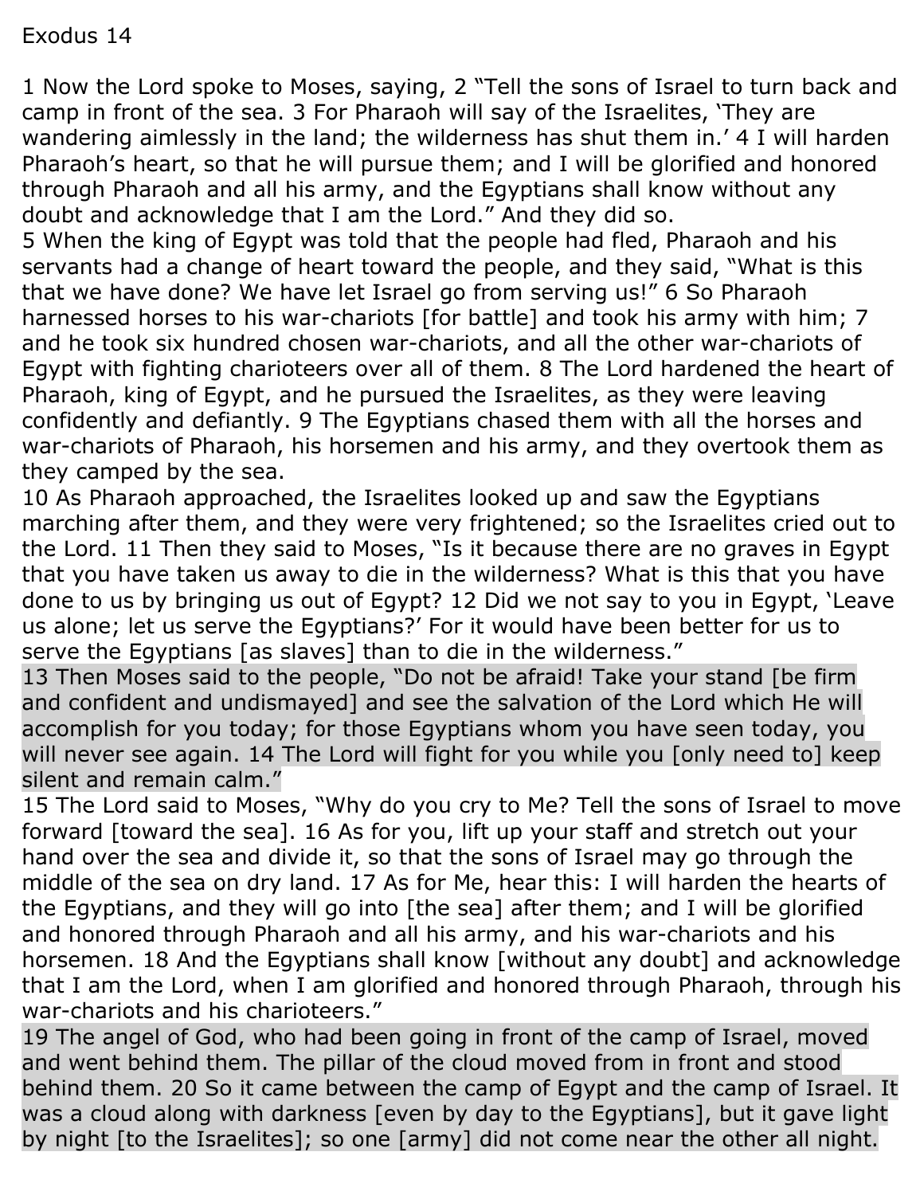Exodus 14

1 Now the Lord spoke to Moses, saying, 2 "Tell the sons of Israel to turn back and camp in front of the sea. 3 For Pharaoh will say of the Israelites, 'They are wandering aimlessly in the land; the wilderness has shut them in.' 4 I will harden Pharaoh's heart, so that he will pursue them; and I will be glorified and honored through Pharaoh and all his army, and the Egyptians shall know without any doubt and acknowledge that I am the Lord." And they did so.
5 When the king of Egypt was told that the people had fled, Pharaoh and his servants had a change of heart toward the people, and they said, "What is this that we have done? We have let Israel go from serving us!" 6 So Pharaoh harnessed horses to his war-chariots [for battle] and took his army with him; 7 and he took six hundred chosen war-chariots, and all the other war-chariots of Egypt with fighting charioteers over all of them. 8 The Lord hardened the heart of Pharaoh, king of Egypt, and he pursued the Israelites, as they were leaving confidently and defiantly. 9 The Egyptians chased them with all the horses and war-chariots of Pharaoh, his horsemen and his army, and they overtook them as they camped by the sea.
10 As Pharaoh approached, the Israelites looked up and saw the Egyptians marching after them, and they were very frightened; so the Israelites cried out to the Lord. 11 Then they said to Moses, "Is it because there are no graves in Egypt that you have taken us away to die in the wilderness? What is this that you have done to us by bringing us out of Egypt? 12 Did we not say to you in Egypt, 'Leave us alone; let us serve the Egyptians?' For it would have been better for us to serve the Egyptians [as slaves] than to die in the wilderness."
13 Then Moses said to the people, "Do not be afraid! Take your stand [be firm and confident and undismayed] and see the salvation of the Lord which He will accomplish for you today; for those Egyptians whom you have seen today, you will never see again. 14 The Lord will fight for you while you [only need to] keep silent and remain calm."
15 The Lord said to Moses, "Why do you cry to Me? Tell the sons of Israel to move forward [toward the sea]. 16 As for you, lift up your staff and stretch out your hand over the sea and divide it, so that the sons of Israel may go through the middle of the sea on dry land. 17 As for Me, hear this: I will harden the hearts of the Egyptians, and they will go into [the sea] after them; and I will be glorified and honored through Pharaoh and all his army, and his war-chariots and his horsemen. 18 And the Egyptians shall know [without any doubt] and acknowledge that I am the Lord, when I am glorified and honored through Pharaoh, through his war-chariots and his charioteers."
19 The angel of God, who had been going in front of the camp of Israel, moved and went behind them. The pillar of the cloud moved from in front and stood behind them. 20 So it came between the camp of Egypt and the camp of Israel. It was a cloud along with darkness [even by day to the Egyptians], but it gave light by night [to the Israelites]; so one [army] did not come near the other all night.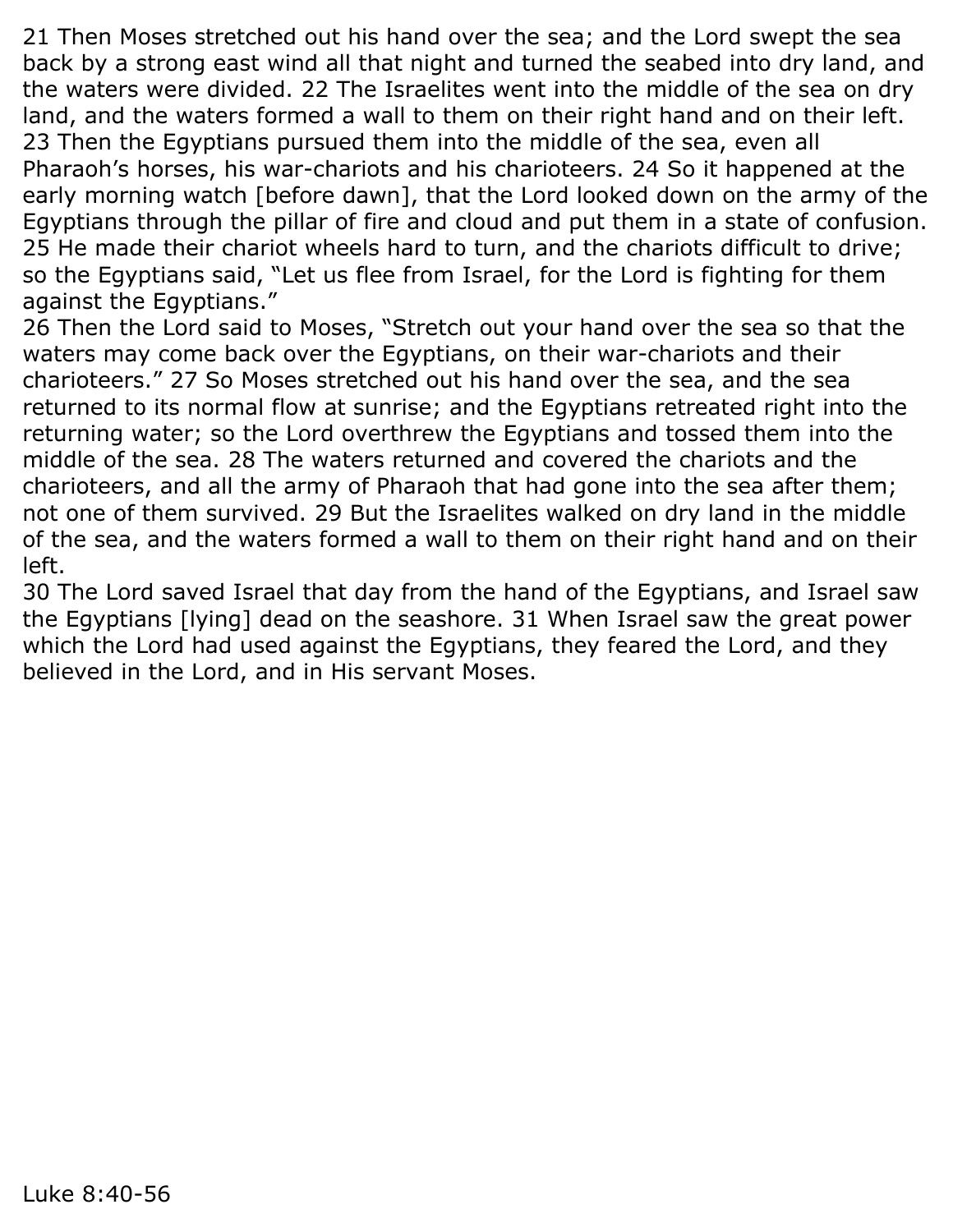21 Then Moses stretched out his hand over the sea; and the Lord swept the sea back by a strong east wind all that night and turned the seabed into dry land, and the waters were divided. 22 The Israelites went into the middle of the sea on dry land, and the waters formed a wall to them on their right hand and on their left. 23 Then the Egyptians pursued them into the middle of the sea, even all Pharaoh's horses, his war-chariots and his charioteers. 24 So it happened at the early morning watch [before dawn], that the Lord looked down on the army of the Egyptians through the pillar of fire and cloud and put them in a state of confusion. 25 He made their chariot wheels hard to turn, and the chariots difficult to drive; so the Egyptians said, "Let us flee from Israel, for the Lord is fighting for them against the Egyptians."

26 Then the Lord said to Moses, "Stretch out your hand over the sea so that the waters may come back over the Egyptians, on their war-chariots and their charioteers." 27 So Moses stretched out his hand over the sea, and the sea returned to its normal flow at sunrise; and the Egyptians retreated right into the returning water; so the Lord overthrew the Egyptians and tossed them into the middle of the sea. 28 The waters returned and covered the chariots and the charioteers, and all the army of Pharaoh that had gone into the sea after them; not one of them survived. 29 But the Israelites walked on dry land in the middle of the sea, and the waters formed a wall to them on their right hand and on their left.

30 The Lord saved Israel that day from the hand of the Egyptians, and Israel saw the Egyptians [lying] dead on the seashore. 31 When Israel saw the great power which the Lord had used against the Egyptians, they feared the Lord, and they believed in the Lord, and in His servant Moses.

Luke 8:40-56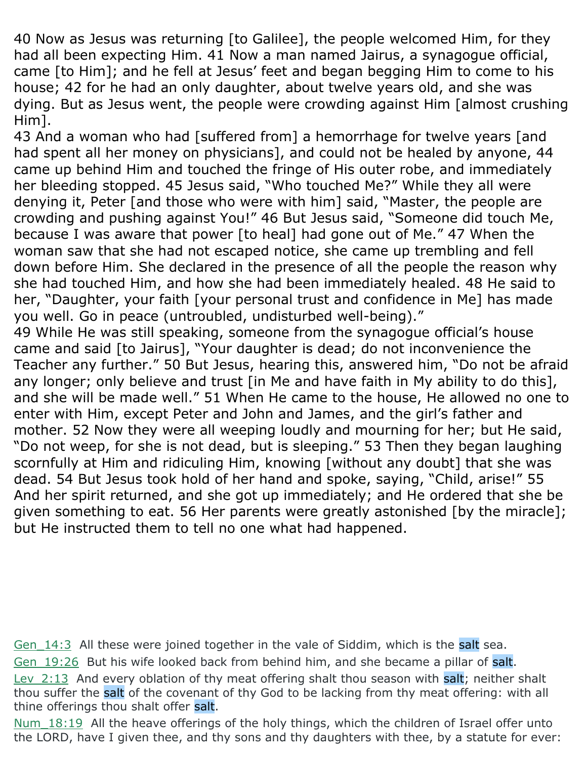40 Now as Jesus was returning [to Galilee], the people welcomed Him, for they had all been expecting Him. 41 Now a man named Jairus, a synagogue official, came [to Him]; and he fell at Jesus' feet and began begging Him to come to his house; 42 for he had an only daughter, about twelve years old, and she was dying. But as Jesus went, the people were crowding against Him [almost crushing Him].

43 And a woman who had [suffered from] a hemorrhage for twelve years [and had spent all her money on physicians], and could not be healed by anyone, 44 came up behind Him and touched the fringe of His outer robe, and immediately her bleeding stopped. 45 Jesus said, "Who touched Me?" While they all were denying it, Peter [and those who were with him] said, "Master, the people are crowding and pushing against You!" 46 But Jesus said, "Someone did touch Me, because I was aware that power [to heal] had gone out of Me." 47 When the woman saw that she had not escaped notice, she came up trembling and fell down before Him. She declared in the presence of all the people the reason why she had touched Him, and how she had been immediately healed. 48 He said to her, "Daughter, your faith [your personal trust and confidence in Me] has made you well. Go in peace (untroubled, undisturbed well-being)."

49 While He was still speaking, someone from the synagogue official's house came and said [to Jairus], "Your daughter is dead; do not inconvenience the Teacher any further." 50 But Jesus, hearing this, answered him, "Do not be afraid any longer; only believe and trust [in Me and have faith in My ability to do this], and she will be made well." 51 When He came to the house, He allowed no one to enter with Him, except Peter and John and James, and the girl's father and mother. 52 Now they were all weeping loudly and mourning for her; but He said, "Do not weep, for she is not dead, but is sleeping." 53 Then they began laughing scornfully at Him and ridiculing Him, knowing [without any doubt] that she was dead. 54 But Jesus took hold of her hand and spoke, saying, "Child, arise!" 55 And her spirit returned, and she got up immediately; and He ordered that she be given something to eat. 56 Her parents were greatly astonished [by the miracle]; but He instructed them to tell no one what had happened.

Gen_14:3 All these were joined together in the vale of Siddim, which is the salt sea.

Gen_19:26 But his wife looked back from behind him, and she became a pillar of salt.

Lev_2:13 And every oblation of thy meat offering shalt thou season with salt; neither shalt thou suffer the salt of the covenant of thy God to be lacking from thy meat offering: with all thine offerings thou shalt offer salt.

Num_18:19 All the heave offerings of the holy things, which the children of Israel offer unto the LORD, have I given thee, and thy sons and thy daughters with thee, by a statute for ever: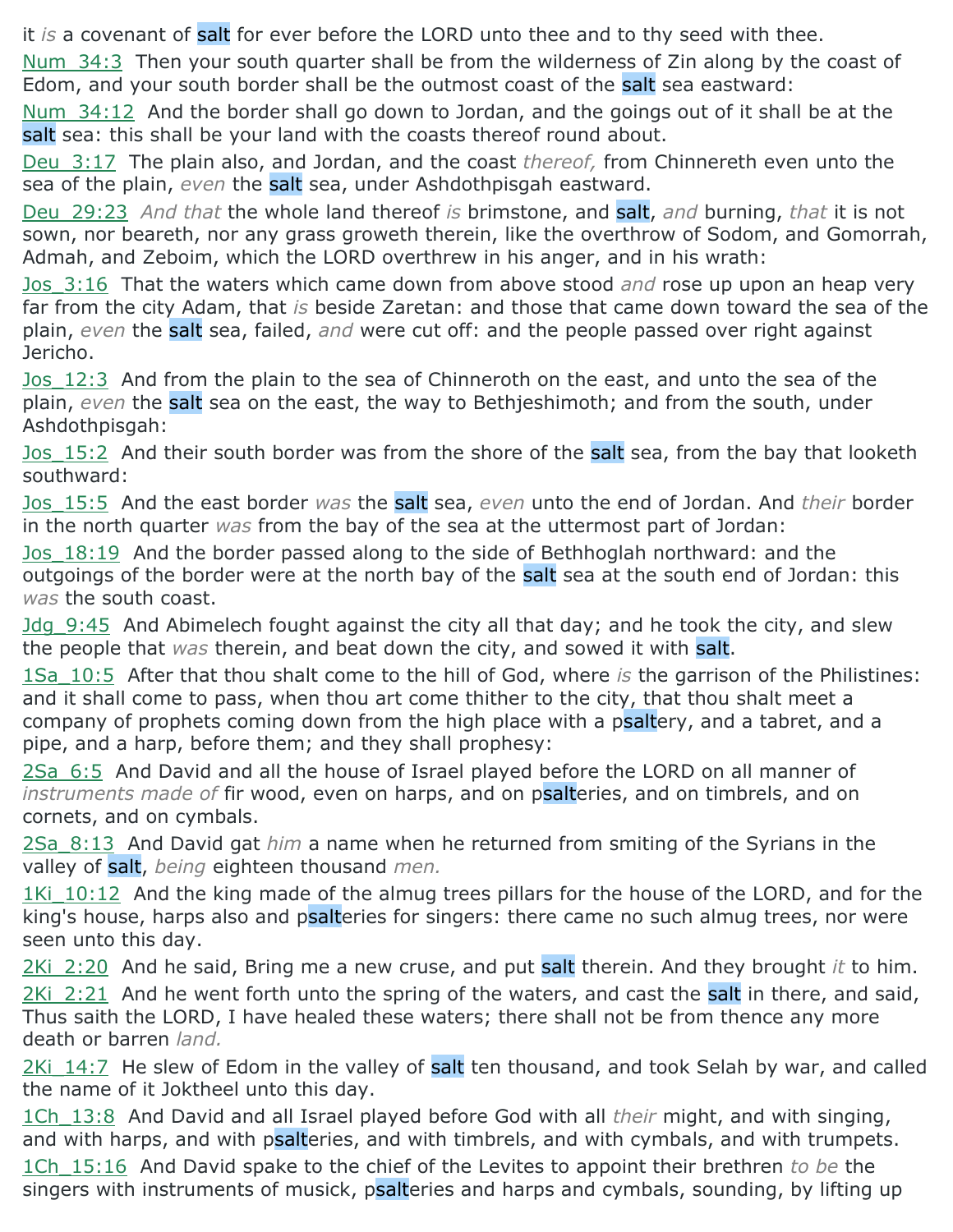it *is* a covenant of salt for ever before the LORD unto thee and to thy seed with thee.

Num_34:3 Then your south quarter shall be from the wilderness of Zin along by the coast of Edom, and your south border shall be the outmost coast of the salt sea eastward:

Num_34:12 And the border shall go down to Jordan, and the goings out of it shall be at the salt sea: this shall be your land with the coasts thereof round about.

Deu_3:17 The plain also, and Jordan, and the coast *thereof,* from Chinnereth even unto the sea of the plain, *even* the salt sea, under Ashdothpisgah eastward.

Deu_29:23 *And that* the whole land thereof *is* brimstone, and salt, *and* burning, *that* it is not sown, nor beareth, nor any grass groweth therein, like the overthrow of Sodom, and Gomorrah, Admah, and Zeboim, which the LORD overthrew in his anger, and in his wrath:

Jos_3:16 That the waters which came down from above stood *and* rose up upon an heap very far from the city Adam, that *is* beside Zaretan: and those that came down toward the sea of the plain, *even* the salt sea, failed, *and* were cut off: and the people passed over right against Jericho.

Jos_12:3 And from the plain to the sea of Chinneroth on the east, and unto the sea of the plain, *even* the salt sea on the east, the way to Bethjeshimoth; and from the south, under Ashdothpisgah:

Jos_15:2 And their south border was from the shore of the salt sea, from the bay that looketh southward:

Jos_15:5 And the east border *was* the salt sea, *even* unto the end of Jordan. And *their* border in the north quarter *was* from the bay of the sea at the uttermost part of Jordan:

Jos_18:19 And the border passed along to the side of Bethhoglah northward: and the outgoings of the border were at the north bay of the salt sea at the south end of Jordan: this *was* the south coast.

Jdg_9:45 And Abimelech fought against the city all that day; and he took the city, and slew the people that *was* therein, and beat down the city, and sowed it with salt.

1Sa_10:5 After that thou shalt come to the hill of God, where *is* the garrison of the Philistines: and it shall come to pass, when thou art come thither to the city, that thou shalt meet a company of prophets coming down from the high place with a psaltery, and a tabret, and a pipe, and a harp, before them; and they shall prophesy:

2Sa_6:5 And David and all the house of Israel played before the LORD on all manner of *instruments made of* fir wood, even on harps, and on psalteries, and on timbrels, and on cornets, and on cymbals.

2Sa_8:13 And David gat *him* a name when he returned from smiting of the Syrians in the valley of salt, *being* eighteen thousand *men.*

1Ki_10:12 And the king made of the almug trees pillars for the house of the LORD, and for the king's house, harps also and psalteries for singers: there came no such almug trees, nor were seen unto this day.

2Ki_2:20 And he said, Bring me a new cruse, and put salt therein. And they brought *it* to him.

2Ki_2:21 And he went forth unto the spring of the waters, and cast the salt in there, and said, Thus saith the LORD, I have healed these waters; there shall not be from thence any more death or barren *land.*

2Ki_14:7 He slew of Edom in the valley of salt ten thousand, and took Selah by war, and called the name of it Joktheel unto this day.

1Ch_13:8 And David and all Israel played before God with all *their* might, and with singing, and with harps, and with psalteries, and with timbrels, and with cymbals, and with trumpets.

1Ch_15:16 And David spake to the chief of the Levites to appoint their brethren *to be* the singers with instruments of musick, psalteries and harps and cymbals, sounding, by lifting up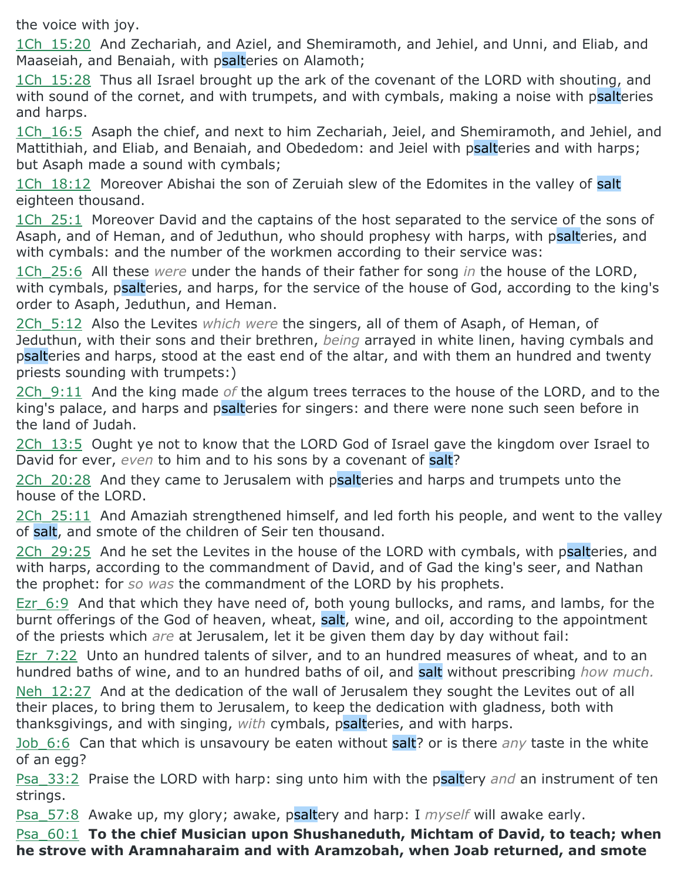the voice with joy.

1Ch_15:20 And Zechariah, and Aziel, and Shemiramoth, and Jehiel, and Unni, and Eliab, and Maaseiah, and Benaiah, with psalteries on Alamoth;

1Ch_15:28 Thus all Israel brought up the ark of the covenant of the LORD with shouting, and with sound of the cornet, and with trumpets, and with cymbals, making a noise with psalteries and harps.

1Ch_16:5 Asaph the chief, and next to him Zechariah, Jeiel, and Shemiramoth, and Jehiel, and Mattithiah, and Eliab, and Benaiah, and Obededom: and Jeiel with psalteries and with harps; but Asaph made a sound with cymbals;

1Ch_18:12 Moreover Abishai the son of Zeruiah slew of the Edomites in the valley of salt eighteen thousand.

1Ch_25:1 Moreover David and the captains of the host separated to the service of the sons of Asaph, and of Heman, and of Jeduthun, who should prophesy with harps, with psalteries, and with cymbals: and the number of the workmen according to their service was:

1Ch_25:6 All these *were* under the hands of their father for song *in* the house of the LORD, with cymbals, psalteries, and harps, for the service of the house of God, according to the king's order to Asaph, Jeduthun, and Heman.

2Ch_5:12 Also the Levites *which were* the singers, all of them of Asaph, of Heman, of Jeduthun, with their sons and their brethren, *being* arrayed in white linen, having cymbals and psalteries and harps, stood at the east end of the altar, and with them an hundred and twenty priests sounding with trumpets:)

2Ch_9:11 And the king made *of* the algum trees terraces to the house of the LORD, and to the king's palace, and harps and psalteries for singers: and there were none such seen before in the land of Judah.

2Ch_13:5 Ought ye not to know that the LORD God of Israel gave the kingdom over Israel to David for ever, *even* to him and to his sons by a covenant of salt?

2Ch_20:28 And they came to Jerusalem with psalteries and harps and trumpets unto the house of the LORD.

2Ch_25:11 And Amaziah strengthened himself, and led forth his people, and went to the valley of salt, and smote of the children of Seir ten thousand.

2Ch_29:25 And he set the Levites in the house of the LORD with cymbals, with psalteries, and with harps, according to the commandment of David, and of Gad the king's seer, and Nathan the prophet: for *so was* the commandment of the LORD by his prophets.

Ezr_6:9 And that which they have need of, both young bullocks, and rams, and lambs, for the burnt offerings of the God of heaven, wheat, salt, wine, and oil, according to the appointment of the priests which *are* at Jerusalem, let it be given them day by day without fail:

Ezr_7:22 Unto an hundred talents of silver, and to an hundred measures of wheat, and to an hundred baths of wine, and to an hundred baths of oil, and salt without prescribing *how much.*

Neh_12:27 And at the dedication of the wall of Jerusalem they sought the Levites out of all their places, to bring them to Jerusalem, to keep the dedication with gladness, both with thanksgivings, and with singing, *with* cymbals, psalteries, and with harps.

Job_6:6 Can that which is unsavoury be eaten without salt? or is there *any* taste in the white of an egg?

Psa_33:2 Praise the LORD with harp: sing unto him with the psaltery *and* an instrument of ten strings.

Psa_57:8 Awake up, my glory; awake, psaltery and harp: I *myself* will awake early.

Psa_60:1 **To the chief Musician upon Shushaneduth, Michtam of David, to teach; when he strove with Aramnaharaim and with Aramzobah, when Joab returned, and smote**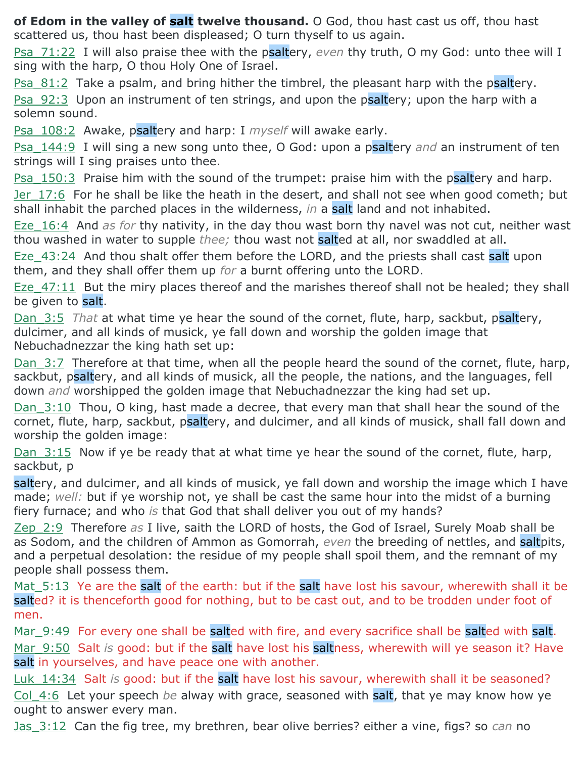**of Edom in the valley of salt twelve thousand.** O God, thou hast cast us off, thou hast scattered us, thou hast been displeased; O turn thyself to us again.

Psa_71:22 I will also praise thee with the psaltery, *even* thy truth, O my God: unto thee will I sing with the harp, O thou Holy One of Israel.

Psa_81:2 Take a psalm, and bring hither the timbrel, the pleasant harp with the psaltery.

Psa_92:3 Upon an instrument of ten strings, and upon the psaltery; upon the harp with a solemn sound.

Psa_108:2 Awake, psaltery and harp: I *myself* will awake early.

Psa_144:9 I will sing a new song unto thee, O God: upon a psaltery *and* an instrument of ten strings will I sing praises unto thee.

Psa_150:3 Praise him with the sound of the trumpet: praise him with the psaltery and harp.

Jer_17:6 For he shall be like the heath in the desert, and shall not see when good cometh; but shall inhabit the parched places in the wilderness, *in* a salt land and not inhabited.

Eze_16:4 And *as for* thy nativity, in the day thou wast born thy navel was not cut, neither wast thou washed in water to supple *thee;* thou wast not salted at all, nor swaddled at all.

Eze_43:24 And thou shalt offer them before the LORD, and the priests shall cast salt upon them, and they shall offer them up *for* a burnt offering unto the LORD.

Eze_47:11 But the miry places thereof and the marishes thereof shall not be healed; they shall be given to salt.

Dan_3:5 *That* at what time ye hear the sound of the cornet, flute, harp, sackbut, psaltery, dulcimer, and all kinds of musick, ye fall down and worship the golden image that Nebuchadnezzar the king hath set up:

Dan_3:7 Therefore at that time, when all the people heard the sound of the cornet, flute, harp, sackbut, psaltery, and all kinds of musick, all the people, the nations, and the languages, fell down *and* worshipped the golden image that Nebuchadnezzar the king had set up.

Dan_3:10 Thou, O king, hast made a decree, that every man that shall hear the sound of the cornet, flute, harp, sackbut, psaltery, and dulcimer, and all kinds of musick, shall fall down and worship the golden image:

Dan_3:15 Now if ye be ready that at what time ye hear the sound of the cornet, flute, harp, sackbut, psaltery, and dulcimer, and all kinds of musick, ye fall down and worship the image which I have made; *well:* but if ye worship not, ye shall be cast the same hour into the midst of a burning fiery furnace; and who *is* that God that shall deliver you out of my hands?

Zep_2:9 Therefore *as* I live, saith the LORD of hosts, the God of Israel, Surely Moab shall be as Sodom, and the children of Ammon as Gomorrah, *even* the breeding of nettles, and saltpits, and a perpetual desolation: the residue of my people shall spoil them, and the remnant of my people shall possess them.

Mat_5:13 Ye are the salt of the earth: but if the salt have lost his savour, wherewith shall it be salted? it is thenceforth good for nothing, but to be cast out, and to be trodden under foot of men.

Mar_9:49 For every one shall be salted with fire, and every sacrifice shall be salted with salt.

Mar_9:50 Salt *is* good: but if the salt have lost his saltness, wherewith will ye season it? Have salt in yourselves, and have peace one with another.

Luk_14:34 Salt *is* good: but if the salt have lost his savour, wherewith shall it be seasoned?

Col_4:6 Let your speech *be* alway with grace, seasoned with salt, that ye may know how ye ought to answer every man.

Jas_3:12 Can the fig tree, my brethren, bear olive berries? either a vine, figs? so *can* no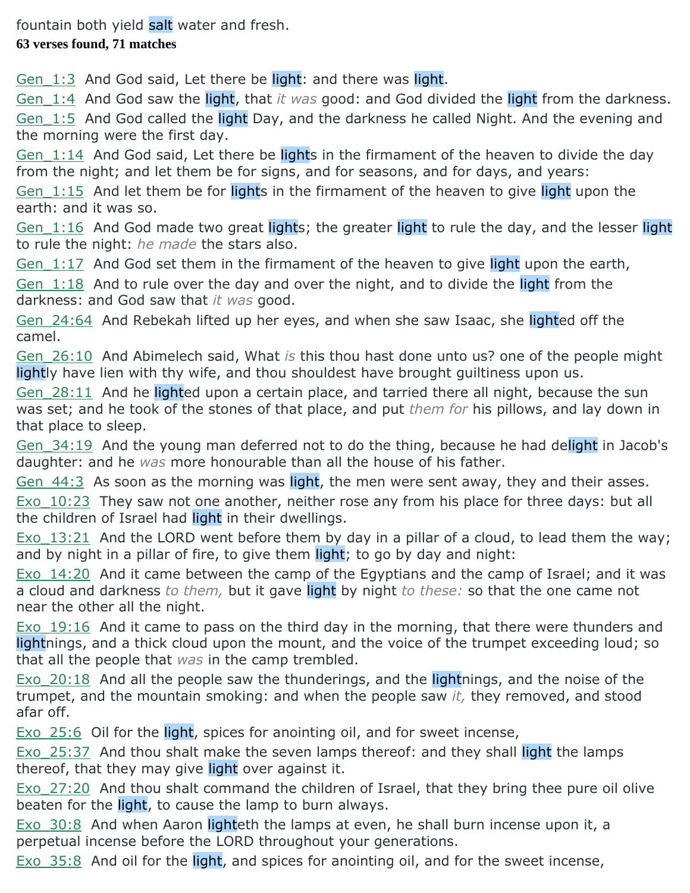fountain both yield salt water and fresh.

**63 verses found, 71 matches**

Gen_1:3 And God said, Let there be light: and there was light.

Gen_1:4 And God saw the light, that *it was* good: and God divided the light from the darkness.

Gen_1:5 And God called the light Day, and the darkness he called Night. And the evening and the morning were the first day.

Gen_1:14 And God said, Let there be lights in the firmament of the heaven to divide the day from the night; and let them be for signs, and for seasons, and for days, and years:

Gen_1:15 And let them be for lights in the firmament of the heaven to give light upon the earth: and it was so.

Gen_1:16 And God made two great lights; the greater light to rule the day, and the lesser light to rule the night: *he made* the stars also.

Gen_1:17 And God set them in the firmament of the heaven to give light upon the earth,

Gen_1:18 And to rule over the day and over the night, and to divide the light from the darkness: and God saw that *it was* good.

Gen_24:64 And Rebekah lifted up her eyes, and when she saw Isaac, she lighted off the camel.

Gen_26:10 And Abimelech said, What *is* this thou hast done unto us? one of the people might lightly have lien with thy wife, and thou shouldest have brought guiltiness upon us.

Gen_28:11 And he lighted upon a certain place, and tarried there all night, because the sun was set; and he took of the stones of that place, and put *them for* his pillows, and lay down in that place to sleep.

Gen_34:19 And the young man deferred not to do the thing, because he had delight in Jacob's daughter: and he *was* more honourable than all the house of his father.

Gen_44:3 As soon as the morning was light, the men were sent away, they and their asses.

Exo_10:23 They saw not one another, neither rose any from his place for three days: but all the children of Israel had light in their dwellings.

Exo_13:21 And the LORD went before them by day in a pillar of a cloud, to lead them the way; and by night in a pillar of fire, to give them light; to go by day and night:

Exo_14:20 And it came between the camp of the Egyptians and the camp of Israel; and it was a cloud and darkness *to them,* but it gave light by night *to these:* so that the one came not near the other all the night.

Exo_19:16 And it came to pass on the third day in the morning, that there were thunders and lightnings, and a thick cloud upon the mount, and the voice of the trumpet exceeding loud; so that all the people that *was* in the camp trembled.

Exo_20:18 And all the people saw the thunderings, and the lightnings, and the noise of the trumpet, and the mountain smoking: and when the people saw *it,* they removed, and stood afar off.

Exo_25:6 Oil for the light, spices for anointing oil, and for sweet incense,

Exo_25:37 And thou shalt make the seven lamps thereof: and they shall light the lamps thereof, that they may give light over against it.

Exo_27:20 And thou shalt command the children of Israel, that they bring thee pure oil olive beaten for the light, to cause the lamp to burn always.

Exo_30:8 And when Aaron lighteth the lamps at even, he shall burn incense upon it, a perpetual incense before the LORD throughout your generations.

Exo_35:8 And oil for the light, and spices for anointing oil, and for the sweet incense,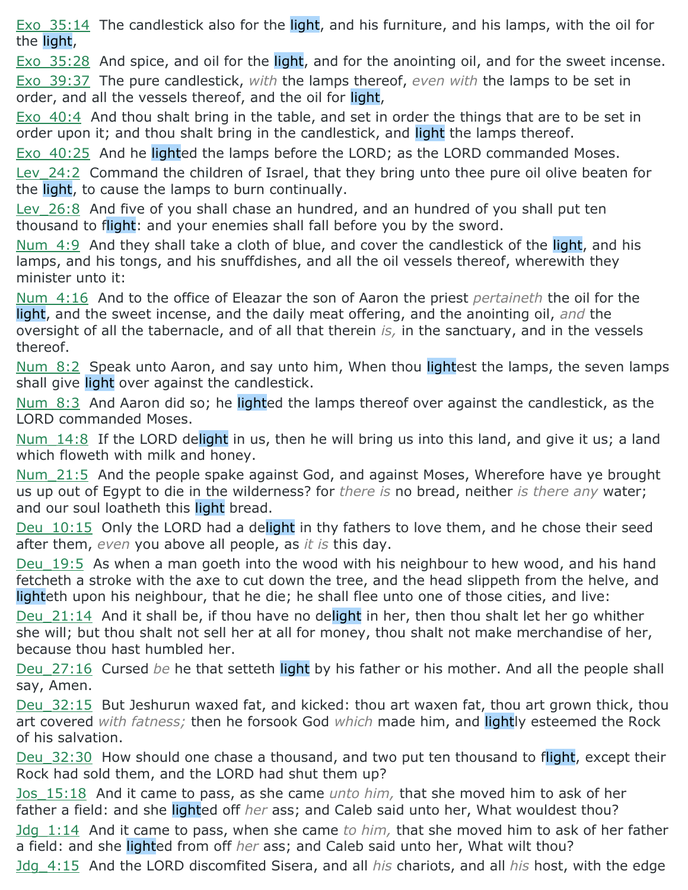Exo_35:14 The candlestick also for the light, and his furniture, and his lamps, with the oil for the light,

Exo_35:28 And spice, and oil for the light, and for the anointing oil, and for the sweet incense.

Exo_39:37 The pure candlestick, *with* the lamps thereof, *even with* the lamps to be set in order, and all the vessels thereof, and the oil for light,

Exo_40:4 And thou shalt bring in the table, and set in order the things that are to be set in order upon it; and thou shalt bring in the candlestick, and light the lamps thereof.

Exo_40:25 And he lighted the lamps before the LORD; as the LORD commanded Moses.

Lev_24:2 Command the children of Israel, that they bring unto thee pure oil olive beaten for the light, to cause the lamps to burn continually.

Lev_26:8 And five of you shall chase an hundred, and an hundred of you shall put ten thousand to flight: and your enemies shall fall before you by the sword.

Num_4:9 And they shall take a cloth of blue, and cover the candlestick of the light, and his lamps, and his tongs, and his snuffdishes, and all the oil vessels thereof, wherewith they minister unto it:

Num_4:16 And to the office of Eleazar the son of Aaron the priest *pertaineth* the oil for the light, and the sweet incense, and the daily meat offering, and the anointing oil, *and* the oversight of all the tabernacle, and of all that therein *is,* in the sanctuary, and in the vessels thereof.

Num_8:2 Speak unto Aaron, and say unto him, When thou lightest the lamps, the seven lamps shall give light over against the candlestick.

Num_8:3 And Aaron did so; he lighted the lamps thereof over against the candlestick, as the LORD commanded Moses.

Num_14:8 If the LORD delight in us, then he will bring us into this land, and give it us; a land which floweth with milk and honey.

Num_21:5 And the people spake against God, and against Moses, Wherefore have ye brought us up out of Egypt to die in the wilderness? for *there is* no bread, neither *is there any* water; and our soul loatheth this light bread.

Deu_10:15 Only the LORD had a delight in thy fathers to love them, and he chose their seed after them, *even* you above all people, as *it is* this day.

Deu_19:5 As when a man goeth into the wood with his neighbour to hew wood, and his hand fetcheth a stroke with the axe to cut down the tree, and the head slippeth from the helve, and lighteth upon his neighbour, that he die; he shall flee unto one of those cities, and live:

Deu_21:14 And it shall be, if thou have no delight in her, then thou shalt let her go whither she will; but thou shalt not sell her at all for money, thou shalt not make merchandise of her, because thou hast humbled her.

Deu_27:16 Cursed *be* he that setteth light by his father or his mother. And all the people shall say, Amen.

Deu_32:15 But Jeshurun waxed fat, and kicked: thou art waxen fat, thou art grown thick, thou art covered *with fatness;* then he forsook God *which* made him, and lightly esteemed the Rock of his salvation.

Deu_32:30 How should one chase a thousand, and two put ten thousand to flight, except their Rock had sold them, and the LORD had shut them up?

Jos_15:18 And it came to pass, as she came *unto him,* that she moved him to ask of her father a field: and she lighted off *her* ass; and Caleb said unto her, What wouldest thou?

Jdg_1:14 And it came to pass, when she came *to him,* that she moved him to ask of her father a field: and she lighted from off *her* ass; and Caleb said unto her, What wilt thou?

Jdg_4:15 And the LORD discomfited Sisera, and all *his* chariots, and all *his* host, with the edge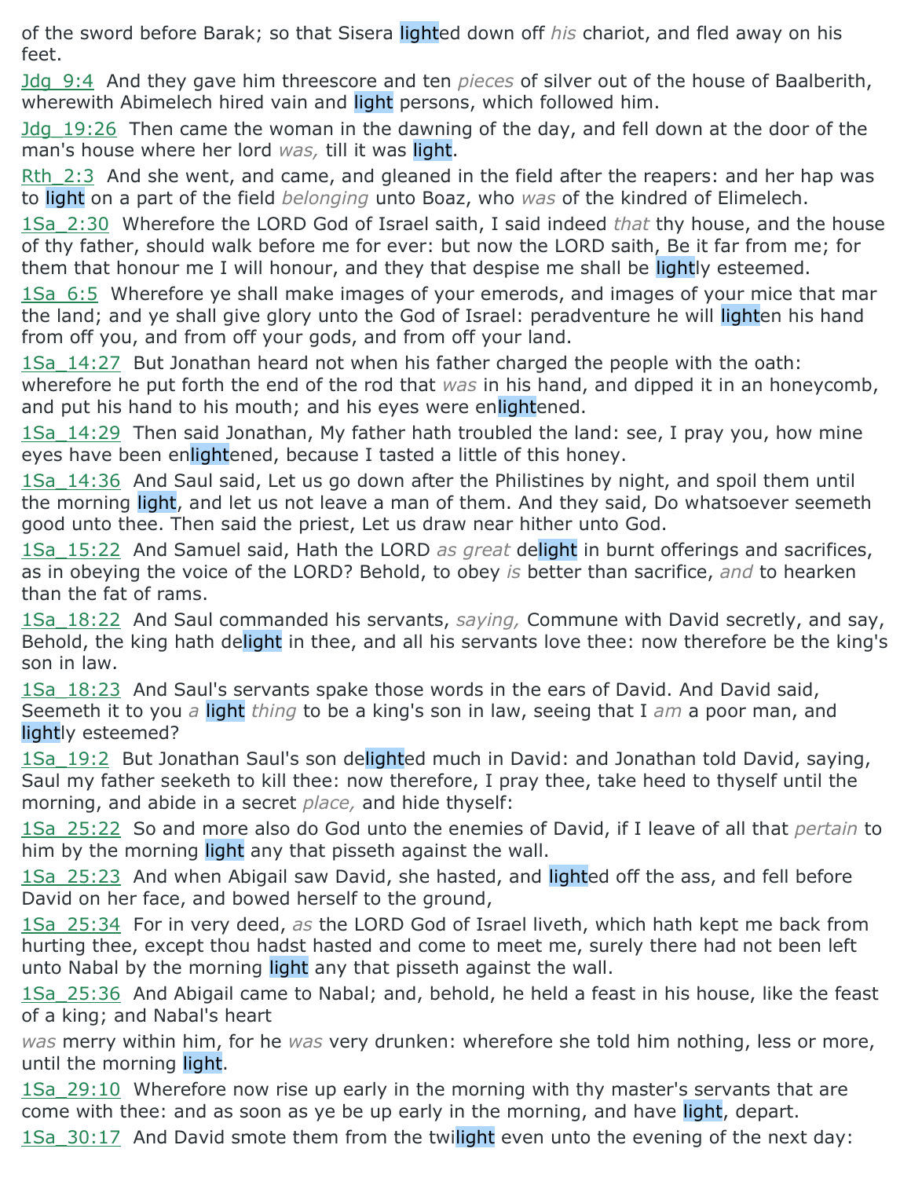of the sword before Barak; so that Sisera lighted down off *his* chariot, and fled away on his feet.

Jdg_9:4 And they gave him threescore and ten *pieces* of silver out of the house of Baalberith, wherewith Abimelech hired vain and light persons, which followed him.

Jdg_19:26 Then came the woman in the dawning of the day, and fell down at the door of the man's house where her lord *was,* till it was light.

Rth_2:3 And she went, and came, and gleaned in the field after the reapers: and her hap was to light on a part of the field *belonging* unto Boaz, who *was* of the kindred of Elimelech.

1Sa_2:30 Wherefore the LORD God of Israel saith, I said indeed *that* thy house, and the house of thy father, should walk before me for ever: but now the LORD saith, Be it far from me; for them that honour me I will honour, and they that despise me shall be lightly esteemed.

1Sa_6:5 Wherefore ye shall make images of your emerods, and images of your mice that mar the land; and ye shall give glory unto the God of Israel: peradventure he will lighten his hand from off you, and from off your gods, and from off your land.

1Sa_14:27 But Jonathan heard not when his father charged the people with the oath: wherefore he put forth the end of the rod that *was* in his hand, and dipped it in an honeycomb, and put his hand to his mouth; and his eyes were enlightened.

1Sa_14:29 Then said Jonathan, My father hath troubled the land: see, I pray you, how mine eyes have been enlightened, because I tasted a little of this honey.

1Sa_14:36 And Saul said, Let us go down after the Philistines by night, and spoil them until the morning light, and let us not leave a man of them. And they said, Do whatsoever seemeth good unto thee. Then said the priest, Let us draw near hither unto God.

1Sa_15:22 And Samuel said, Hath the LORD *as great* delight in burnt offerings and sacrifices, as in obeying the voice of the LORD? Behold, to obey *is* better than sacrifice, *and* to hearken than the fat of rams.

1Sa_18:22 And Saul commanded his servants, *saying,* Commune with David secretly, and say, Behold, the king hath delight in thee, and all his servants love thee: now therefore be the king's son in law.

1Sa_18:23 And Saul's servants spake those words in the ears of David. And David said, Seemeth it to you *a* light *thing* to be a king's son in law, seeing that I *am* a poor man, and lightly esteemed?

1Sa_19:2 But Jonathan Saul's son delighted much in David: and Jonathan told David, saying, Saul my father seeketh to kill thee: now therefore, I pray thee, take heed to thyself until the morning, and abide in a secret *place,* and hide thyself:

1Sa_25:22 So and more also do God unto the enemies of David, if I leave of all that *pertain* to him by the morning light any that pisseth against the wall.

1Sa_25:23 And when Abigail saw David, she hasted, and lighted off the ass, and fell before David on her face, and bowed herself to the ground,

1Sa_25:34 For in very deed, *as* the LORD God of Israel liveth, which hath kept me back from hurting thee, except thou hadst hasted and come to meet me, surely there had not been left unto Nabal by the morning light any that pisseth against the wall.

1Sa_25:36 And Abigail came to Nabal; and, behold, he held a feast in his house, like the feast of a king; and Nabal's heart *was* merry within him, for he *was* very drunken: wherefore she told him nothing, less or more, until the morning light.

1Sa_29:10 Wherefore now rise up early in the morning with thy master's servants that are come with thee: and as soon as ye be up early in the morning, and have light, depart.

1Sa_30:17 And David smote them from the twilight even unto the evening of the next day: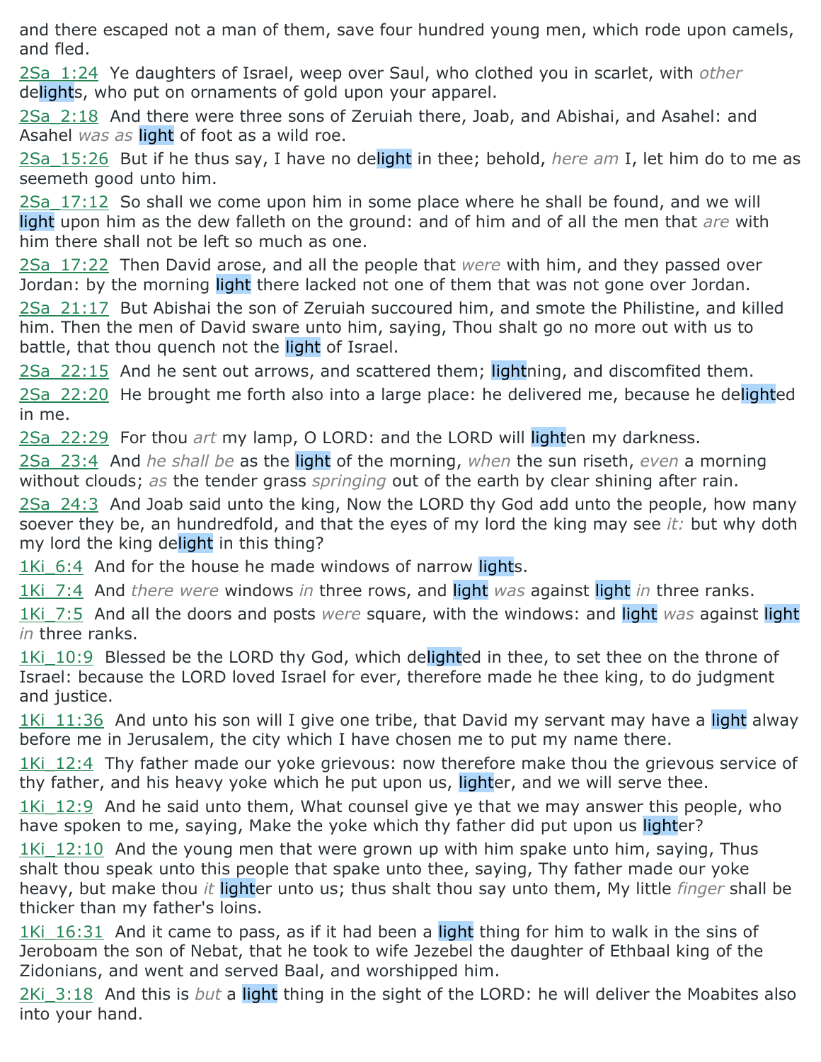and there escaped not a man of them, save four hundred young men, which rode upon camels, and fled.

2Sa_1:24 Ye daughters of Israel, weep over Saul, who clothed you in scarlet, with *other* delights, who put on ornaments of gold upon your apparel.

2Sa_2:18 And there were three sons of Zeruiah there, Joab, and Abishai, and Asahel: and Asahel *was as* light of foot as a wild roe.

2Sa_15:26 But if he thus say, I have no delight in thee; behold, *here am* I, let him do to me as seemeth good unto him.

2Sa_17:12 So shall we come upon him in some place where he shall be found, and we will light upon him as the dew falleth on the ground: and of him and of all the men that *are* with him there shall not be left so much as one.

2Sa_17:22 Then David arose, and all the people that *were* with him, and they passed over Jordan: by the morning light there lacked not one of them that was not gone over Jordan.

2Sa_21:17 But Abishai the son of Zeruiah succoured him, and smote the Philistine, and killed him. Then the men of David sware unto him, saying, Thou shalt go no more out with us to battle, that thou quench not the light of Israel.

2Sa_22:15 And he sent out arrows, and scattered them; lightning, and discomfited them.

2Sa_22:20 He brought me forth also into a large place: he delivered me, because he delighted in me.

2Sa_22:29 For thou *art* my lamp, O LORD: and the LORD will lighten my darkness.

2Sa_23:4 And *he shall be* as the light of the morning, *when* the sun riseth, *even* a morning without clouds; *as* the tender grass *springing* out of the earth by clear shining after rain.

2Sa_24:3 And Joab said unto the king, Now the LORD thy God add unto the people, how many soever they be, an hundredfold, and that the eyes of my lord the king may see *it:* but why doth my lord the king delight in this thing?

1Ki_6:4 And for the house he made windows of narrow lights.

1Ki_7:4 And *there were* windows *in* three rows, and light *was* against light *in* three ranks.

1Ki_7:5 And all the doors and posts *were* square, with the windows: and light *was* against light *in* three ranks.

1Ki_10:9 Blessed be the LORD thy God, which delighted in thee, to set thee on the throne of Israel: because the LORD loved Israel for ever, therefore made he thee king, to do judgment and justice.

1Ki_11:36 And unto his son will I give one tribe, that David my servant may have a light alway before me in Jerusalem, the city which I have chosen me to put my name there.

1Ki_12:4 Thy father made our yoke grievous: now therefore make thou the grievous service of thy father, and his heavy yoke which he put upon us, lighter, and we will serve thee.

1Ki_12:9 And he said unto them, What counsel give ye that we may answer this people, who have spoken to me, saying, Make the yoke which thy father did put upon us lighter?

1Ki_12:10 And the young men that were grown up with him spake unto him, saying, Thus shalt thou speak unto this people that spake unto thee, saying, Thy father made our yoke heavy, but make thou *it* lighter unto us; thus shalt thou say unto them, My little *finger* shall be thicker than my father's loins.

1Ki_16:31 And it came to pass, as if it had been a light thing for him to walk in the sins of Jeroboam the son of Nebat, that he took to wife Jezebel the daughter of Ethbaal king of the Zidonians, and went and served Baal, and worshipped him.

2Ki_3:18 And this is *but* a light thing in the sight of the LORD: he will deliver the Moabites also into your hand.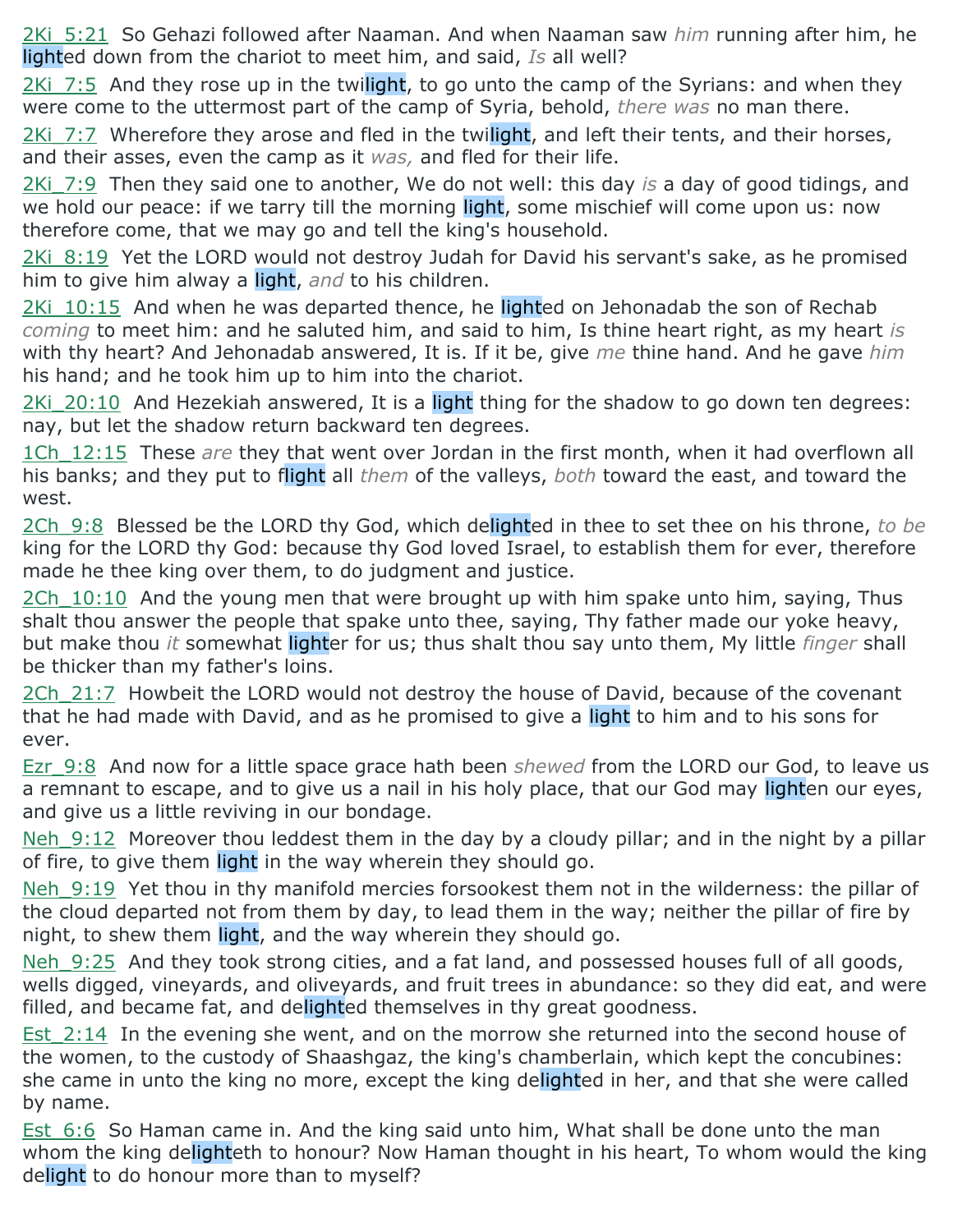2Ki_5:21 So Gehazi followed after Naaman. And when Naaman saw *him* running after him, he lighted down from the chariot to meet him, and said, *Is* all well?

2Ki_7:5 And they rose up in the twilight, to go unto the camp of the Syrians: and when they were come to the uttermost part of the camp of Syria, behold, *there was* no man there.

2Ki_7:7 Wherefore they arose and fled in the twilight, and left their tents, and their horses, and their asses, even the camp as it *was,* and fled for their life.

2Ki_7:9 Then they said one to another, We do not well: this day *is* a day of good tidings, and we hold our peace: if we tarry till the morning light, some mischief will come upon us: now therefore come, that we may go and tell the king's household.

2Ki_8:19 Yet the LORD would not destroy Judah for David his servant's sake, as he promised him to give him alway a light, *and* to his children.

2Ki_10:15 And when he was departed thence, he lighted on Jehonadab the son of Rechab *coming* to meet him: and he saluted him, and said to him, Is thine heart right, as my heart *is* with thy heart? And Jehonadab answered, It is. If it be, give *me* thine hand. And he gave *him* his hand; and he took him up to him into the chariot.

2Ki_20:10 And Hezekiah answered, It is a light thing for the shadow to go down ten degrees: nay, but let the shadow return backward ten degrees.

1Ch_12:15 These *are* they that went over Jordan in the first month, when it had overflown all his banks; and they put to flight all *them* of the valleys, *both* toward the east, and toward the west.

2Ch_9:8 Blessed be the LORD thy God, which delighted in thee to set thee on his throne, *to be* king for the LORD thy God: because thy God loved Israel, to establish them for ever, therefore made he thee king over them, to do judgment and justice.

2Ch_10:10 And the young men that were brought up with him spake unto him, saying, Thus shalt thou answer the people that spake unto thee, saying, Thy father made our yoke heavy, but make thou *it* somewhat lighter for us; thus shalt thou say unto them, My little *finger* shall be thicker than my father's loins.

2Ch_21:7 Howbeit the LORD would not destroy the house of David, because of the covenant that he had made with David, and as he promised to give a light to him and to his sons for ever.

Ezr_9:8 And now for a little space grace hath been *shewed* from the LORD our God, to leave us a remnant to escape, and to give us a nail in his holy place, that our God may lighten our eyes, and give us a little reviving in our bondage.

Neh_9:12 Moreover thou leddest them in the day by a cloudy pillar; and in the night by a pillar of fire, to give them light in the way wherein they should go.

Neh_9:19 Yet thou in thy manifold mercies forsookest them not in the wilderness: the pillar of the cloud departed not from them by day, to lead them in the way; neither the pillar of fire by night, to shew them light, and the way wherein they should go.

Neh_9:25 And they took strong cities, and a fat land, and possessed houses full of all goods, wells digged, vineyards, and oliveyards, and fruit trees in abundance: so they did eat, and were filled, and became fat, and delighted themselves in thy great goodness.

Est_2:14 In the evening she went, and on the morrow she returned into the second house of the women, to the custody of Shaashgaz, the king's chamberlain, which kept the concubines: she came in unto the king no more, except the king delighted in her, and that she were called by name.

Est_6:6 So Haman came in. And the king said unto him, What shall be done unto the man whom the king delighteth to honour? Now Haman thought in his heart, To whom would the king delight to do honour more than to myself?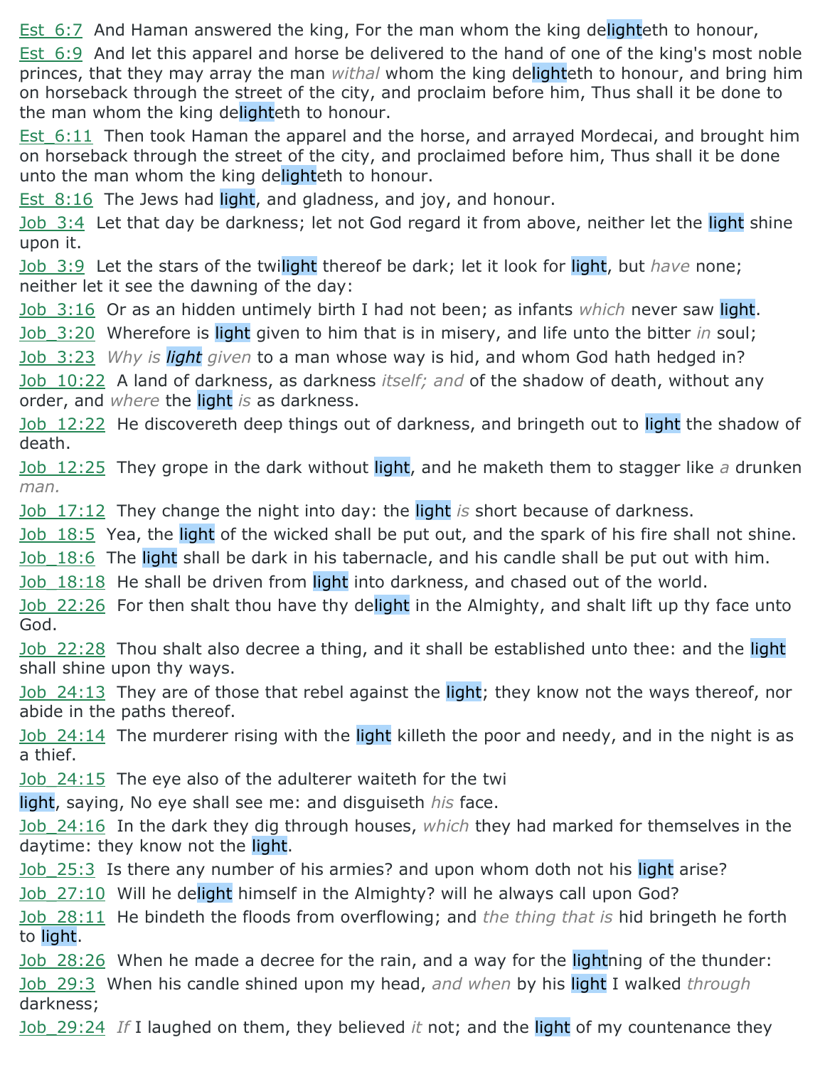Est_6:7 And Haman answered the king, For the man whom the king delighteth to honour,

Est_6:9 And let this apparel and horse be delivered to the hand of one of the king's most noble princes, that they may array the man *withal* whom the king delighteth to honour, and bring him on horseback through the street of the city, and proclaim before him, Thus shall it be done to the man whom the king delighteth to honour.

Est_6:11 Then took Haman the apparel and the horse, and arrayed Mordecai, and brought him on horseback through the street of the city, and proclaimed before him, Thus shall it be done unto the man whom the king delighteth to honour.

Est_8:16 The Jews had light, and gladness, and joy, and honour.

Job_3:4 Let that day be darkness; let not God regard it from above, neither let the light shine upon it.

Job_3:9 Let the stars of the twilight thereof be dark; let it look for light, but *have* none; neither let it see the dawning of the day:

Job_3:16 Or as an hidden untimely birth I had not been; as infants *which* never saw light.

Job_3:20 Wherefore is light given to him that is in misery, and life unto the bitter *in* soul;

Job_3:23 *Why is light given* to a man whose way is hid, and whom God hath hedged in?

Job_10:22 A land of darkness, as darkness *itself; and* of the shadow of death, without any order, and *where* the light *is* as darkness.

Job_12:22 He discovereth deep things out of darkness, and bringeth out to light the shadow of death.

Job_12:25 They grope in the dark without light, and he maketh them to stagger like *a* drunken *man.*

Job_17:12 They change the night into day: the light *is* short because of darkness.

Job_18:5 Yea, the light of the wicked shall be put out, and the spark of his fire shall not shine.

Job_18:6 The light shall be dark in his tabernacle, and his candle shall be put out with him.

Job_18:18 He shall be driven from light into darkness, and chased out of the world.

Job_22:26 For then shalt thou have thy delight in the Almighty, and shalt lift up thy face unto God.

Job_22:28 Thou shalt also decree a thing, and it shall be established unto thee: and the light shall shine upon thy ways.

Job_24:13 They are of those that rebel against the light; they know not the ways thereof, nor abide in the paths thereof.

Job_24:14 The murderer rising with the light killeth the poor and needy, and in the night is as a thief.

Job_24:15 The eye also of the adulterer waiteth for the twi
light, saying, No eye shall see me: and disguiseth *his* face.

Job_24:16 In the dark they dig through houses, *which* they had marked for themselves in the daytime: they know not the light.

Job_25:3 Is there any number of his armies? and upon whom doth not his light arise?

Job_27:10 Will he delight himself in the Almighty? will he always call upon God?

Job_28:11 He bindeth the floods from overflowing; and *the thing that is* hid bringeth he forth to light.

Job_28:26 When he made a decree for the rain, and a way for the lightning of the thunder:

Job_29:3 When his candle shined upon my head, *and when* by his light I walked *through* darkness;

Job_29:24 *If* I laughed on them, they believed *it* not; and the light of my countenance they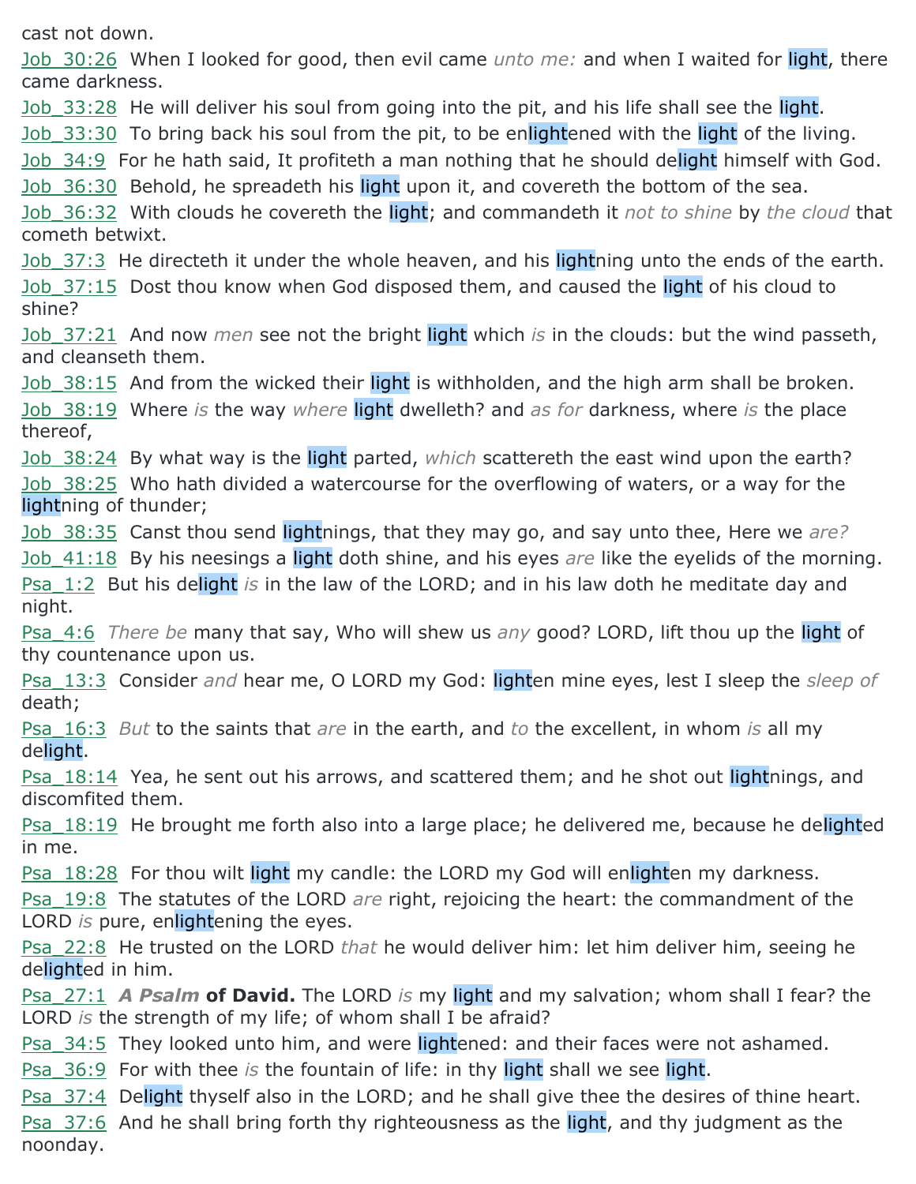cast not down.

Job_30:26 When I looked for good, then evil came *unto me:* and when I waited for light, there came darkness.

Job_33:28 He will deliver his soul from going into the pit, and his life shall see the light.

Job_33:30 To bring back his soul from the pit, to be enlightened with the light of the living.

Job_34:9 For he hath said, It profiteth a man nothing that he should delight himself with God.

Job_36:30 Behold, he spreadeth his light upon it, and covereth the bottom of the sea.

Job_36:32 With clouds he covereth the light; and commandeth it *not to shine* by *the cloud* that cometh betwixt.

Job_37:3 He directeth it under the whole heaven, and his lightning unto the ends of the earth.

Job_37:15 Dost thou know when God disposed them, and caused the light of his cloud to shine?

Job_37:21 And now *men* see not the bright light which *is* in the clouds: but the wind passeth, and cleanseth them.

Job_38:15 And from the wicked their light is withholden, and the high arm shall be broken.

Job_38:19 Where *is* the way *where* light dwelleth? and *as for* darkness, where *is* the place thereof,

Job_38:24 By what way is the light parted, *which* scattereth the east wind upon the earth?

Job_38:25 Who hath divided a watercourse for the overflowing of waters, or a way for the lightning of thunder;

Job_38:35 Canst thou send lightnings, that they may go, and say unto thee, Here we *are?*

Job_41:18 By his neesings a light doth shine, and his eyes *are* like the eyelids of the morning.

Psa_1:2 But his delight *is* in the law of the LORD; and in his law doth he meditate day and night.

Psa_4:6 *There be* many that say, Who will shew us *any* good? LORD, lift thou up the light of thy countenance upon us.

Psa_13:3 Consider *and* hear me, O LORD my God: lighten mine eyes, lest I sleep the *sleep of* death;

Psa_16:3 *But* to the saints that *are* in the earth, and *to* the excellent, in whom *is* all my delight.

Psa_18:14 Yea, he sent out his arrows, and scattered them; and he shot out lightnings, and discomfited them.

Psa_18:19 He brought me forth also into a large place; he delivered me, because he delighted in me.

Psa_18:28 For thou wilt light my candle: the LORD my God will enlighten my darkness.

Psa_19:8 The statutes of the LORD *are* right, rejoicing the heart: the commandment of the LORD *is* pure, enlightening the eyes.

Psa_22:8 He trusted on the LORD *that* he would deliver him: let him deliver him, seeing he delighted in him.

Psa_27:1 ***A Psalm* of David.** The LORD *is* my light and my salvation; whom shall I fear? the LORD *is* the strength of my life; of whom shall I be afraid?

Psa_34:5 They looked unto him, and were lightened: and their faces were not ashamed.

Psa_36:9 For with thee *is* the fountain of life: in thy light shall we see light.

Psa_37:4 Delight thyself also in the LORD; and he shall give thee the desires of thine heart.

Psa_37:6 And he shall bring forth thy righteousness as the light, and thy judgment as the noonday.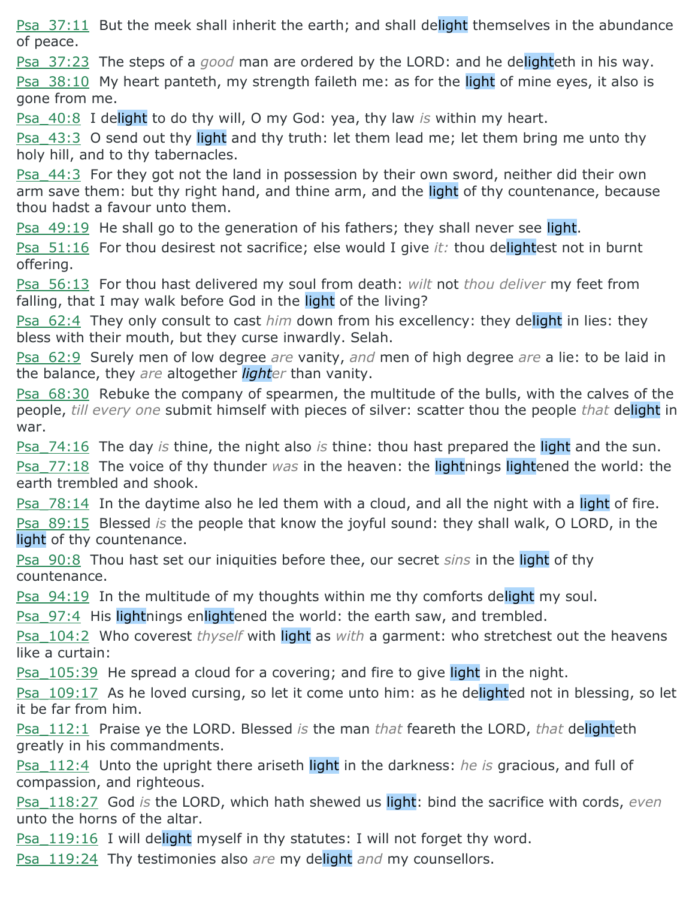Psa_37:11 But the meek shall inherit the earth; and shall delight themselves in the abundance of peace.

Psa_37:23 The steps of a *good* man are ordered by the LORD: and he delighteth in his way.

Psa_38:10 My heart panteth, my strength faileth me: as for the light of mine eyes, it also is gone from me.

Psa_40:8 I delight to do thy will, O my God: yea, thy law *is* within my heart.

Psa_43:3 O send out thy light and thy truth: let them lead me; let them bring me unto thy holy hill, and to thy tabernacles.

Psa_44:3 For they got not the land in possession by their own sword, neither did their own arm save them: but thy right hand, and thine arm, and the light of thy countenance, because thou hadst a favour unto them.

Psa_49:19 He shall go to the generation of his fathers; they shall never see light.

Psa_51:16 For thou desirest not sacrifice; else would I give *it:* thou delightest not in burnt offering.

Psa_56:13 For thou hast delivered my soul from death: *wilt* not *thou deliver* my feet from falling, that I may walk before God in the light of the living?

Psa_62:4 They only consult to cast *him* down from his excellency: they delight in lies: they bless with their mouth, but they curse inwardly. Selah.

Psa_62:9 Surely men of low degree *are* vanity, *and* men of high degree *are* a lie: to be laid in the balance, they *are* altogether *lighter* than vanity.

Psa_68:30 Rebuke the company of spearmen, the multitude of the bulls, with the calves of the people, *till every one* submit himself with pieces of silver: scatter thou the people *that* delight in war.

Psa_74:16 The day *is* thine, the night also *is* thine: thou hast prepared the light and the sun.

Psa_77:18 The voice of thy thunder *was* in the heaven: the lightnings lightened the world: the earth trembled and shook.

Psa_78:14 In the daytime also he led them with a cloud, and all the night with a light of fire.

Psa_89:15 Blessed *is* the people that know the joyful sound: they shall walk, O LORD, in the light of thy countenance.

Psa_90:8 Thou hast set our iniquities before thee, our secret *sins* in the light of thy countenance.

Psa_94:19 In the multitude of my thoughts within me thy comforts delight my soul.

Psa_97:4 His lightnings enlightened the world: the earth saw, and trembled.

Psa_104:2 Who coverest *thyself* with light as *with* a garment: who stretchest out the heavens like a curtain:

Psa_105:39 He spread a cloud for a covering; and fire to give light in the night.

Psa_109:17 As he loved cursing, so let it come unto him: as he delighted not in blessing, so let it be far from him.

Psa_112:1 Praise ye the LORD. Blessed *is* the man *that* feareth the LORD, *that* delighteth greatly in his commandments.

Psa_112:4 Unto the upright there ariseth light in the darkness: *he is* gracious, and full of compassion, and righteous.

Psa_118:27 God *is* the LORD, which hath shewed us light: bind the sacrifice with cords, *even* unto the horns of the altar.

Psa_119:16 I will delight myself in thy statutes: I will not forget thy word.

Psa_119:24 Thy testimonies also *are* my delight *and* my counsellors.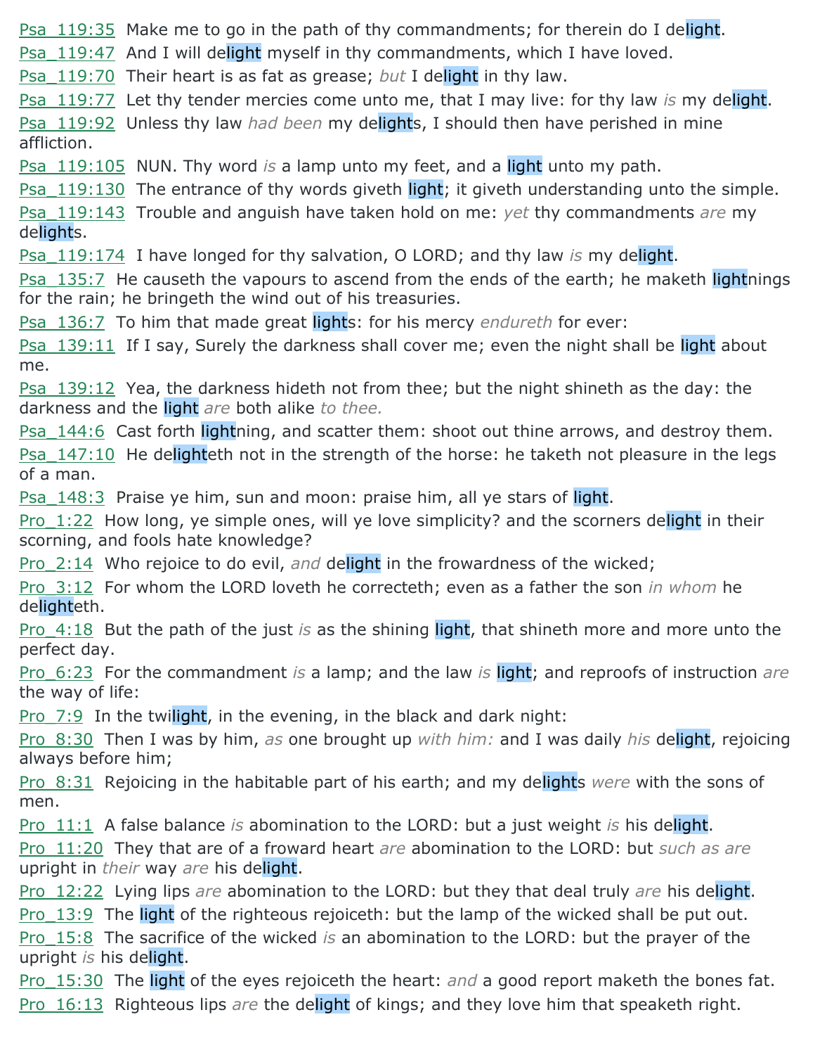Psa_119:35 Make me to go in the path of thy commandments; for therein do I delight.
Psa_119:47 And I will delight myself in thy commandments, which I have loved.
Psa_119:70 Their heart is as fat as grease; *but* I delight in thy law.
Psa_119:77 Let thy tender mercies come unto me, that I may live: for thy law *is* my delight.
Psa_119:92 Unless thy law *had been* my delights, I should then have perished in mine affliction.
Psa_119:105 NUN. Thy word *is* a lamp unto my feet, and a light unto my path.
Psa_119:130 The entrance of thy words giveth light; it giveth understanding unto the simple.
Psa_119:143 Trouble and anguish have taken hold on me: *yet* thy commandments *are* my delights.
Psa_119:174 I have longed for thy salvation, O LORD; and thy law *is* my delight.
Psa_135:7 He causeth the vapours to ascend from the ends of the earth; he maketh lightnings for the rain; he bringeth the wind out of his treasuries.
Psa_136:7 To him that made great lights: for his mercy *endureth* for ever:
Psa_139:11 If I say, Surely the darkness shall cover me; even the night shall be light about me.
Psa_139:12 Yea, the darkness hideth not from thee; but the night shineth as the day: the darkness and the light *are* both alike *to thee.*
Psa_144:6 Cast forth lightning, and scatter them: shoot out thine arrows, and destroy them.
Psa_147:10 He delighteth not in the strength of the horse: he taketh not pleasure in the legs of a man.
Psa_148:3 Praise ye him, sun and moon: praise him, all ye stars of light.
Pro_1:22 How long, ye simple ones, will ye love simplicity? and the scorners delight in their scorning, and fools hate knowledge?
Pro_2:14 Who rejoice to do evil, *and* delight in the frowardness of the wicked;
Pro_3:12 For whom the LORD loveth he correcteth; even as a father the son *in whom* he delighteth.
Pro_4:18 But the path of the just *is* as the shining light, that shineth more and more unto the perfect day.
Pro_6:23 For the commandment *is* a lamp; and the law *is* light; and reproofs of instruction *are* the way of life:
Pro_7:9 In the twilight, in the evening, in the black and dark night:
Pro_8:30 Then I was by him, *as* one brought up *with him:* and I was daily *his* delight, rejoicing always before him;
Pro_8:31 Rejoicing in the habitable part of his earth; and my delights *were* with the sons of men.
Pro_11:1 A false balance *is* abomination to the LORD: but a just weight *is* his delight.
Pro_11:20 They that are of a froward heart *are* abomination to the LORD: but *such as are* upright in *their* way *are* his delight.
Pro_12:22 Lying lips *are* abomination to the LORD: but they that deal truly *are* his delight.
Pro_13:9 The light of the righteous rejoiceth: but the lamp of the wicked shall be put out.
Pro_15:8 The sacrifice of the wicked *is* an abomination to the LORD: but the prayer of the upright *is* his delight.
Pro_15:30 The light of the eyes rejoiceth the heart: *and* a good report maketh the bones fat.
Pro_16:13 Righteous lips *are* the delight of kings; and they love him that speaketh right.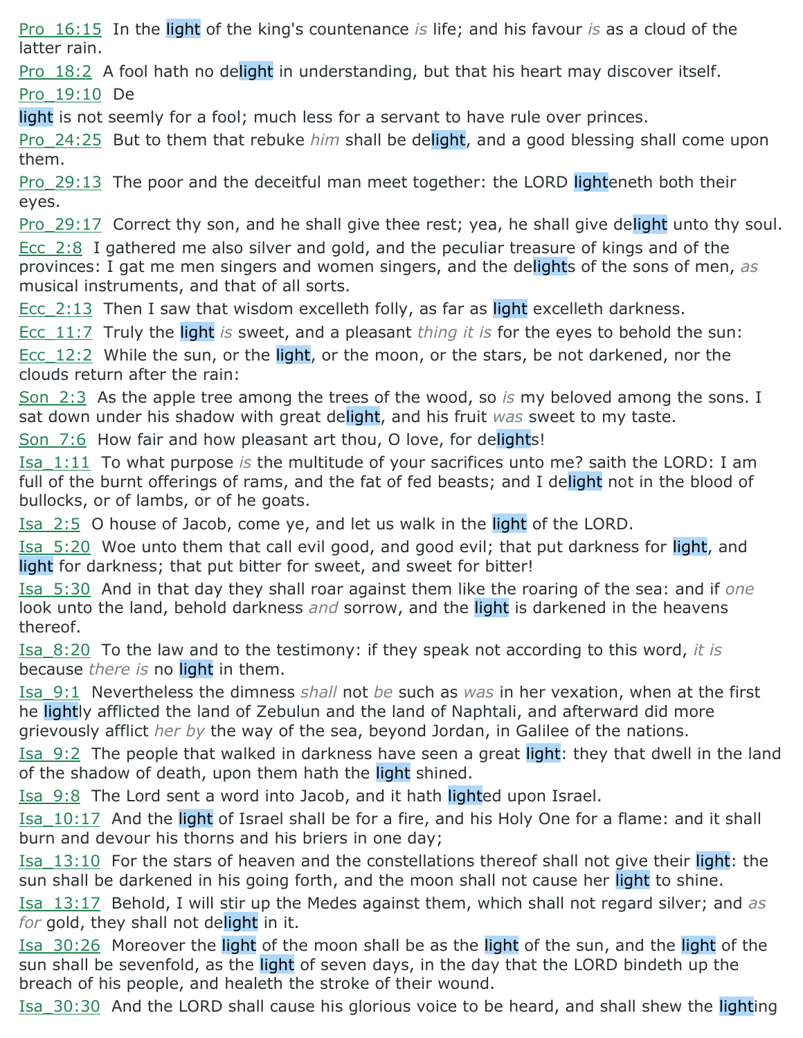Pro_16:15 In the light of the king's countenance *is* life; and his favour *is* as a cloud of the latter rain.

Pro_18:2 A fool hath no delight in understanding, but that his heart may discover itself.

Pro_19:10 Delight is not seemly for a fool; much less for a servant to have rule over princes.

Pro_24:25 But to them that rebuke *him* shall be delight, and a good blessing shall come upon them.

Pro_29:13 The poor and the deceitful man meet together: the LORD lighteneth both their eyes.

Pro_29:17 Correct thy son, and he shall give thee rest; yea, he shall give delight unto thy soul.

Ecc_2:8 I gathered me also silver and gold, and the peculiar treasure of kings and of the provinces: I gat me men singers and women singers, and the delights of the sons of men, *as* musical instruments, and that of all sorts.

Ecc_2:13 Then I saw that wisdom excelleth folly, as far as light excelleth darkness.

Ecc_11:7 Truly the light *is* sweet, and a pleasant *thing it is* for the eyes to behold the sun:

Ecc_12:2 While the sun, or the light, or the moon, or the stars, be not darkened, nor the clouds return after the rain:

Son_2:3 As the apple tree among the trees of the wood, so *is* my beloved among the sons. I sat down under his shadow with great delight, and his fruit *was* sweet to my taste.

Son_7:6 How fair and how pleasant art thou, O love, for delights!

Isa_1:11 To what purpose *is* the multitude of your sacrifices unto me? saith the LORD: I am full of the burnt offerings of rams, and the fat of fed beasts; and I delight not in the blood of bullocks, or of lambs, or of he goats.

Isa_2:5 O house of Jacob, come ye, and let us walk in the light of the LORD.

Isa_5:20 Woe unto them that call evil good, and good evil; that put darkness for light, and light for darkness; that put bitter for sweet, and sweet for bitter!

Isa_5:30 And in that day they shall roar against them like the roaring of the sea: and if *one* look unto the land, behold darkness *and* sorrow, and the light is darkened in the heavens thereof.

Isa_8:20 To the law and to the testimony: if they speak not according to this word, *it is* because *there is* no light in them.

Isa_9:1 Nevertheless the dimness *shall* not *be* such as *was* in her vexation, when at the first he lightly afflicted the land of Zebulun and the land of Naphtali, and afterward did more grievously afflict *her by* the way of the sea, beyond Jordan, in Galilee of the nations.

Isa_9:2 The people that walked in darkness have seen a great light: they that dwell in the land of the shadow of death, upon them hath the light shined.

Isa_9:8 The Lord sent a word into Jacob, and it hath lighted upon Israel.

Isa_10:17 And the light of Israel shall be for a fire, and his Holy One for a flame: and it shall burn and devour his thorns and his briers in one day;

Isa_13:10 For the stars of heaven and the constellations thereof shall not give their light: the sun shall be darkened in his going forth, and the moon shall not cause her light to shine.

Isa_13:17 Behold, I will stir up the Medes against them, which shall not regard silver; and *as for* gold, they shall not delight in it.

Isa_30:26 Moreover the light of the moon shall be as the light of the sun, and the light of the sun shall be sevenfold, as the light of seven days, in the day that the LORD bindeth up the breach of his people, and healeth the stroke of their wound.

Isa_30:30 And the LORD shall cause his glorious voice to be heard, and shall shew the lighting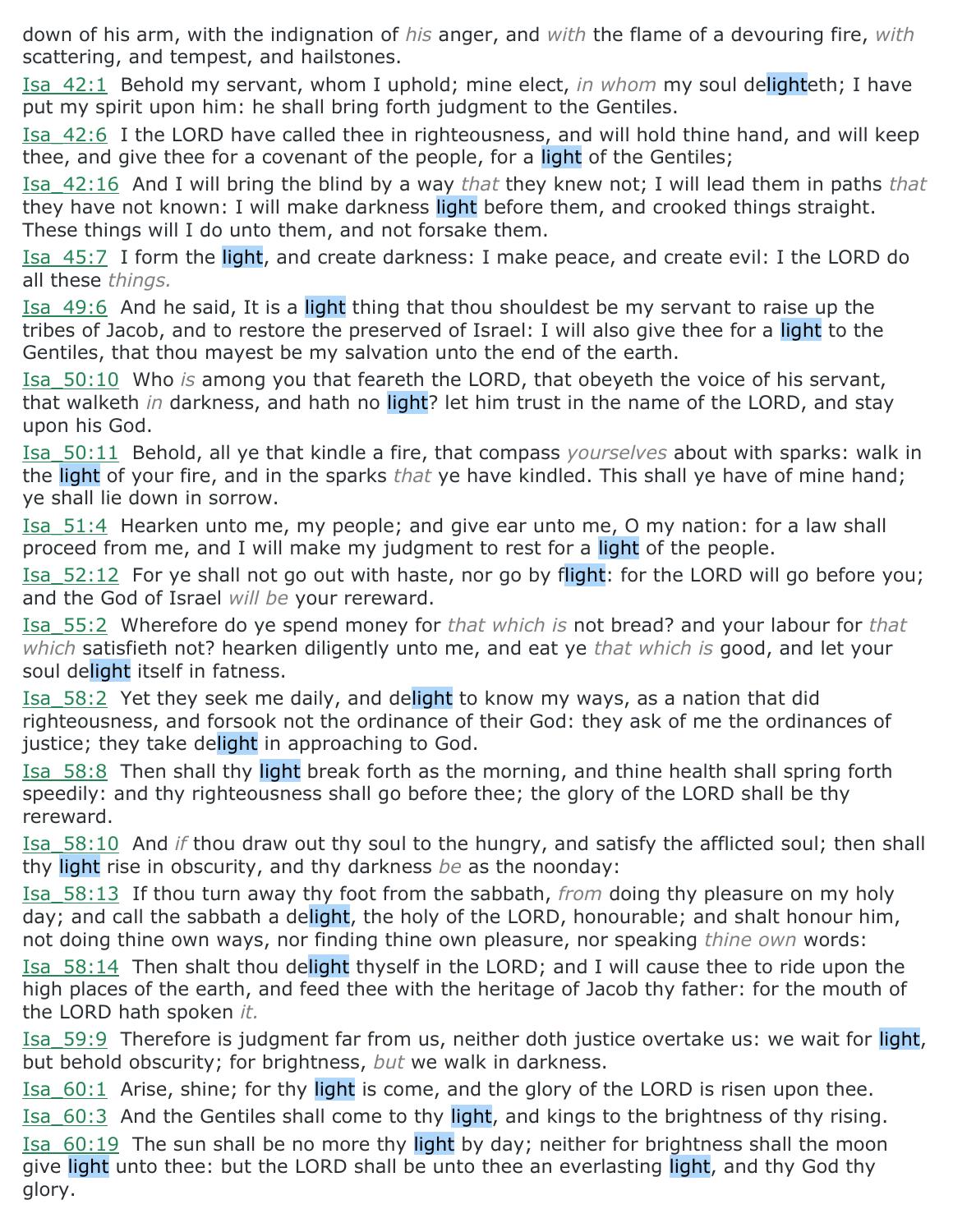down of his arm, with the indignation of *his* anger, and *with* the flame of a devouring fire, *with* scattering, and tempest, and hailstones.

Isa_42:1 Behold my servant, whom I uphold; mine elect, *in whom* my soul delighteth; I have put my spirit upon him: he shall bring forth judgment to the Gentiles.

Isa_42:6 I the LORD have called thee in righteousness, and will hold thine hand, and will keep thee, and give thee for a covenant of the people, for a light of the Gentiles;

Isa_42:16 And I will bring the blind by a way *that* they knew not; I will lead them in paths *that* they have not known: I will make darkness light before them, and crooked things straight. These things will I do unto them, and not forsake them.

Isa_45:7 I form the light, and create darkness: I make peace, and create evil: I the LORD do all these *things.*

Isa_49:6 And he said, It is a light thing that thou shouldest be my servant to raise up the tribes of Jacob, and to restore the preserved of Israel: I will also give thee for a light to the Gentiles, that thou mayest be my salvation unto the end of the earth.

Isa_50:10 Who *is* among you that feareth the LORD, that obeyeth the voice of his servant, that walketh *in* darkness, and hath no light? let him trust in the name of the LORD, and stay upon his God.

Isa_50:11 Behold, all ye that kindle a fire, that compass *yourselves* about with sparks: walk in the light of your fire, and in the sparks *that* ye have kindled. This shall ye have of mine hand; ye shall lie down in sorrow.

Isa_51:4 Hearken unto me, my people; and give ear unto me, O my nation: for a law shall proceed from me, and I will make my judgment to rest for a light of the people.

Isa_52:12 For ye shall not go out with haste, nor go by flight: for the LORD will go before you; and the God of Israel *will be* your rereward.

Isa_55:2 Wherefore do ye spend money for *that which is* not bread? and your labour for *that which* satisfieth not? hearken diligently unto me, and eat ye *that which is* good, and let your soul delight itself in fatness.

Isa_58:2 Yet they seek me daily, and delight to know my ways, as a nation that did righteousness, and forsook not the ordinance of their God: they ask of me the ordinances of justice; they take delight in approaching to God.

Isa_58:8 Then shall thy light break forth as the morning, and thine health shall spring forth speedily: and thy righteousness shall go before thee; the glory of the LORD shall be thy rereward.

Isa_58:10 And *if* thou draw out thy soul to the hungry, and satisfy the afflicted soul; then shall thy light rise in obscurity, and thy darkness *be* as the noonday:

Isa_58:13 If thou turn away thy foot from the sabbath, *from* doing thy pleasure on my holy day; and call the sabbath a delight, the holy of the LORD, honourable; and shalt honour him, not doing thine own ways, nor finding thine own pleasure, nor speaking *thine own* words:

Isa_58:14 Then shalt thou delight thyself in the LORD; and I will cause thee to ride upon the high places of the earth, and feed thee with the heritage of Jacob thy father: for the mouth of the LORD hath spoken *it.*

Isa_59:9 Therefore is judgment far from us, neither doth justice overtake us: we wait for light, but behold obscurity; for brightness, *but* we walk in darkness.

Isa_60:1 Arise, shine; for thy light is come, and the glory of the LORD is risen upon thee.

Isa_60:3 And the Gentiles shall come to thy light, and kings to the brightness of thy rising.

Isa_60:19 The sun shall be no more thy light by day; neither for brightness shall the moon give light unto thee: but the LORD shall be unto thee an everlasting light, and thy God thy glory.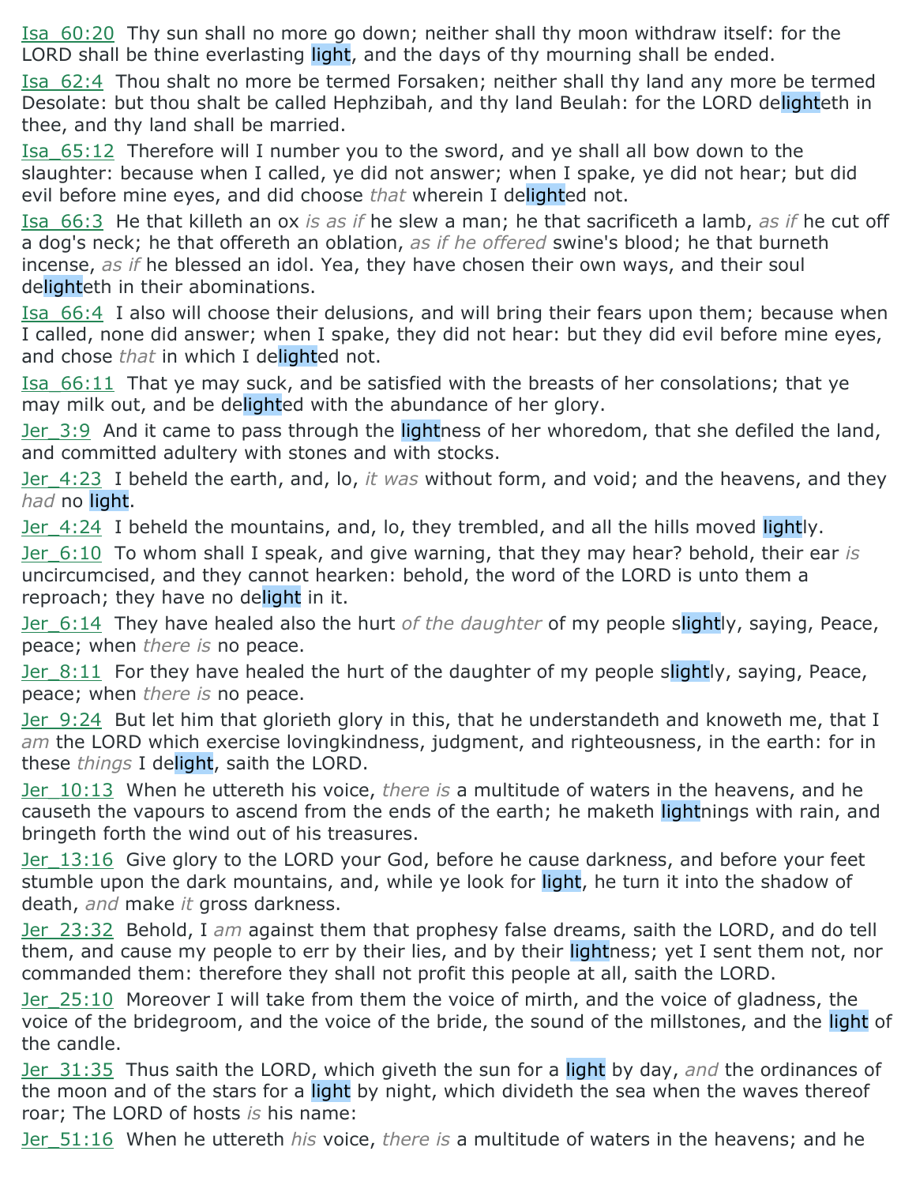Isa_60:20 Thy sun shall no more go down; neither shall thy moon withdraw itself: for the LORD shall be thine everlasting light, and the days of thy mourning shall be ended.

Isa_62:4 Thou shalt no more be termed Forsaken; neither shall thy land any more be termed Desolate: but thou shalt be called Hephzibah, and thy land Beulah: for the LORD delighteth in thee, and thy land shall be married.

Isa_65:12 Therefore will I number you to the sword, and ye shall all bow down to the slaughter: because when I called, ye did not answer; when I spake, ye did not hear; but did evil before mine eyes, and did choose *that* wherein I delighted not.

Isa_66:3 He that killeth an ox *is as if* he slew a man; he that sacrificeth a lamb, *as if* he cut off a dog's neck; he that offereth an oblation, *as if he offered* swine's blood; he that burneth incense, *as if* he blessed an idol. Yea, they have chosen their own ways, and their soul delighteth in their abominations.

Isa_66:4 I also will choose their delusions, and will bring their fears upon them; because when I called, none did answer; when I spake, they did not hear: but they did evil before mine eyes, and chose *that* in which I delighted not.

Isa_66:11 That ye may suck, and be satisfied with the breasts of her consolations; that ye may milk out, and be delighted with the abundance of her glory.

Jer_3:9 And it came to pass through the lightness of her whoredom, that she defiled the land, and committed adultery with stones and with stocks.

Jer_4:23 I beheld the earth, and, lo, *it was* without form, and void; and the heavens, and they *had* no light.

Jer_4:24 I beheld the mountains, and, lo, they trembled, and all the hills moved lightly.

Jer_6:10 To whom shall I speak, and give warning, that they may hear? behold, their ear *is* uncircumcised, and they cannot hearken: behold, the word of the LORD is unto them a reproach; they have no delight in it.

Jer_6:14 They have healed also the hurt *of the daughter* of my people slightly, saying, Peace, peace; when *there is* no peace.

Jer_8:11 For they have healed the hurt of the daughter of my people slightly, saying, Peace, peace; when *there is* no peace.

Jer_9:24 But let him that glorieth glory in this, that he understandeth and knoweth me, that I *am* the LORD which exercise lovingkindness, judgment, and righteousness, in the earth: for in these *things* I delight, saith the LORD.

Jer_10:13 When he uttereth his voice, *there is* a multitude of waters in the heavens, and he causeth the vapours to ascend from the ends of the earth; he maketh lightnings with rain, and bringeth forth the wind out of his treasures.

Jer_13:16 Give glory to the LORD your God, before he cause darkness, and before your feet stumble upon the dark mountains, and, while ye look for light, he turn it into the shadow of death, *and* make *it* gross darkness.

Jer_23:32 Behold, I *am* against them that prophesy false dreams, saith the LORD, and do tell them, and cause my people to err by their lies, and by their lightness; yet I sent them not, nor commanded them: therefore they shall not profit this people at all, saith the LORD.

Jer_25:10 Moreover I will take from them the voice of mirth, and the voice of gladness, the voice of the bridegroom, and the voice of the bride, the sound of the millstones, and the light of the candle.

Jer_31:35 Thus saith the LORD, which giveth the sun for a light by day, *and* the ordinances of the moon and of the stars for a light by night, which divideth the sea when the waves thereof roar; The LORD of hosts *is* his name:

Jer_51:16 When he uttereth *his* voice, *there is* a multitude of waters in the heavens; and he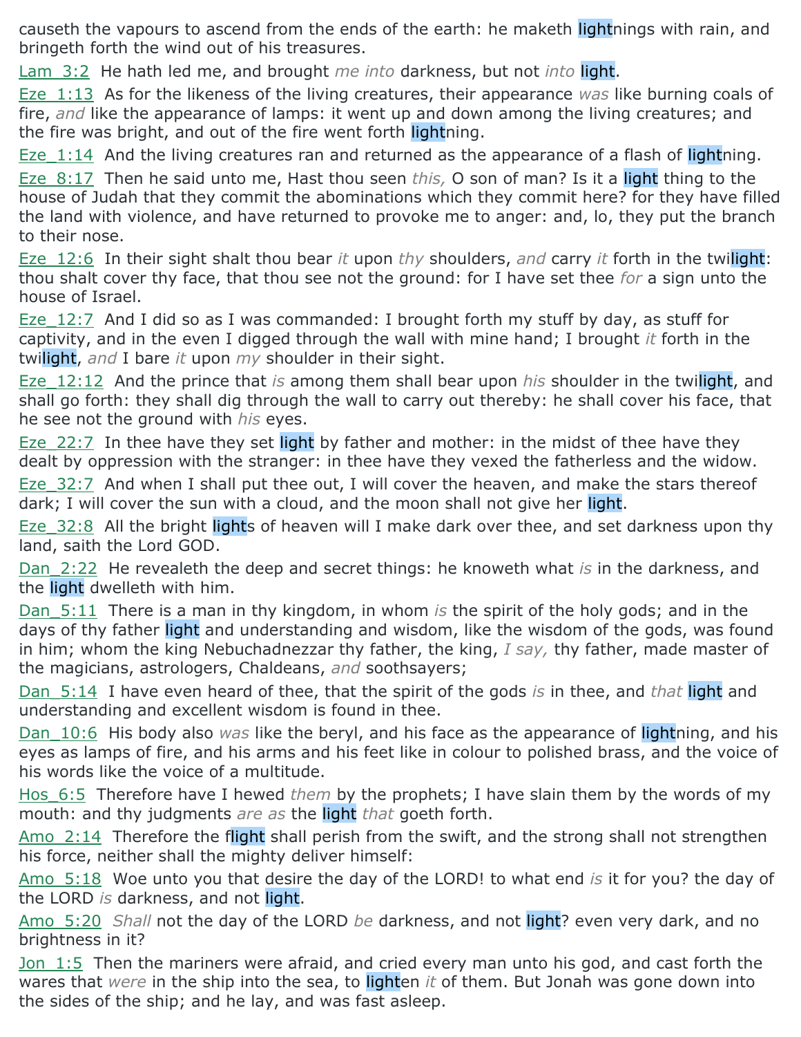causeth the vapours to ascend from the ends of the earth: he maketh lightnings with rain, and bringeth forth the wind out of his treasures.

Lam_3:2 He hath led me, and brought *me into* darkness, but not *into* light.

Eze_1:13 As for the likeness of the living creatures, their appearance *was* like burning coals of fire, *and* like the appearance of lamps: it went up and down among the living creatures; and the fire was bright, and out of the fire went forth lightning.

Eze_1:14 And the living creatures ran and returned as the appearance of a flash of lightning.

Eze_8:17 Then he said unto me, Hast thou seen *this,* O son of man? Is it a light thing to the house of Judah that they commit the abominations which they commit here? for they have filled the land with violence, and have returned to provoke me to anger: and, lo, they put the branch to their nose.

Eze_12:6 In their sight shalt thou bear *it* upon *thy* shoulders, *and* carry *it* forth in the twilight: thou shalt cover thy face, that thou see not the ground: for I have set thee *for* a sign unto the house of Israel.

Eze_12:7 And I did so as I was commanded: I brought forth my stuff by day, as stuff for captivity, and in the even I digged through the wall with mine hand; I brought *it* forth in the twilight, *and* I bare *it* upon *my* shoulder in their sight.

Eze_12:12 And the prince that *is* among them shall bear upon *his* shoulder in the twilight, and shall go forth: they shall dig through the wall to carry out thereby: he shall cover his face, that he see not the ground with *his* eyes.

Eze_22:7 In thee have they set light by father and mother: in the midst of thee have they dealt by oppression with the stranger: in thee have they vexed the fatherless and the widow.

Eze_32:7 And when I shall put thee out, I will cover the heaven, and make the stars thereof dark; I will cover the sun with a cloud, and the moon shall not give her light.

Eze_32:8 All the bright lights of heaven will I make dark over thee, and set darkness upon thy land, saith the Lord GOD.

Dan_2:22 He revealeth the deep and secret things: he knoweth what *is* in the darkness, and the light dwelleth with him.

Dan_5:11 There is a man in thy kingdom, in whom *is* the spirit of the holy gods; and in the days of thy father light and understanding and wisdom, like the wisdom of the gods, was found in him; whom the king Nebuchadnezzar thy father, the king, *I say,* thy father, made master of the magicians, astrologers, Chaldeans, *and* soothsayers;

Dan_5:14 I have even heard of thee, that the spirit of the gods *is* in thee, and *that* light and understanding and excellent wisdom is found in thee.

Dan_10:6 His body also *was* like the beryl, and his face as the appearance of lightning, and his eyes as lamps of fire, and his arms and his feet like in colour to polished brass, and the voice of his words like the voice of a multitude.

Hos_6:5 Therefore have I hewed *them* by the prophets; I have slain them by the words of my mouth: and thy judgments *are as* the light *that* goeth forth.

Amo_2:14 Therefore the flight shall perish from the swift, and the strong shall not strengthen his force, neither shall the mighty deliver himself:

Amo_5:18 Woe unto you that desire the day of the LORD! to what end *is* it for you? the day of the LORD *is* darkness, and not light.

Amo_5:20 *Shall* not the day of the LORD *be* darkness, and not light? even very dark, and no brightness in it?

Jon_1:5 Then the mariners were afraid, and cried every man unto his god, and cast forth the wares that *were* in the ship into the sea, to lighten *it* of them. But Jonah was gone down into the sides of the ship; and he lay, and was fast asleep.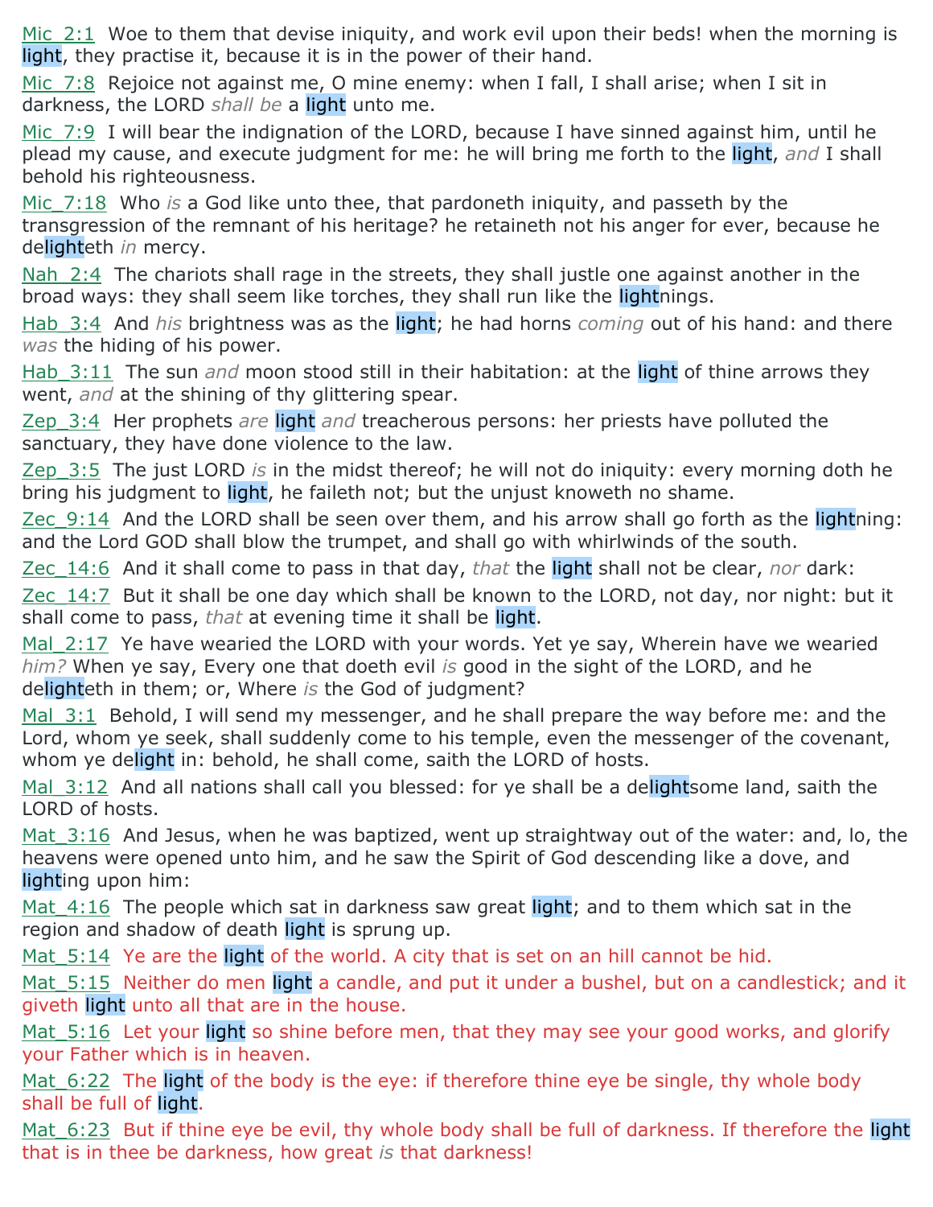Mic_2:1 Woe to them that devise iniquity, and work evil upon their beds! when the morning is light, they practise it, because it is in the power of their hand.

Mic_7:8 Rejoice not against me, O mine enemy: when I fall, I shall arise; when I sit in darkness, the LORD *shall be* a light unto me.

Mic_7:9 I will bear the indignation of the LORD, because I have sinned against him, until he plead my cause, and execute judgment for me: he will bring me forth to the light, *and* I shall behold his righteousness.

Mic_7:18 Who *is* a God like unto thee, that pardoneth iniquity, and passeth by the transgression of the remnant of his heritage? he retaineth not his anger for ever, because he delighteth *in* mercy.

Nah_2:4 The chariots shall rage in the streets, they shall justle one against another in the broad ways: they shall seem like torches, they shall run like the lightnings.

Hab_3:4 And *his* brightness was as the light; he had horns *coming* out of his hand: and there *was* the hiding of his power.

Hab_3:11 The sun *and* moon stood still in their habitation: at the light of thine arrows they went, *and* at the shining of thy glittering spear.

Zep_3:4 Her prophets *are* light *and* treacherous persons: her priests have polluted the sanctuary, they have done violence to the law.

Zep_3:5 The just LORD *is* in the midst thereof; he will not do iniquity: every morning doth he bring his judgment to light, he faileth not; but the unjust knoweth no shame.

Zec_9:14 And the LORD shall be seen over them, and his arrow shall go forth as the lightning: and the Lord GOD shall blow the trumpet, and shall go with whirlwinds of the south.

Zec_14:6 And it shall come to pass in that day, *that* the light shall not be clear, *nor* dark:

Zec_14:7 But it shall be one day which shall be known to the LORD, not day, nor night: but it shall come to pass, *that* at evening time it shall be light.

Mal_2:17 Ye have wearied the LORD with your words. Yet ye say, Wherein have we wearied *him?* When ye say, Every one that doeth evil *is* good in the sight of the LORD, and he delighteth in them; or, Where *is* the God of judgment?

Mal_3:1 Behold, I will send my messenger, and he shall prepare the way before me: and the Lord, whom ye seek, shall suddenly come to his temple, even the messenger of the covenant, whom ye delight in: behold, he shall come, saith the LORD of hosts.

Mal_3:12 And all nations shall call you blessed: for ye shall be a delightsome land, saith the LORD of hosts.

Mat_3:16 And Jesus, when he was baptized, went up straightway out of the water: and, lo, the heavens were opened unto him, and he saw the Spirit of God descending like a dove, and lighting upon him:

Mat_4:16 The people which sat in darkness saw great light; and to them which sat in the region and shadow of death light is sprung up.

Mat_5:14 Ye are the light of the world. A city that is set on an hill cannot be hid.

Mat_5:15 Neither do men light a candle, and put it under a bushel, but on a candlestick; and it giveth light unto all that are in the house.

Mat_5:16 Let your light so shine before men, that they may see your good works, and glorify your Father which is in heaven.

Mat_6:22 The light of the body is the eye: if therefore thine eye be single, thy whole body shall be full of light.

Mat_6:23 But if thine eye be evil, thy whole body shall be full of darkness. If therefore the light that is in thee be darkness, how great *is* that darkness!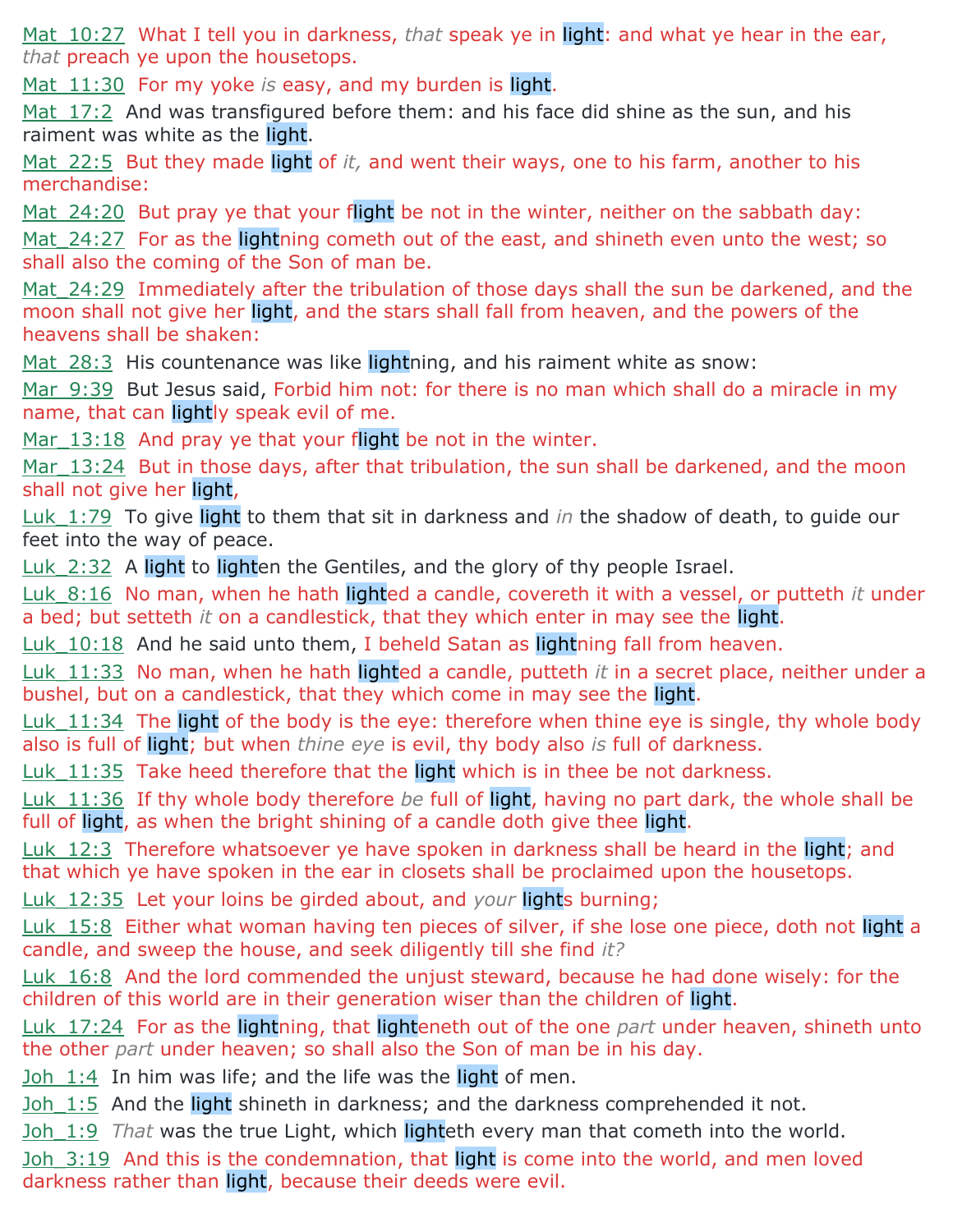Mat_10:27 What I tell you in darkness, *that* speak ye in light: and what ye hear in the ear, *that* preach ye upon the housetops.

Mat_11:30 For my yoke *is* easy, and my burden is light.

Mat_17:2 And was transfigured before them: and his face did shine as the sun, and his raiment was white as the light.

Mat_22:5 But they made light of *it,* and went their ways, one to his farm, another to his merchandise:

Mat_24:20 But pray ye that your flight be not in the winter, neither on the sabbath day:

Mat_24:27 For as the lightning cometh out of the east, and shineth even unto the west; so shall also the coming of the Son of man be.

Mat_24:29 Immediately after the tribulation of those days shall the sun be darkened, and the moon shall not give her light, and the stars shall fall from heaven, and the powers of the heavens shall be shaken:

Mat_28:3 His countenance was like lightning, and his raiment white as snow:

Mar_9:39 But Jesus said, Forbid him not: for there is no man which shall do a miracle in my name, that can lightly speak evil of me.

Mar_13:18 And pray ye that your flight be not in the winter.

Mar_13:24 But in those days, after that tribulation, the sun shall be darkened, and the moon shall not give her light,

Luk_1:79 To give light to them that sit in darkness and *in* the shadow of death, to guide our feet into the way of peace.

Luk_2:32 A light to lighten the Gentiles, and the glory of thy people Israel.

Luk_8:16 No man, when he hath lighted a candle, covereth it with a vessel, or putteth *it* under a bed; but setteth *it* on a candlestick, that they which enter in may see the light.

Luk_10:18 And he said unto them, I beheld Satan as lightning fall from heaven.

Luk_11:33 No man, when he hath lighted a candle, putteth *it* in a secret place, neither under a bushel, but on a candlestick, that they which come in may see the light.

Luk_11:34 The light of the body is the eye: therefore when thine eye is single, thy whole body also is full of light; but when *thine eye* is evil, thy body also *is* full of darkness.

Luk_11:35 Take heed therefore that the light which is in thee be not darkness.

Luk_11:36 If thy whole body therefore *be* full of light, having no part dark, the whole shall be full of light, as when the bright shining of a candle doth give thee light.

Luk_12:3 Therefore whatsoever ye have spoken in darkness shall be heard in the light; and that which ye have spoken in the ear in closets shall be proclaimed upon the housetops.

Luk_12:35 Let your loins be girded about, and *your* lights burning;

Luk_15:8 Either what woman having ten pieces of silver, if she lose one piece, doth not light a candle, and sweep the house, and seek diligently till she find *it?*

Luk_16:8 And the lord commended the unjust steward, because he had done wisely: for the children of this world are in their generation wiser than the children of light.

Luk_17:24 For as the lightning, that lighteneth out of the one *part* under heaven, shineth unto the other *part* under heaven; so shall also the Son of man be in his day.

Joh_1:4 In him was life; and the life was the light of men.

Joh_1:5 And the light shineth in darkness; and the darkness comprehended it not.

Joh_1:9 *That* was the true Light, which lighteth every man that cometh into the world.

Joh_3:19 And this is the condemnation, that light is come into the world, and men loved darkness rather than light, because their deeds were evil.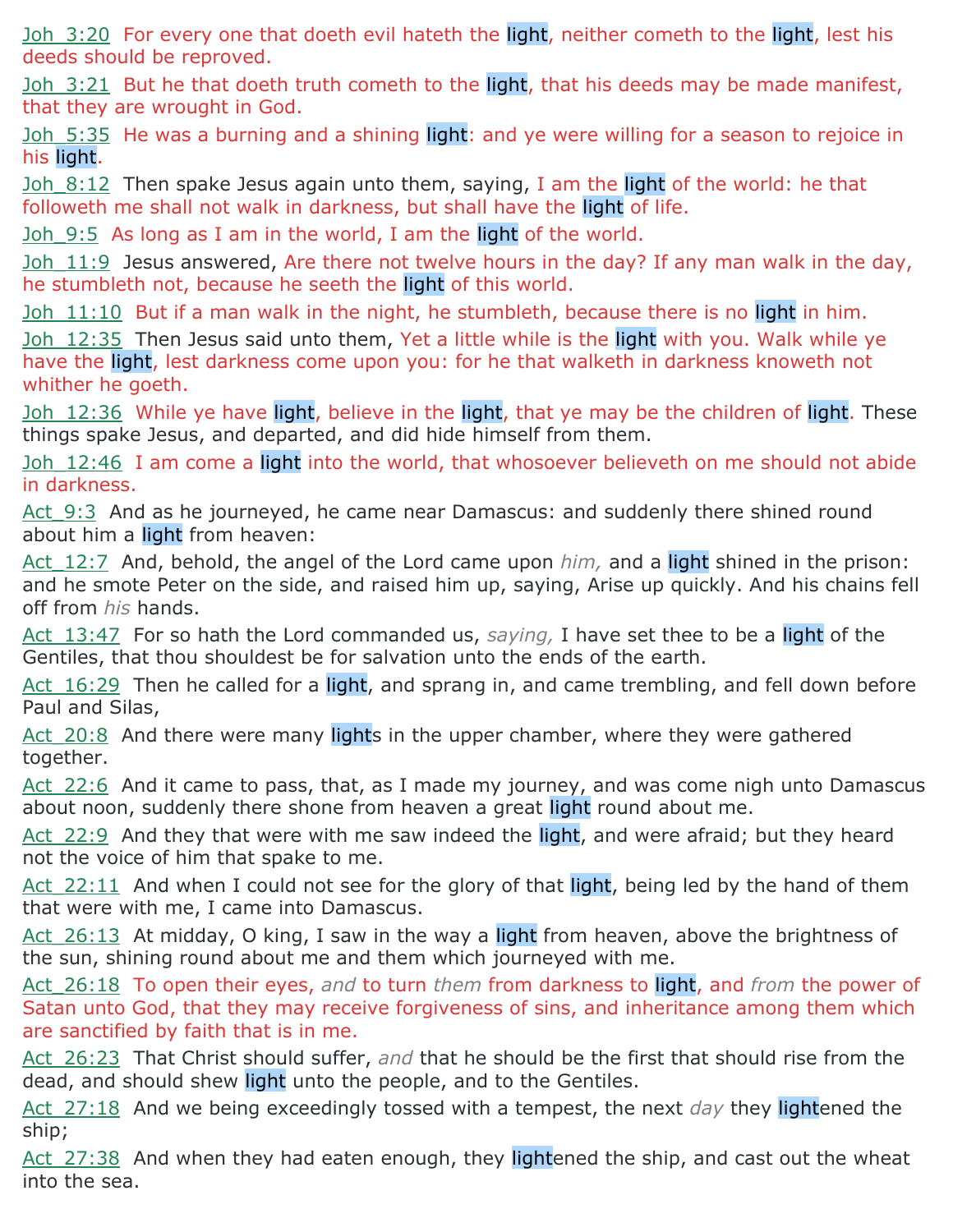Joh_3:20 For every one that doeth evil hateth the light, neither cometh to the light, lest his deeds should be reproved.

Joh_3:21 But he that doeth truth cometh to the light, that his deeds may be made manifest, that they are wrought in God.

Joh_5:35 He was a burning and a shining light: and ye were willing for a season to rejoice in his light.

Joh_8:12 Then spake Jesus again unto them, saying, I am the light of the world: he that followeth me shall not walk in darkness, but shall have the light of life.

Joh_9:5 As long as I am in the world, I am the light of the world.

Joh_11:9 Jesus answered, Are there not twelve hours in the day? If any man walk in the day, he stumbleth not, because he seeth the light of this world.

Joh_11:10 But if a man walk in the night, he stumbleth, because there is no light in him.

Joh_12:35 Then Jesus said unto them, Yet a little while is the light with you. Walk while ye have the light, lest darkness come upon you: for he that walketh in darkness knoweth not whither he goeth.

Joh_12:36 While ye have light, believe in the light, that ye may be the children of light. These things spake Jesus, and departed, and did hide himself from them.

Joh_12:46 I am come a light into the world, that whosoever believeth on me should not abide in darkness.

Act_9:3 And as he journeyed, he came near Damascus: and suddenly there shined round about him a light from heaven:

Act_12:7 And, behold, the angel of the Lord came upon *him,* and a light shined in the prison: and he smote Peter on the side, and raised him up, saying, Arise up quickly. And his chains fell off from *his* hands.

Act_13:47 For so hath the Lord commanded us, *saying,* I have set thee to be a light of the Gentiles, that thou shouldest be for salvation unto the ends of the earth.

Act_16:29 Then he called for a light, and sprang in, and came trembling, and fell down before Paul and Silas,

Act_20:8 And there were many lights in the upper chamber, where they were gathered together.

Act_22:6 And it came to pass, that, as I made my journey, and was come nigh unto Damascus about noon, suddenly there shone from heaven a great light round about me.

Act_22:9 And they that were with me saw indeed the light, and were afraid; but they heard not the voice of him that spake to me.

Act_22:11 And when I could not see for the glory of that light, being led by the hand of them that were with me, I came into Damascus.

Act_26:13 At midday, O king, I saw in the way a light from heaven, above the brightness of the sun, shining round about me and them which journeyed with me.

Act_26:18 To open their eyes, *and* to turn *them* from darkness to light, and *from* the power of Satan unto God, that they may receive forgiveness of sins, and inheritance among them which are sanctified by faith that is in me.

Act_26:23 That Christ should suffer, *and* that he should be the first that should rise from the dead, and should shew light unto the people, and to the Gentiles.

Act_27:18 And we being exceedingly tossed with a tempest, the next *day* they lightened the ship;

Act_27:38 And when they had eaten enough, they lightened the ship, and cast out the wheat into the sea.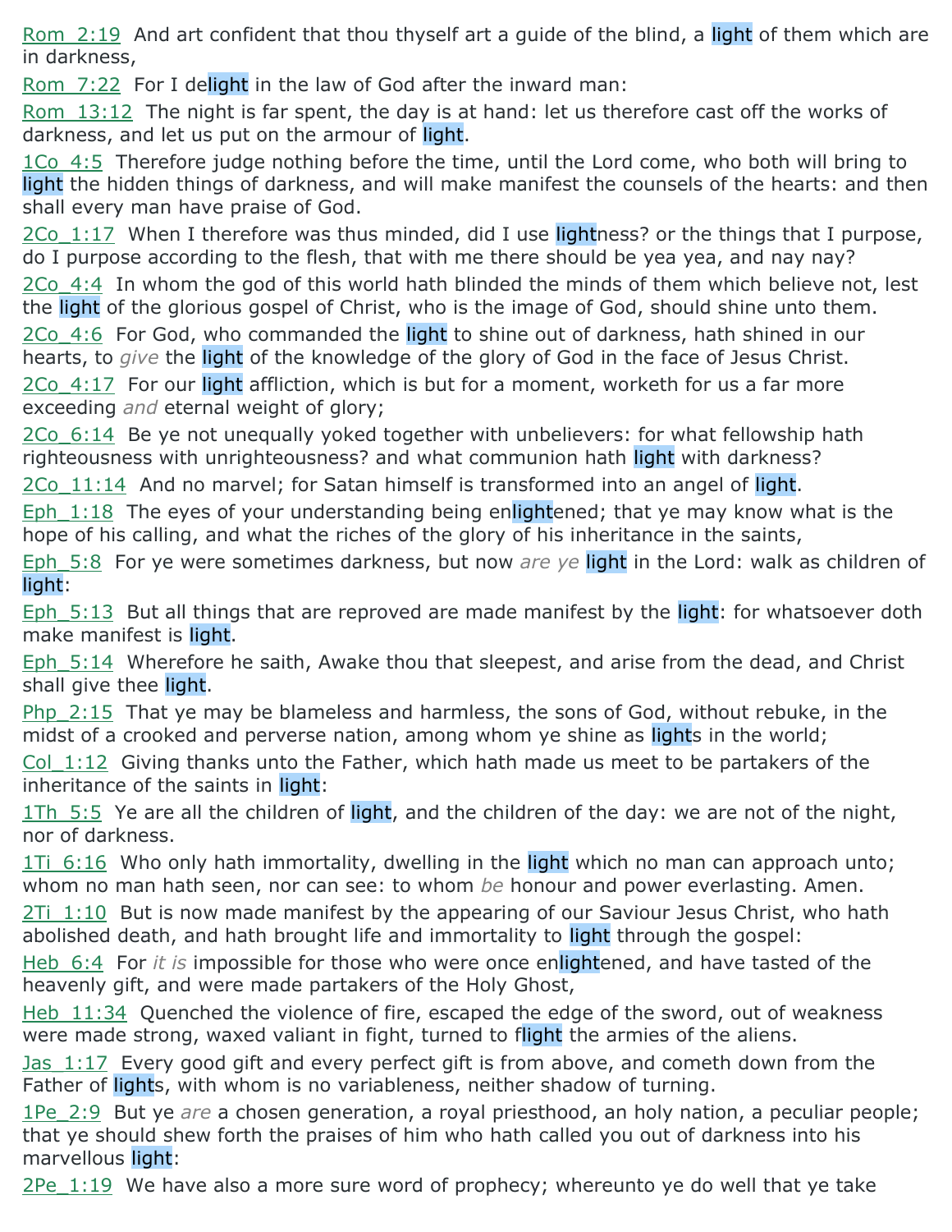Rom_2:19  And art confident that thou thyself art a guide of the blind, a light of them which are in darkness,

Rom_7:22  For I delight in the law of God after the inward man:

Rom_13:12  The night is far spent, the day is at hand: let us therefore cast off the works of darkness, and let us put on the armour of light.

1Co_4:5  Therefore judge nothing before the time, until the Lord come, who both will bring to light the hidden things of darkness, and will make manifest the counsels of the hearts: and then shall every man have praise of God.

2Co_1:17  When I therefore was thus minded, did I use lightness? or the things that I purpose, do I purpose according to the flesh, that with me there should be yea yea, and nay nay?

2Co_4:4  In whom the god of this world hath blinded the minds of them which believe not, lest the light of the glorious gospel of Christ, who is the image of God, should shine unto them.

2Co_4:6  For God, who commanded the light to shine out of darkness, hath shined in our hearts, to *give* the light of the knowledge of the glory of God in the face of Jesus Christ.

2Co_4:17  For our light affliction, which is but for a moment, worketh for us a far more exceeding *and* eternal weight of glory;

2Co_6:14  Be ye not unequally yoked together with unbelievers: for what fellowship hath righteousness with unrighteousness? and what communion hath light with darkness?

2Co_11:14  And no marvel; for Satan himself is transformed into an angel of light.

Eph_1:18  The eyes of your understanding being enlightened; that ye may know what is the hope of his calling, and what the riches of the glory of his inheritance in the saints,

Eph_5:8  For ye were sometimes darkness, but now *are ye* light in the Lord: walk as children of light:

Eph_5:13  But all things that are reproved are made manifest by the light: for whatsoever doth make manifest is light.

Eph_5:14  Wherefore he saith, Awake thou that sleepest, and arise from the dead, and Christ shall give thee light.

Php_2:15  That ye may be blameless and harmless, the sons of God, without rebuke, in the midst of a crooked and perverse nation, among whom ye shine as lights in the world;

Col_1:12  Giving thanks unto the Father, which hath made us meet to be partakers of the inheritance of the saints in light:

1Th_5:5  Ye are all the children of light, and the children of the day: we are not of the night, nor of darkness.

1Ti_6:16  Who only hath immortality, dwelling in the light which no man can approach unto; whom no man hath seen, nor can see: to whom *be* honour and power everlasting. Amen.

2Ti_1:10  But is now made manifest by the appearing of our Saviour Jesus Christ, who hath abolished death, and hath brought life and immortality to light through the gospel:

Heb_6:4  For *it is* impossible for those who were once enlightened, and have tasted of the heavenly gift, and were made partakers of the Holy Ghost,

Heb_11:34  Quenched the violence of fire, escaped the edge of the sword, out of weakness were made strong, waxed valiant in fight, turned to flight the armies of the aliens.

Jas_1:17  Every good gift and every perfect gift is from above, and cometh down from the Father of lights, with whom is no variableness, neither shadow of turning.

1Pe_2:9  But ye *are* a chosen generation, a royal priesthood, an holy nation, a peculiar people; that ye should shew forth the praises of him who hath called you out of darkness into his marvellous light:

2Pe_1:19  We have also a more sure word of prophecy; whereunto ye do well that ye take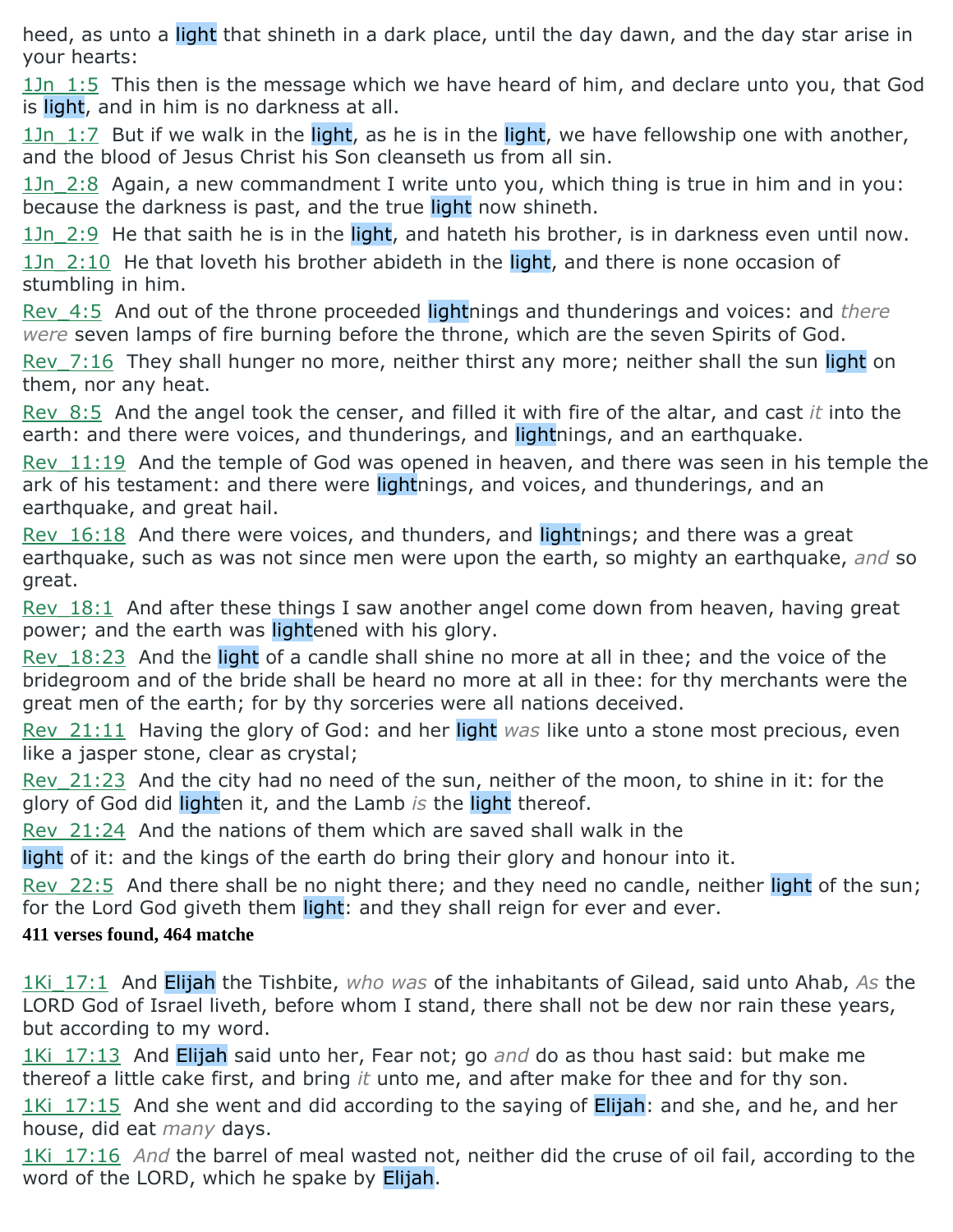heed, as unto a light that shineth in a dark place, until the day dawn, and the day star arise in your hearts:

1Jn_1:5 This then is the message which we have heard of him, and declare unto you, that God is light, and in him is no darkness at all.

1Jn_1:7 But if we walk in the light, as he is in the light, we have fellowship one with another, and the blood of Jesus Christ his Son cleanseth us from all sin.

1Jn_2:8 Again, a new commandment I write unto you, which thing is true in him and in you: because the darkness is past, and the true light now shineth.

1Jn_2:9 He that saith he is in the light, and hateth his brother, is in darkness even until now.

1Jn_2:10 He that loveth his brother abideth in the light, and there is none occasion of stumbling in him.

Rev_4:5 And out of the throne proceeded lightnings and thunderings and voices: and *there were* seven lamps of fire burning before the throne, which are the seven Spirits of God.

Rev_7:16 They shall hunger no more, neither thirst any more; neither shall the sun light on them, nor any heat.

Rev_8:5 And the angel took the censer, and filled it with fire of the altar, and cast *it* into the earth: and there were voices, and thunderings, and lightnings, and an earthquake.

Rev_11:19 And the temple of God was opened in heaven, and there was seen in his temple the ark of his testament: and there were lightnings, and voices, and thunderings, and an earthquake, and great hail.

Rev_16:18 And there were voices, and thunders, and lightnings; and there was a great earthquake, such as was not since men were upon the earth, so mighty an earthquake, *and* so great.

Rev_18:1 And after these things I saw another angel come down from heaven, having great power; and the earth was lightened with his glory.

Rev_18:23 And the light of a candle shall shine no more at all in thee; and the voice of the bridegroom and of the bride shall be heard no more at all in thee: for thy merchants were the great men of the earth; for by thy sorceries were all nations deceived.

Rev_21:11 Having the glory of God: and her light *was* like unto a stone most precious, even like a jasper stone, clear as crystal;

Rev_21:23 And the city had no need of the sun, neither of the moon, to shine in it: for the glory of God did lighten it, and the Lamb *is* the light thereof.

Rev_21:24 And the nations of them which are saved shall walk in the light of it: and the kings of the earth do bring their glory and honour into it.

Rev_22:5 And there shall be no night there; and they need no candle, neither light of the sun; for the Lord God giveth them light: and they shall reign for ever and ever.

**411 verses found, 464 matche**

1Ki_17:1 And Elijah the Tishbite, *who was* of the inhabitants of Gilead, said unto Ahab, *As* the LORD God of Israel liveth, before whom I stand, there shall not be dew nor rain these years, but according to my word.

1Ki_17:13 And Elijah said unto her, Fear not; go *and* do as thou hast said: but make me thereof a little cake first, and bring *it* unto me, and after make for thee and for thy son.

1Ki_17:15 And she went and did according to the saying of Elijah: and she, and he, and her house, did eat *many* days.

1Ki_17:16 *And* the barrel of meal wasted not, neither did the cruse of oil fail, according to the word of the LORD, which he spake by Elijah.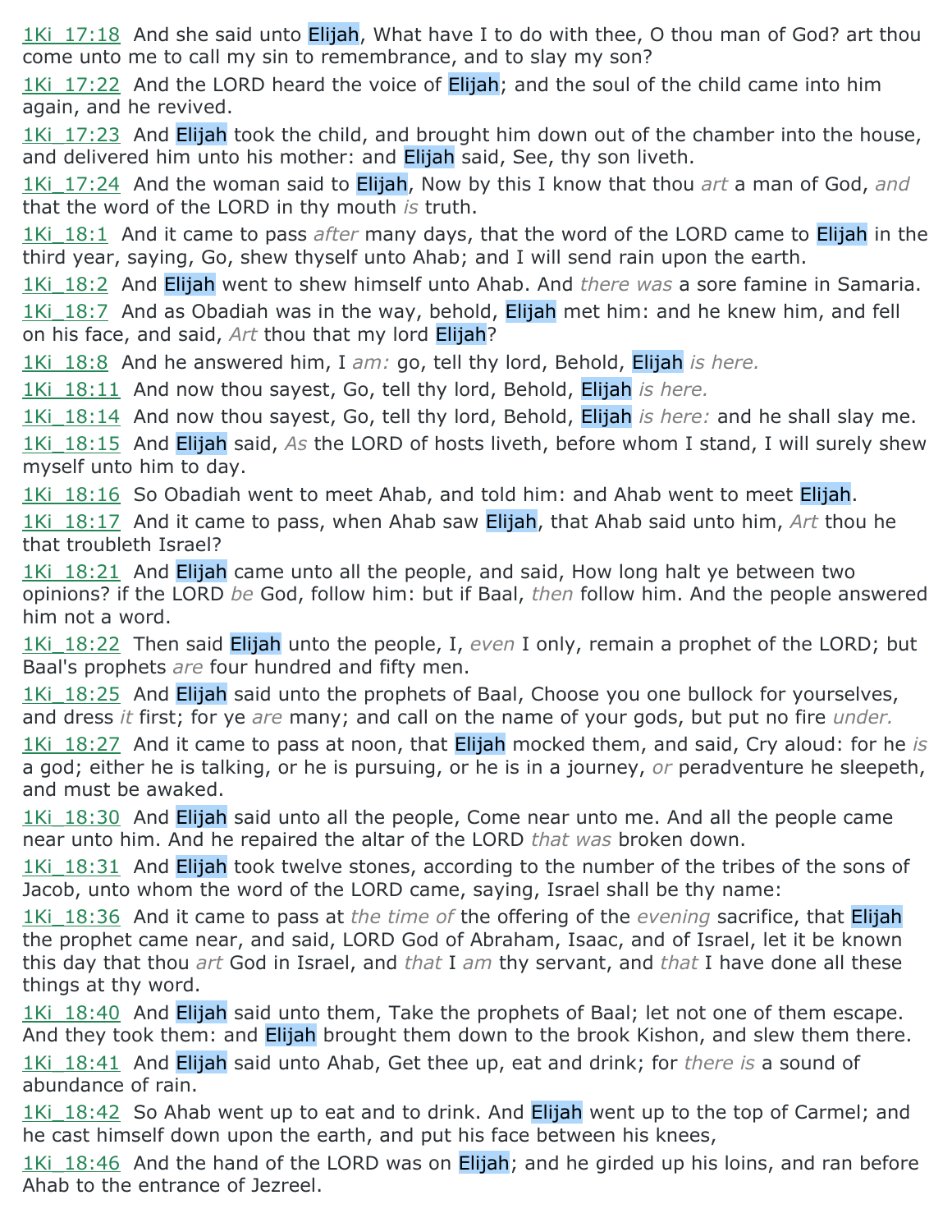1Ki_17:18 And she said unto Elijah, What have I to do with thee, O thou man of God? art thou come unto me to call my sin to remembrance, and to slay my son?

1Ki_17:22 And the LORD heard the voice of Elijah; and the soul of the child came into him again, and he revived.

1Ki_17:23 And Elijah took the child, and brought him down out of the chamber into the house, and delivered him unto his mother: and Elijah said, See, thy son liveth.

1Ki_17:24 And the woman said to Elijah, Now by this I know that thou *art* a man of God, *and* that the word of the LORD in thy mouth *is* truth.

1Ki_18:1 And it came to pass *after* many days, that the word of the LORD came to Elijah in the third year, saying, Go, shew thyself unto Ahab; and I will send rain upon the earth.

1Ki_18:2 And Elijah went to shew himself unto Ahab. And *there was* a sore famine in Samaria.

1Ki_18:7 And as Obadiah was in the way, behold, Elijah met him: and he knew him, and fell on his face, and said, *Art* thou that my lord Elijah?

1Ki_18:8 And he answered him, I *am:* go, tell thy lord, Behold, Elijah *is here.*

1Ki_18:11 And now thou sayest, Go, tell thy lord, Behold, Elijah *is here.*

1Ki_18:14 And now thou sayest, Go, tell thy lord, Behold, Elijah *is here:* and he shall slay me.

1Ki_18:15 And Elijah said, *As* the LORD of hosts liveth, before whom I stand, I will surely shew myself unto him to day.

1Ki_18:16 So Obadiah went to meet Ahab, and told him: and Ahab went to meet Elijah.

1Ki_18:17 And it came to pass, when Ahab saw Elijah, that Ahab said unto him, *Art* thou he that troubleth Israel?

1Ki_18:21 And Elijah came unto all the people, and said, How long halt ye between two opinions? if the LORD *be* God, follow him: but if Baal, *then* follow him. And the people answered him not a word.

1Ki_18:22 Then said Elijah unto the people, I, *even* I only, remain a prophet of the LORD; but Baal's prophets *are* four hundred and fifty men.

1Ki_18:25 And Elijah said unto the prophets of Baal, Choose you one bullock for yourselves, and dress *it* first; for ye *are* many; and call on the name of your gods, but put no fire *under.*

1Ki_18:27 And it came to pass at noon, that Elijah mocked them, and said, Cry aloud: for he *is* a god; either he is talking, or he is pursuing, or he is in a journey, *or* peradventure he sleepeth, and must be awaked.

1Ki_18:30 And Elijah said unto all the people, Come near unto me. And all the people came near unto him. And he repaired the altar of the LORD *that was* broken down.

1Ki_18:31 And Elijah took twelve stones, according to the number of the tribes of the sons of Jacob, unto whom the word of the LORD came, saying, Israel shall be thy name:

1Ki_18:36 And it came to pass at *the time of* the offering of the *evening* sacrifice, that Elijah the prophet came near, and said, LORD God of Abraham, Isaac, and of Israel, let it be known this day that thou *art* God in Israel, and *that* I *am* thy servant, and *that* I have done all these things at thy word.

1Ki_18:40 And Elijah said unto them, Take the prophets of Baal; let not one of them escape. And they took them: and Elijah brought them down to the brook Kishon, and slew them there.

1Ki_18:41 And Elijah said unto Ahab, Get thee up, eat and drink; for *there is* a sound of abundance of rain.

1Ki_18:42 So Ahab went up to eat and to drink. And Elijah went up to the top of Carmel; and he cast himself down upon the earth, and put his face between his knees,

1Ki_18:46 And the hand of the LORD was on Elijah; and he girded up his loins, and ran before Ahab to the entrance of Jezreel.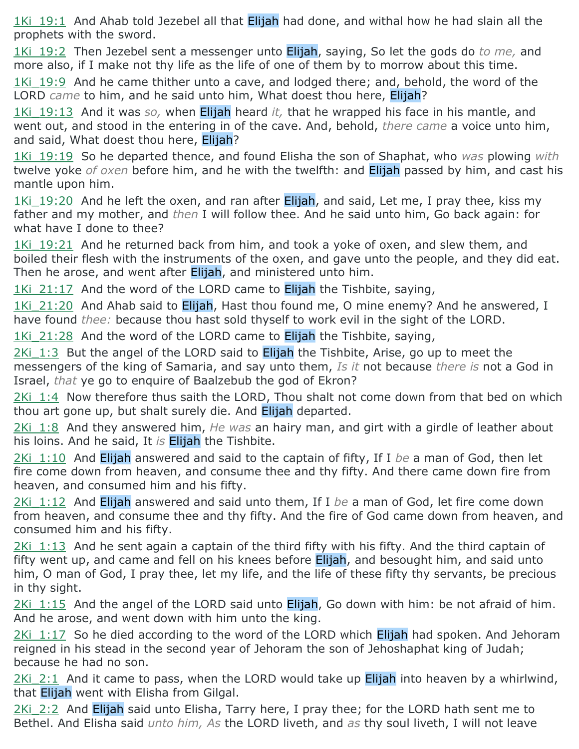1Ki_19:1 And Ahab told Jezebel all that Elijah had done, and withal how he had slain all the prophets with the sword.

1Ki_19:2 Then Jezebel sent a messenger unto Elijah, saying, So let the gods do *to me,* and more also, if I make not thy life as the life of one of them by to morrow about this time.

1Ki_19:9 And he came thither unto a cave, and lodged there; and, behold, the word of the LORD *came* to him, and he said unto him, What doest thou here, Elijah?

1Ki_19:13 And it was *so,* when Elijah heard *it,* that he wrapped his face in his mantle, and went out, and stood in the entering in of the cave. And, behold, *there came* a voice unto him, and said, What doest thou here, Elijah?

1Ki_19:19 So he departed thence, and found Elisha the son of Shaphat, who *was* plowing *with* twelve yoke *of oxen* before him, and he with the twelfth: and Elijah passed by him, and cast his mantle upon him.

1Ki_19:20 And he left the oxen, and ran after Elijah, and said, Let me, I pray thee, kiss my father and my mother, and *then* I will follow thee. And he said unto him, Go back again: for what have I done to thee?

1Ki_19:21 And he returned back from him, and took a yoke of oxen, and slew them, and boiled their flesh with the instruments of the oxen, and gave unto the people, and they did eat. Then he arose, and went after Elijah, and ministered unto him.

1Ki_21:17 And the word of the LORD came to Elijah the Tishbite, saying,

1Ki_21:20 And Ahab said to Elijah, Hast thou found me, O mine enemy? And he answered, I have found *thee:* because thou hast sold thyself to work evil in the sight of the LORD.

1Ki_21:28 And the word of the LORD came to Elijah the Tishbite, saying,

2Ki_1:3 But the angel of the LORD said to Elijah the Tishbite, Arise, go up to meet the messengers of the king of Samaria, and say unto them, *Is it* not because *there is* not a God in Israel, *that* ye go to enquire of Baalzebub the god of Ekron?

2Ki_1:4 Now therefore thus saith the LORD, Thou shalt not come down from that bed on which thou art gone up, but shalt surely die. And Elijah departed.

2Ki_1:8 And they answered him, *He was* an hairy man, and girt with a girdle of leather about his loins. And he said, It *is* Elijah the Tishbite.

2Ki_1:10 And Elijah answered and said to the captain of fifty, If I *be* a man of God, then let fire come down from heaven, and consume thee and thy fifty. And there came down fire from heaven, and consumed him and his fifty.

2Ki_1:12 And Elijah answered and said unto them, If I *be* a man of God, let fire come down from heaven, and consume thee and thy fifty. And the fire of God came down from heaven, and consumed him and his fifty.

2Ki_1:13 And he sent again a captain of the third fifty with his fifty. And the third captain of fifty went up, and came and fell on his knees before Elijah, and besought him, and said unto him, O man of God, I pray thee, let my life, and the life of these fifty thy servants, be precious in thy sight.

2Ki_1:15 And the angel of the LORD said unto Elijah, Go down with him: be not afraid of him. And he arose, and went down with him unto the king.

2Ki_1:17 So he died according to the word of the LORD which Elijah had spoken. And Jehoram reigned in his stead in the second year of Jehoram the son of Jehoshaphat king of Judah; because he had no son.

2Ki_2:1 And it came to pass, when the LORD would take up Elijah into heaven by a whirlwind, that Elijah went with Elisha from Gilgal.

2Ki_2:2 And Elijah said unto Elisha, Tarry here, I pray thee; for the LORD hath sent me to Bethel. And Elisha said *unto him, As* the LORD liveth, and *as* thy soul liveth, I will not leave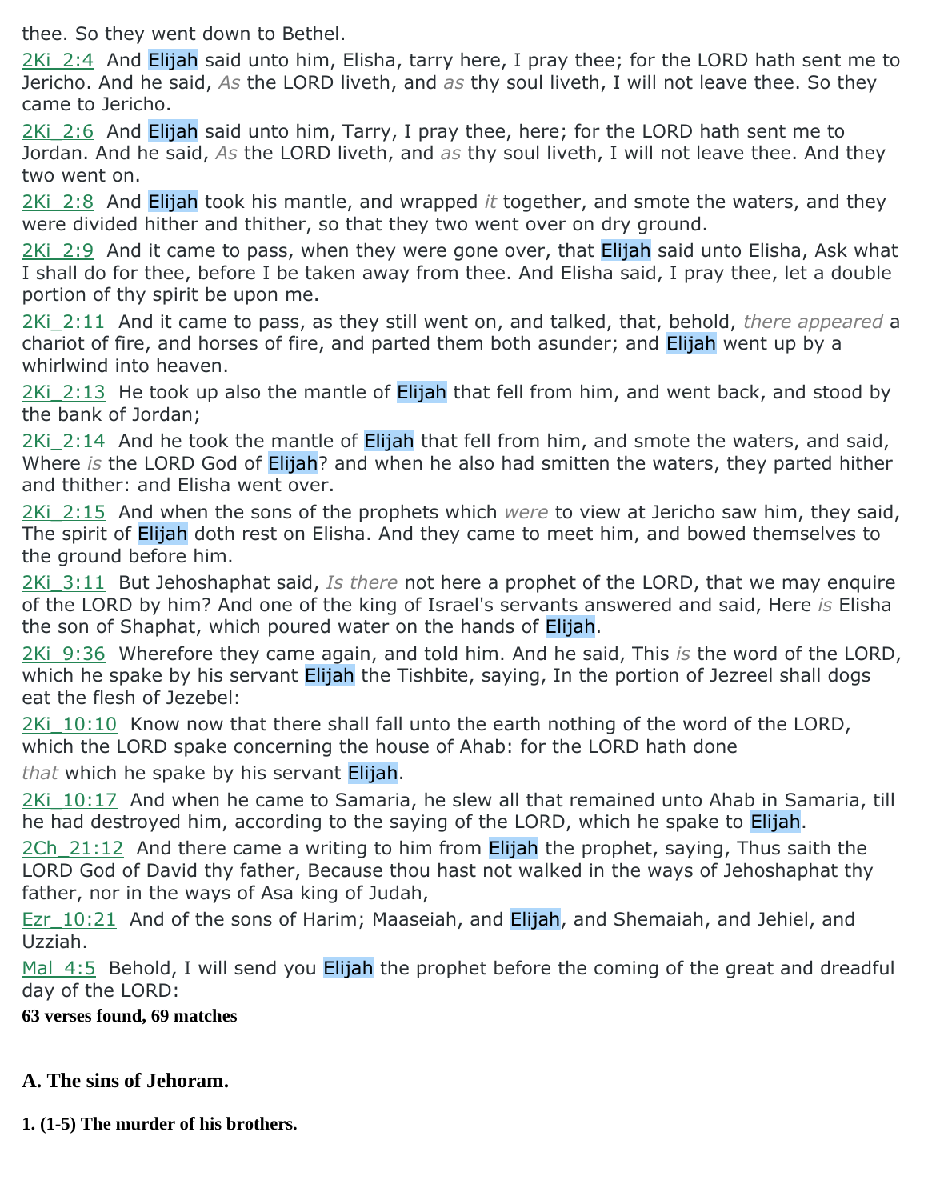thee. So they went down to Bethel.

2Ki_2:4 And Elijah said unto him, Elisha, tarry here, I pray thee; for the LORD hath sent me to Jericho. And he said, *As* the LORD liveth, and *as* thy soul liveth, I will not leave thee. So they came to Jericho.

2Ki_2:6 And Elijah said unto him, Tarry, I pray thee, here; for the LORD hath sent me to Jordan. And he said, *As* the LORD liveth, and *as* thy soul liveth, I will not leave thee. And they two went on.

2Ki_2:8 And Elijah took his mantle, and wrapped *it* together, and smote the waters, and they were divided hither and thither, so that they two went over on dry ground.

2Ki_2:9 And it came to pass, when they were gone over, that Elijah said unto Elisha, Ask what I shall do for thee, before I be taken away from thee. And Elisha said, I pray thee, let a double portion of thy spirit be upon me.

2Ki_2:11 And it came to pass, as they still went on, and talked, that, behold, *there appeared* a chariot of fire, and horses of fire, and parted them both asunder; and Elijah went up by a whirlwind into heaven.

2Ki_2:13 He took up also the mantle of Elijah that fell from him, and went back, and stood by the bank of Jordan;

2Ki_2:14 And he took the mantle of Elijah that fell from him, and smote the waters, and said, Where *is* the LORD God of Elijah? and when he also had smitten the waters, they parted hither and thither: and Elisha went over.

2Ki_2:15 And when the sons of the prophets which *were* to view at Jericho saw him, they said, The spirit of Elijah doth rest on Elisha. And they came to meet him, and bowed themselves to the ground before him.

2Ki_3:11 But Jehoshaphat said, *Is there* not here a prophet of the LORD, that we may enquire of the LORD by him? And one of the king of Israel's servants answered and said, Here *is* Elisha the son of Shaphat, which poured water on the hands of Elijah.

2Ki_9:36 Wherefore they came again, and told him. And he said, This *is* the word of the LORD, which he spake by his servant Elijah the Tishbite, saying, In the portion of Jezreel shall dogs eat the flesh of Jezebel:

2Ki_10:10 Know now that there shall fall unto the earth nothing of the word of the LORD, which the LORD spake concerning the house of Ahab: for the LORD hath done *that* which he spake by his servant Elijah.

2Ki_10:17 And when he came to Samaria, he slew all that remained unto Ahab in Samaria, till he had destroyed him, according to the saying of the LORD, which he spake to Elijah.

2Ch_21:12 And there came a writing to him from Elijah the prophet, saying, Thus saith the LORD God of David thy father, Because thou hast not walked in the ways of Jehoshaphat thy father, nor in the ways of Asa king of Judah,

Ezr_10:21 And of the sons of Harim; Maaseiah, and Elijah, and Shemaiah, and Jehiel, and Uzziah.

Mal_4:5 Behold, I will send you Elijah the prophet before the coming of the great and dreadful day of the LORD:

**63 verses found, 69 matches**

### A. The sins of Jehoram.

#### 1. (1-5) The murder of his brothers.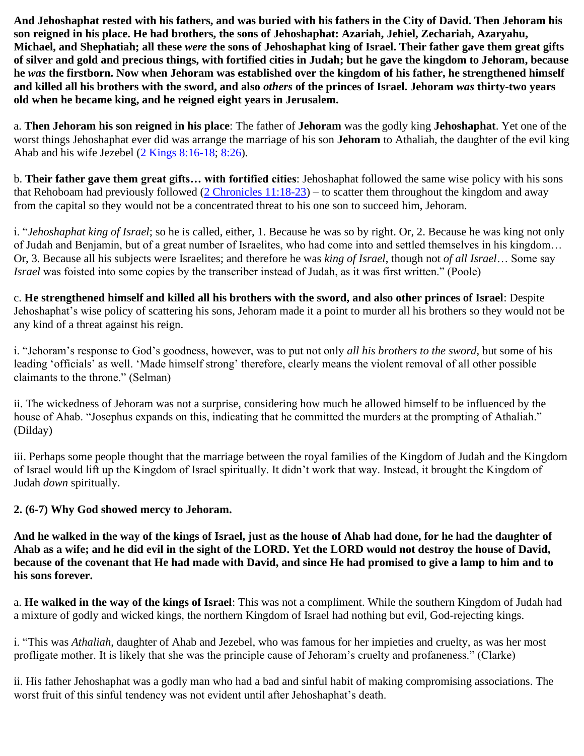**And Jehoshaphat rested with his fathers, and was buried with his fathers in the City of David. Then Jehoram his son reigned in his place. He had brothers, the sons of Jehoshaphat: Azariah, Jehiel, Zechariah, Azaryahu, Michael, and Shephatiah; all these *were* the sons of Jehoshaphat king of Israel. Their father gave them great gifts of silver and gold and precious things, with fortified cities in Judah; but he gave the kingdom to Jehoram, because he *was* the firstborn. Now when Jehoram was established over the kingdom of his father, he strengthened himself and killed all his brothers with the sword, and also *others* of the princes of Israel. Jehoram *was* thirty-two years old when he became king, and he reigned eight years in Jerusalem.**

a. **Then Jehoram his son reigned in his place**: The father of **Jehoram** was the godly king **Jehoshaphat**. Yet one of the worst things Jehoshaphat ever did was arrange the marriage of his son **Jehoram** to Athaliah, the daughter of the evil king Ahab and his wife Jezebel (2 Kings 8:16-18; 8:26).

b. **Their father gave them great gifts… with fortified cities**: Jehoshaphat followed the same wise policy with his sons that Rehoboam had previously followed (2 Chronicles 11:18-23) – to scatter them throughout the kingdom and away from the capital so they would not be a concentrated threat to his one son to succeed him, Jehoram.

i. "*Jehoshaphat king of Israel*; so he is called, either, 1. Because he was so by right. Or, 2. Because he was king not only of Judah and Benjamin, but of a great number of Israelites, who had come into and settled themselves in his kingdom… Or, 3. Because all his subjects were Israelites; and therefore he was *king of Israel*, though not *of all Israel*… Some say *Israel* was foisted into some copies by the transcriber instead of Judah, as it was first written." (Poole)

c. **He strengthened himself and killed all his brothers with the sword, and also other princes of Israel**: Despite Jehoshaphat's wise policy of scattering his sons, Jehoram made it a point to murder all his brothers so they would not be any kind of a threat against his reign.

i. "Jehoram's response to God's goodness, however, was to put not only *all his brothers to the sword*, but some of his leading 'officials' as well. 'Made himself strong' therefore, clearly means the violent removal of all other possible claimants to the throne." (Selman)

ii. The wickedness of Jehoram was not a surprise, considering how much he allowed himself to be influenced by the house of Ahab. "Josephus expands on this, indicating that he committed the murders at the prompting of Athaliah." (Dilday)

iii. Perhaps some people thought that the marriage between the royal families of the Kingdom of Judah and the Kingdom of Israel would lift up the Kingdom of Israel spiritually. It didn't work that way. Instead, it brought the Kingdom of Judah *down* spiritually.

**2. (6-7) Why God showed mercy to Jehoram.**

**And he walked in the way of the kings of Israel, just as the house of Ahab had done, for he had the daughter of Ahab as a wife; and he did evil in the sight of the LORD. Yet the LORD would not destroy the house of David, because of the covenant that He had made with David, and since He had promised to give a lamp to him and to his sons forever.**

a. **He walked in the way of the kings of Israel**: This was not a compliment. While the southern Kingdom of Judah had a mixture of godly and wicked kings, the northern Kingdom of Israel had nothing but evil, God-rejecting kings.

i. "This was *Athaliah*, daughter of Ahab and Jezebel, who was famous for her impieties and cruelty, as was her most profligate mother. It is likely that she was the principle cause of Jehoram's cruelty and profaneness." (Clarke)

ii. His father Jehoshaphat was a godly man who had a bad and sinful habit of making compromising associations. The worst fruit of this sinful tendency was not evident until after Jehoshaphat's death.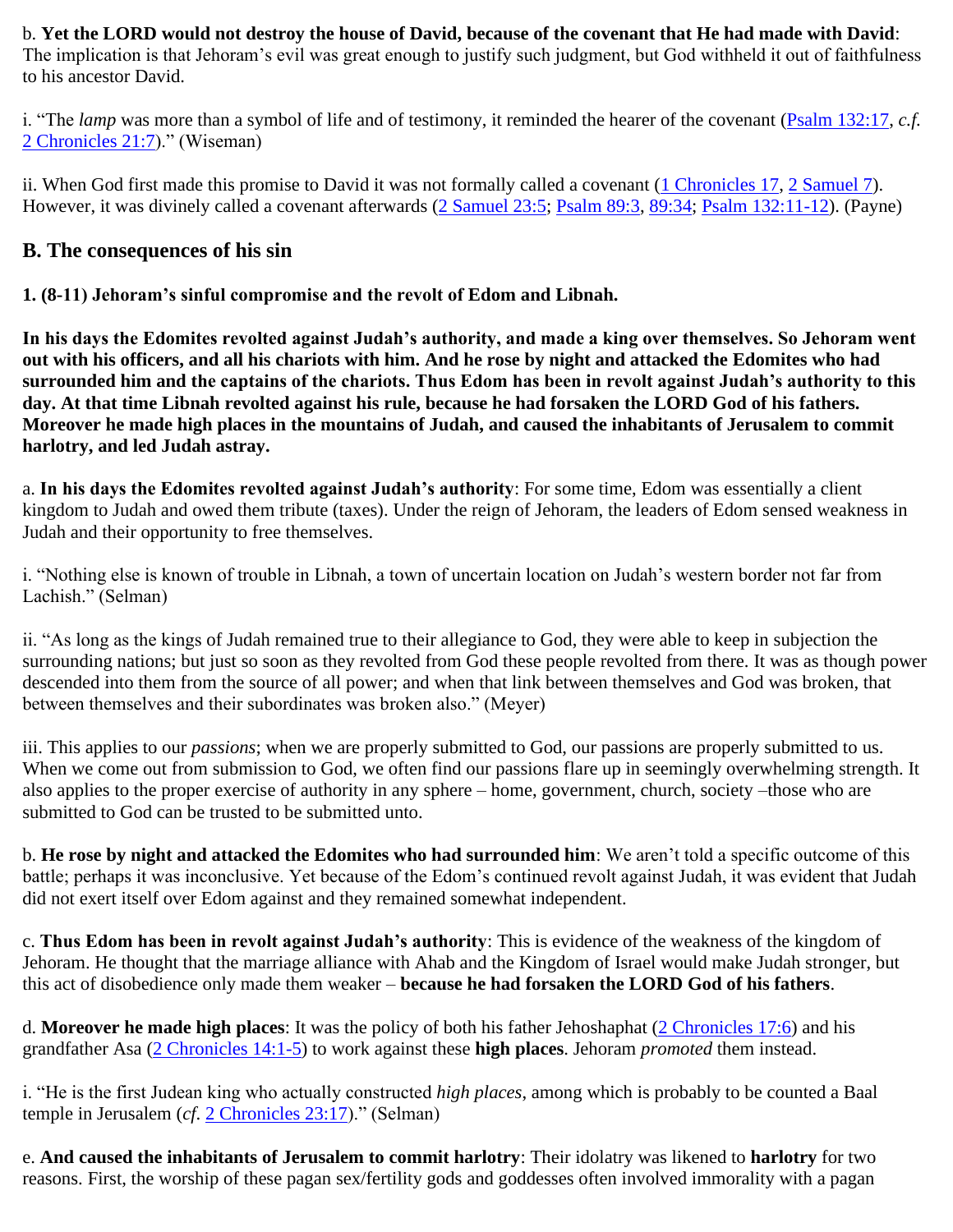b. **Yet the LORD would not destroy the house of David, because of the covenant that He had made with David**: The implication is that Jehoram's evil was great enough to justify such judgment, but God withheld it out of faithfulness to his ancestor David.

i. "The *lamp* was more than a symbol of life and of testimony, it reminded the hearer of the covenant (Psalm 132:17, *c.f.* 2 Chronicles 21:7)." (Wiseman)

ii. When God first made this promise to David it was not formally called a covenant (1 Chronicles 17, 2 Samuel 7). However, it was divinely called a covenant afterwards (2 Samuel 23:5; Psalm 89:3, 89:34; Psalm 132:11-12). (Payne)

## B. The consequences of his sin

**1. (8-11) Jehoram's sinful compromise and the revolt of Edom and Libnah.**

**In his days the Edomites revolted against Judah's authority, and made a king over themselves. So Jehoram went out with his officers, and all his chariots with him. And he rose by night and attacked the Edomites who had surrounded him and the captains of the chariots. Thus Edom has been in revolt against Judah's authority to this day. At that time Libnah revolted against his rule, because he had forsaken the LORD God of his fathers. Moreover he made high places in the mountains of Judah, and caused the inhabitants of Jerusalem to commit harlotry, and led Judah astray.**

a. **In his days the Edomites revolted against Judah's authority**: For some time, Edom was essentially a client kingdom to Judah and owed them tribute (taxes). Under the reign of Jehoram, the leaders of Edom sensed weakness in Judah and their opportunity to free themselves.

i. "Nothing else is known of trouble in Libnah, a town of uncertain location on Judah's western border not far from Lachish." (Selman)

ii. "As long as the kings of Judah remained true to their allegiance to God, they were able to keep in subjection the surrounding nations; but just so soon as they revolted from God these people revolted from there. It was as though power descended into them from the source of all power; and when that link between themselves and God was broken, that between themselves and their subordinates was broken also." (Meyer)

iii. This applies to our *passions*; when we are properly submitted to God, our passions are properly submitted to us. When we come out from submission to God, we often find our passions flare up in seemingly overwhelming strength. It also applies to the proper exercise of authority in any sphere – home, government, church, society –those who are submitted to God can be trusted to be submitted unto.

b. **He rose by night and attacked the Edomites who had surrounded him**: We aren't told a specific outcome of this battle; perhaps it was inconclusive. Yet because of the Edom's continued revolt against Judah, it was evident that Judah did not exert itself over Edom against and they remained somewhat independent.

c. **Thus Edom has been in revolt against Judah's authority**: This is evidence of the weakness of the kingdom of Jehoram. He thought that the marriage alliance with Ahab and the Kingdom of Israel would make Judah stronger, but this act of disobedience only made them weaker – **because he had forsaken the LORD God of his fathers**.

d. **Moreover he made high places**: It was the policy of both his father Jehoshaphat (2 Chronicles 17:6) and his grandfather Asa (2 Chronicles 14:1-5) to work against these **high places**. Jehoram *promoted* them instead.

i. "He is the first Judean king who actually constructed *high places*, among which is probably to be counted a Baal temple in Jerusalem (*cf.* 2 Chronicles 23:17)." (Selman)

e. **And caused the inhabitants of Jerusalem to commit harlotry**: Their idolatry was likened to **harlotry** for two reasons. First, the worship of these pagan sex/fertility gods and goddesses often involved immorality with a pagan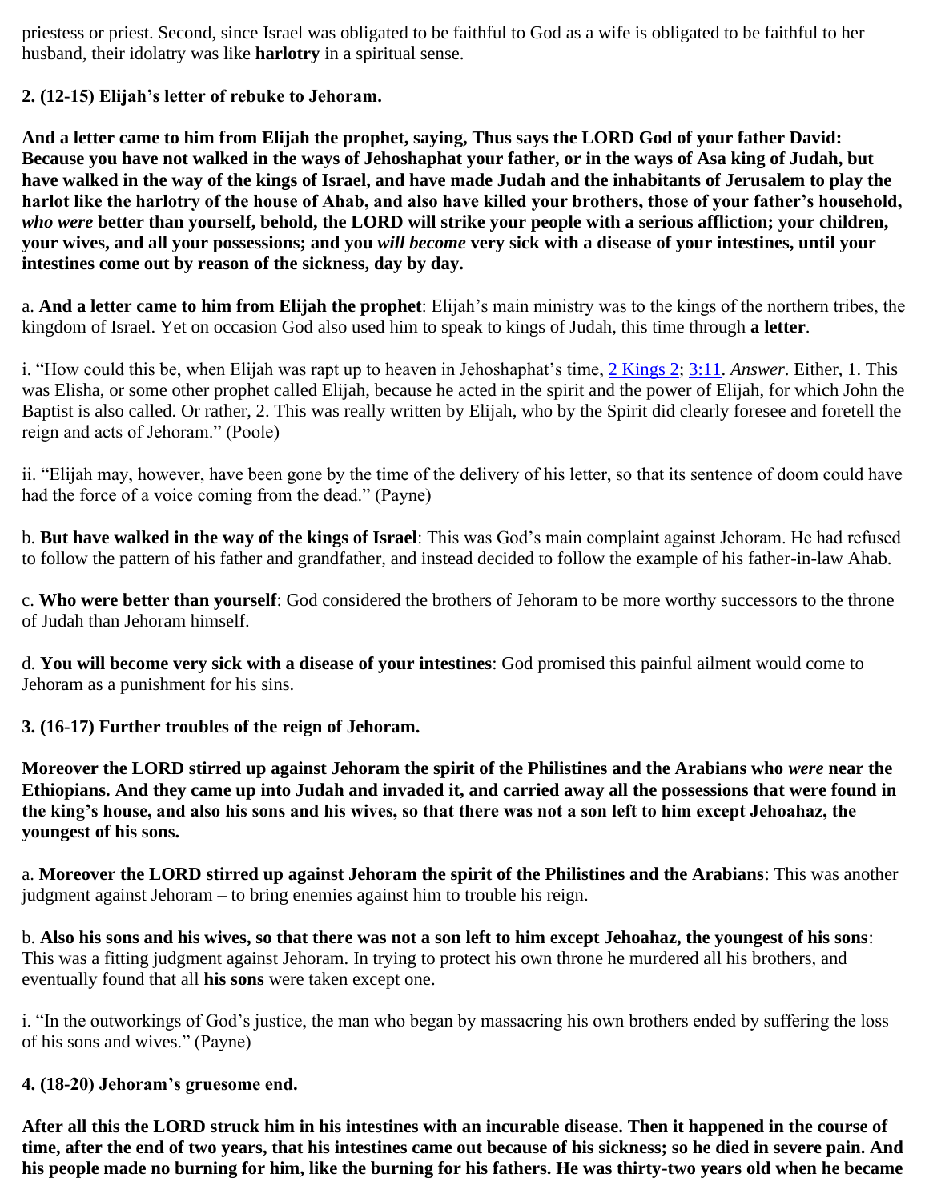priestess or priest. Second, since Israel was obligated to be faithful to God as a wife is obligated to be faithful to her husband, their idolatry was like **harlotry** in a spiritual sense.

### 2. (12-15) Elijah's letter of rebuke to Jehoram.

**And a letter came to him from Elijah the prophet, saying, Thus says the LORD God of your father David: Because you have not walked in the ways of Jehoshaphat your father, or in the ways of Asa king of Judah, but have walked in the way of the kings of Israel, and have made Judah and the inhabitants of Jerusalem to play the harlot like the harlotry of the house of Ahab, and also have killed your brothers, those of your father's household, *who were* better than yourself, behold, the LORD will strike your people with a serious affliction; your children, your wives, and all your possessions; and you *will become* very sick with a disease of your intestines, until your intestines come out by reason of the sickness, day by day.**

a. **And a letter came to him from Elijah the prophet**: Elijah's main ministry was to the kings of the northern tribes, the kingdom of Israel. Yet on occasion God also used him to speak to kings of Judah, this time through **a letter**.

i. "How could this be, when Elijah was rapt up to heaven in Jehoshaphat's time, 2 Kings 2; 3:11. *Answer*. Either, 1. This was Elisha, or some other prophet called Elijah, because he acted in the spirit and the power of Elijah, for which John the Baptist is also called. Or rather, 2. This was really written by Elijah, who by the Spirit did clearly foresee and foretell the reign and acts of Jehoram." (Poole)

ii. "Elijah may, however, have been gone by the time of the delivery of his letter, so that its sentence of doom could have had the force of a voice coming from the dead." (Payne)

b. **But have walked in the way of the kings of Israel**: This was God's main complaint against Jehoram. He had refused to follow the pattern of his father and grandfather, and instead decided to follow the example of his father-in-law Ahab.

c. **Who were better than yourself**: God considered the brothers of Jehoram to be more worthy successors to the throne of Judah than Jehoram himself.

d. **You will become very sick with a disease of your intestines**: God promised this painful ailment would come to Jehoram as a punishment for his sins.

### 3. (16-17) Further troubles of the reign of Jehoram.

**Moreover the LORD stirred up against Jehoram the spirit of the Philistines and the Arabians who *were* near the Ethiopians. And they came up into Judah and invaded it, and carried away all the possessions that were found in the king's house, and also his sons and his wives, so that there was not a son left to him except Jehoahaz, the youngest of his sons.**

a. **Moreover the LORD stirred up against Jehoram the spirit of the Philistines and the Arabians**: This was another judgment against Jehoram – to bring enemies against him to trouble his reign.

b. **Also his sons and his wives, so that there was not a son left to him except Jehoahaz, the youngest of his sons**: This was a fitting judgment against Jehoram. In trying to protect his own throne he murdered all his brothers, and eventually found that all **his sons** were taken except one.

i. "In the outworkings of God's justice, the man who began by massacring his own brothers ended by suffering the loss of his sons and wives." (Payne)

### 4. (18-20) Jehoram's gruesome end.

**After all this the LORD struck him in his intestines with an incurable disease. Then it happened in the course of time, after the end of two years, that his intestines came out because of his sickness; so he died in severe pain. And his people made no burning for him, like the burning for his fathers. He was thirty-two years old when he became**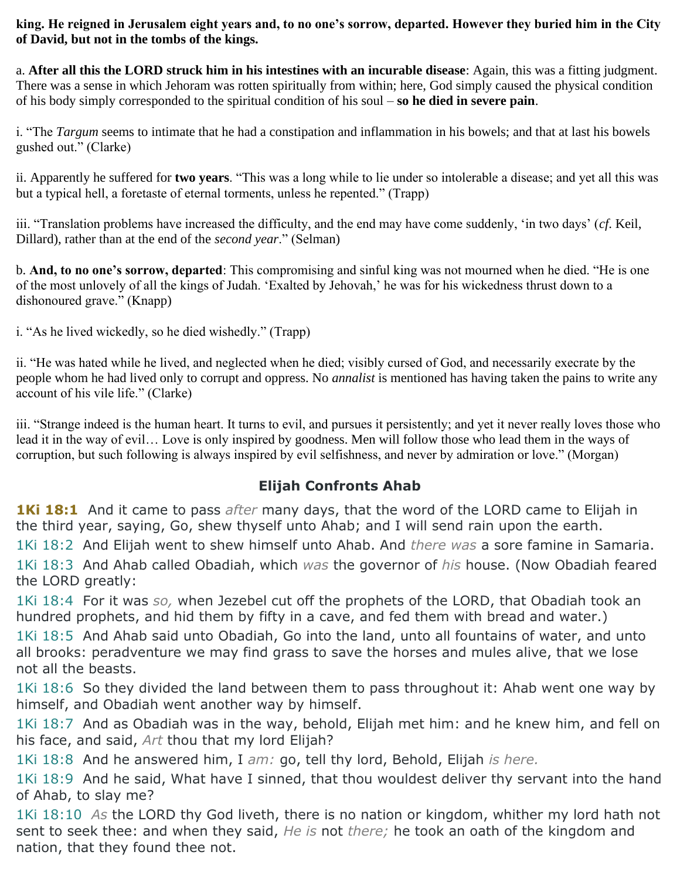**king. He reigned in Jerusalem eight years and, to no one's sorrow, departed. However they buried him in the City of David, but not in the tombs of the kings.**

a. **After all this the LORD struck him in his intestines with an incurable disease**: Again, this was a fitting judgment. There was a sense in which Jehoram was rotten spiritually from within; here, God simply caused the physical condition of his body simply corresponded to the spiritual condition of his soul – **so he died in severe pain**.

i. "The *Targum* seems to intimate that he had a constipation and inflammation in his bowels; and that at last his bowels gushed out." (Clarke)

ii. Apparently he suffered for **two years**. "This was a long while to lie under so intolerable a disease; and yet all this was but a typical hell, a foretaste of eternal torments, unless he repented." (Trapp)

iii. "Translation problems have increased the difficulty, and the end may have come suddenly, 'in two days' (*cf.* Keil, Dillard), rather than at the end of the *second year*." (Selman)

b. **And, to no one's sorrow, departed**: This compromising and sinful king was not mourned when he died. "He is one of the most unlovely of all the kings of Judah. 'Exalted by Jehovah,' he was for his wickedness thrust down to a dishonoured grave." (Knapp)

i. "As he lived wickedly, so he died wishedly." (Trapp)

ii. "He was hated while he lived, and neglected when he died; visibly cursed of God, and necessarily execrate by the people whom he had lived only to corrupt and oppress. No *annalist* is mentioned has having taken the pains to write any account of his vile life." (Clarke)

iii. "Strange indeed is the human heart. It turns to evil, and pursues it persistently; and yet it never really loves those who lead it in the way of evil… Love is only inspired by goodness. Men will follow those who lead them in the ways of corruption, but such following is always inspired by evil selfishness, and never by admiration or love." (Morgan)

## Elijah Confronts Ahab

**1Ki 18:1** And it came to pass *after* many days, that the word of the LORD came to Elijah in the third year, saying, Go, shew thyself unto Ahab; and I will send rain upon the earth.

1Ki 18:2 And Elijah went to shew himself unto Ahab. And *there was* a sore famine in Samaria.

1Ki 18:3 And Ahab called Obadiah, which *was* the governor of *his* house. (Now Obadiah feared the LORD greatly:

1Ki 18:4 For it was *so,* when Jezebel cut off the prophets of the LORD, that Obadiah took an hundred prophets, and hid them by fifty in a cave, and fed them with bread and water.)

1Ki 18:5 And Ahab said unto Obadiah, Go into the land, unto all fountains of water, and unto all brooks: peradventure we may find grass to save the horses and mules alive, that we lose not all the beasts.

1Ki 18:6 So they divided the land between them to pass throughout it: Ahab went one way by himself, and Obadiah went another way by himself.

1Ki 18:7 And as Obadiah was in the way, behold, Elijah met him: and he knew him, and fell on his face, and said, *Art* thou that my lord Elijah?

1Ki 18:8 And he answered him, I *am:* go, tell thy lord, Behold, Elijah *is here.*

1Ki 18:9 And he said, What have I sinned, that thou wouldest deliver thy servant into the hand of Ahab, to slay me?

1Ki 18:10 *As* the LORD thy God liveth, there is no nation or kingdom, whither my lord hath not sent to seek thee: and when they said, *He is* not *there;* he took an oath of the kingdom and nation, that they found thee not.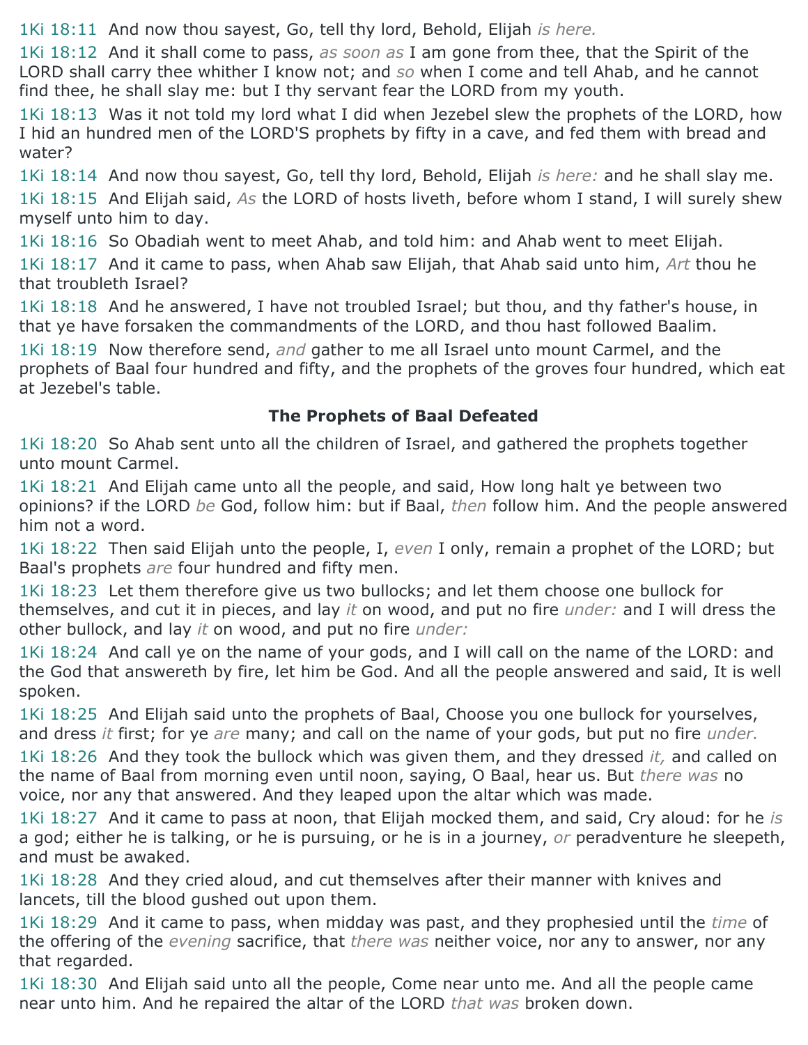1Ki 18:11 And now thou sayest, Go, tell thy lord, Behold, Elijah *is here.*

1Ki 18:12 And it shall come to pass, *as soon as* I am gone from thee, that the Spirit of the LORD shall carry thee whither I know not; and *so* when I come and tell Ahab, and he cannot find thee, he shall slay me: but I thy servant fear the LORD from my youth.

1Ki 18:13 Was it not told my lord what I did when Jezebel slew the prophets of the LORD, how I hid an hundred men of the LORD'S prophets by fifty in a cave, and fed them with bread and water?

1Ki 18:14 And now thou sayest, Go, tell thy lord, Behold, Elijah *is here:* and he shall slay me.

1Ki 18:15 And Elijah said, *As* the LORD of hosts liveth, before whom I stand, I will surely shew myself unto him to day.

1Ki 18:16 So Obadiah went to meet Ahab, and told him: and Ahab went to meet Elijah.

1Ki 18:17 And it came to pass, when Ahab saw Elijah, that Ahab said unto him, *Art* thou he that troubleth Israel?

1Ki 18:18 And he answered, I have not troubled Israel; but thou, and thy father's house, in that ye have forsaken the commandments of the LORD, and thou hast followed Baalim.

1Ki 18:19 Now therefore send, *and* gather to me all Israel unto mount Carmel, and the prophets of Baal four hundred and fifty, and the prophets of the groves four hundred, which eat at Jezebel's table.

### The Prophets of Baal Defeated

1Ki 18:20 So Ahab sent unto all the children of Israel, and gathered the prophets together unto mount Carmel.

1Ki 18:21 And Elijah came unto all the people, and said, How long halt ye between two opinions? if the LORD *be* God, follow him: but if Baal, *then* follow him. And the people answered him not a word.

1Ki 18:22 Then said Elijah unto the people, I, *even* I only, remain a prophet of the LORD; but Baal's prophets *are* four hundred and fifty men.

1Ki 18:23 Let them therefore give us two bullocks; and let them choose one bullock for themselves, and cut it in pieces, and lay *it* on wood, and put no fire *under:* and I will dress the other bullock, and lay *it* on wood, and put no fire *under:*

1Ki 18:24 And call ye on the name of your gods, and I will call on the name of the LORD: and the God that answereth by fire, let him be God. And all the people answered and said, It is well spoken.

1Ki 18:25 And Elijah said unto the prophets of Baal, Choose you one bullock for yourselves, and dress *it* first; for ye *are* many; and call on the name of your gods, but put no fire *under.*

1Ki 18:26 And they took the bullock which was given them, and they dressed *it,* and called on the name of Baal from morning even until noon, saying, O Baal, hear us. But *there was* no voice, nor any that answered. And they leaped upon the altar which was made.

1Ki 18:27 And it came to pass at noon, that Elijah mocked them, and said, Cry aloud: for he *is* a god; either he is talking, or he is pursuing, or he is in a journey, *or* peradventure he sleepeth, and must be awaked.

1Ki 18:28 And they cried aloud, and cut themselves after their manner with knives and lancets, till the blood gushed out upon them.

1Ki 18:29 And it came to pass, when midday was past, and they prophesied until the *time* of the offering of the *evening* sacrifice, that *there was* neither voice, nor any to answer, nor any that regarded.

1Ki 18:30 And Elijah said unto all the people, Come near unto me. And all the people came near unto him. And he repaired the altar of the LORD *that was* broken down.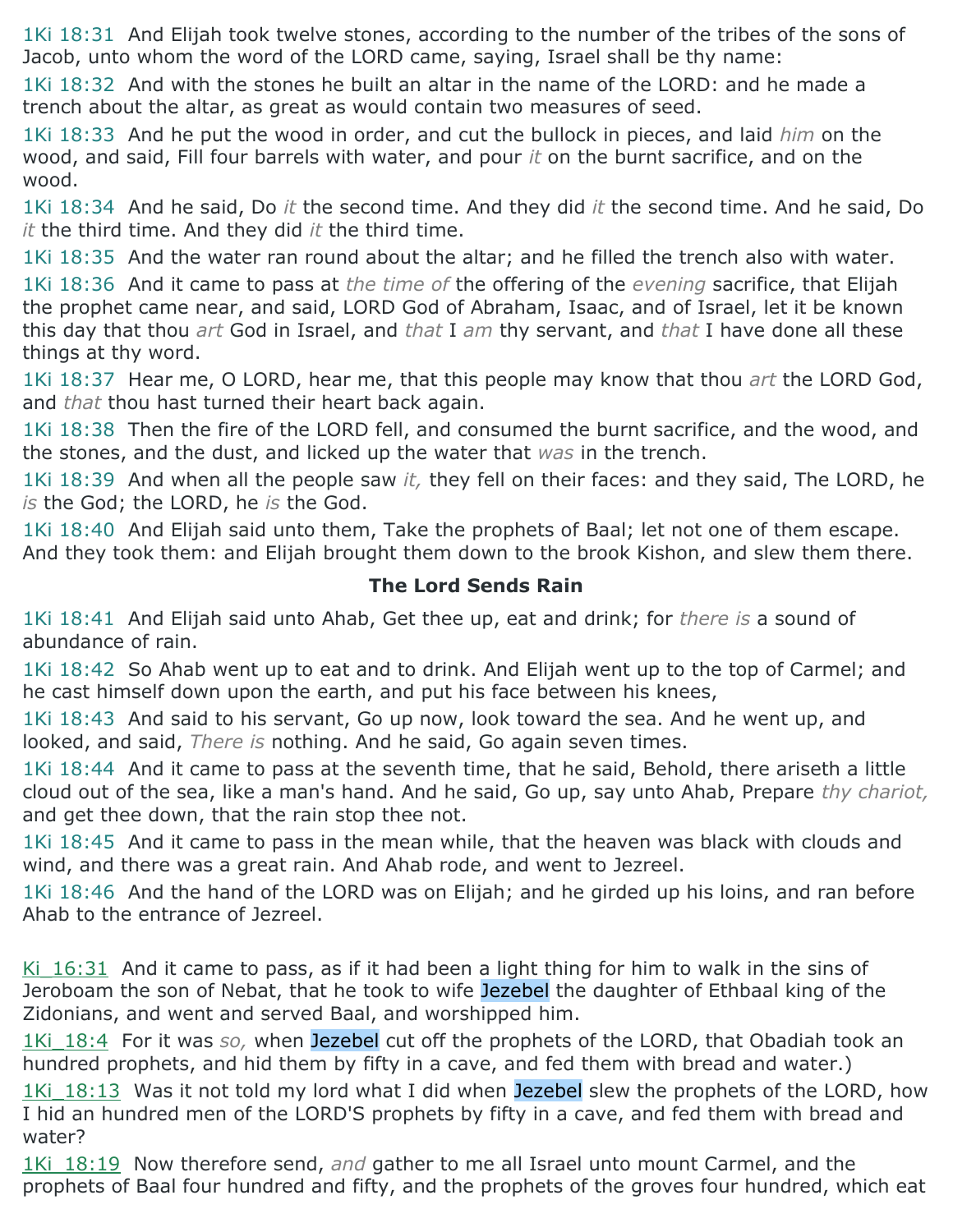1Ki 18:31 And Elijah took twelve stones, according to the number of the tribes of the sons of Jacob, unto whom the word of the LORD came, saying, Israel shall be thy name:

1Ki 18:32 And with the stones he built an altar in the name of the LORD: and he made a trench about the altar, as great as would contain two measures of seed.

1Ki 18:33 And he put the wood in order, and cut the bullock in pieces, and laid *him* on the wood, and said, Fill four barrels with water, and pour *it* on the burnt sacrifice, and on the wood.

1Ki 18:34 And he said, Do *it* the second time. And they did *it* the second time. And he said, Do *it* the third time. And they did *it* the third time.

1Ki 18:35 And the water ran round about the altar; and he filled the trench also with water.

1Ki 18:36 And it came to pass at *the time of* the offering of the *evening* sacrifice, that Elijah the prophet came near, and said, LORD God of Abraham, Isaac, and of Israel, let it be known this day that thou *art* God in Israel, and *that* I *am* thy servant, and *that* I have done all these things at thy word.

1Ki 18:37 Hear me, O LORD, hear me, that this people may know that thou *art* the LORD God, and *that* thou hast turned their heart back again.

1Ki 18:38 Then the fire of the LORD fell, and consumed the burnt sacrifice, and the wood, and the stones, and the dust, and licked up the water that *was* in the trench.

1Ki 18:39 And when all the people saw *it,* they fell on their faces: and they said, The LORD, he *is* the God; the LORD, he *is* the God.

1Ki 18:40 And Elijah said unto them, Take the prophets of Baal; let not one of them escape. And they took them: and Elijah brought them down to the brook Kishon, and slew them there.

**The Lord Sends Rain**

1Ki 18:41 And Elijah said unto Ahab, Get thee up, eat and drink; for *there is* a sound of abundance of rain.

1Ki 18:42 So Ahab went up to eat and to drink. And Elijah went up to the top of Carmel; and he cast himself down upon the earth, and put his face between his knees,

1Ki 18:43 And said to his servant, Go up now, look toward the sea. And he went up, and looked, and said, *There is* nothing. And he said, Go again seven times.

1Ki 18:44 And it came to pass at the seventh time, that he said, Behold, there ariseth a little cloud out of the sea, like a man's hand. And he said, Go up, say unto Ahab, Prepare *thy chariot,* and get thee down, that the rain stop thee not.

1Ki 18:45 And it came to pass in the mean while, that the heaven was black with clouds and wind, and there was a great rain. And Ahab rode, and went to Jezreel.

1Ki 18:46 And the hand of the LORD was on Elijah; and he girded up his loins, and ran before Ahab to the entrance of Jezreel.

Ki_16:31 And it came to pass, as if it had been a light thing for him to walk in the sins of Jeroboam the son of Nebat, that he took to wife Jezebel the daughter of Ethbaal king of the Zidonians, and went and served Baal, and worshipped him.

1Ki_18:4 For it was *so,* when Jezebel cut off the prophets of the LORD, that Obadiah took an hundred prophets, and hid them by fifty in a cave, and fed them with bread and water.)

1Ki_18:13 Was it not told my lord what I did when Jezebel slew the prophets of the LORD, how I hid an hundred men of the LORD'S prophets by fifty in a cave, and fed them with bread and water?

1Ki_18:19 Now therefore send, *and* gather to me all Israel unto mount Carmel, and the prophets of Baal four hundred and fifty, and the prophets of the groves four hundred, which eat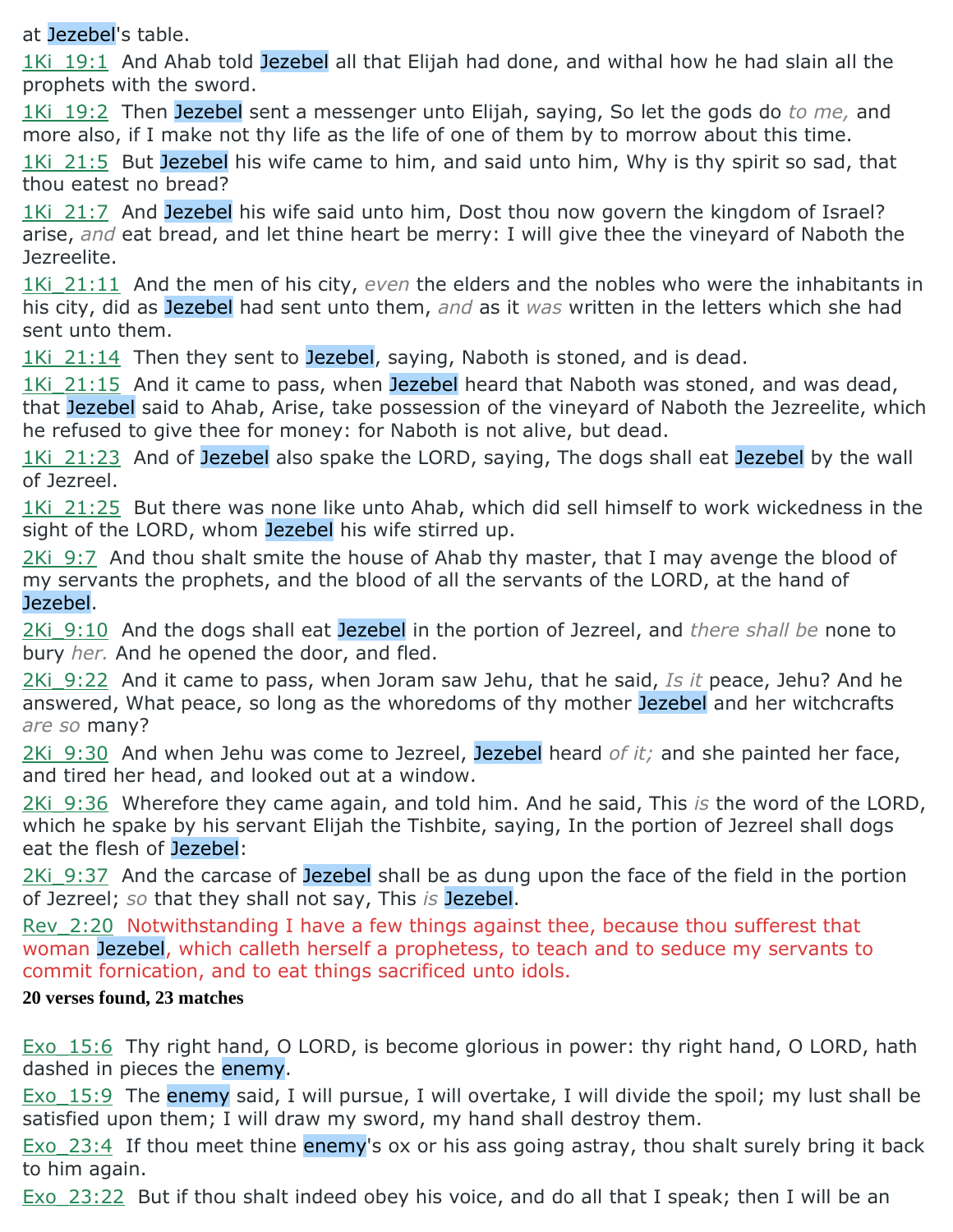at Jezebel's table.

1Ki_19:1 And Ahab told Jezebel all that Elijah had done, and withal how he had slain all the prophets with the sword.

1Ki_19:2 Then Jezebel sent a messenger unto Elijah, saying, So let the gods do *to me,* and more also, if I make not thy life as the life of one of them by to morrow about this time.

1Ki_21:5 But Jezebel his wife came to him, and said unto him, Why is thy spirit so sad, that thou eatest no bread?

1Ki_21:7 And Jezebel his wife said unto him, Dost thou now govern the kingdom of Israel? arise, *and* eat bread, and let thine heart be merry: I will give thee the vineyard of Naboth the Jezreelite.

1Ki_21:11 And the men of his city, *even* the elders and the nobles who were the inhabitants in his city, did as Jezebel had sent unto them, *and* as it *was* written in the letters which she had sent unto them.

1Ki_21:14 Then they sent to Jezebel, saying, Naboth is stoned, and is dead.

1Ki_21:15 And it came to pass, when Jezebel heard that Naboth was stoned, and was dead, that Jezebel said to Ahab, Arise, take possession of the vineyard of Naboth the Jezreelite, which he refused to give thee for money: for Naboth is not alive, but dead.

1Ki_21:23 And of Jezebel also spake the LORD, saying, The dogs shall eat Jezebel by the wall of Jezreel.

1Ki_21:25 But there was none like unto Ahab, which did sell himself to work wickedness in the sight of the LORD, whom Jezebel his wife stirred up.

2Ki_9:7 And thou shalt smite the house of Ahab thy master, that I may avenge the blood of my servants the prophets, and the blood of all the servants of the LORD, at the hand of Jezebel.

2Ki_9:10 And the dogs shall eat Jezebel in the portion of Jezreel, and *there shall be* none to bury *her.* And he opened the door, and fled.

2Ki_9:22 And it came to pass, when Joram saw Jehu, that he said, *Is it* peace, Jehu? And he answered, What peace, so long as the whoredoms of thy mother Jezebel and her witchcrafts *are so* many?

2Ki_9:30 And when Jehu was come to Jezreel, Jezebel heard *of it;* and she painted her face, and tired her head, and looked out at a window.

2Ki_9:36 Wherefore they came again, and told him. And he said, This *is* the word of the LORD, which he spake by his servant Elijah the Tishbite, saying, In the portion of Jezreel shall dogs eat the flesh of Jezebel:

2Ki_9:37 And the carcase of Jezebel shall be as dung upon the face of the field in the portion of Jezreel; *so* that they shall not say, This *is* Jezebel.

Rev_2:20 Notwithstanding I have a few things against thee, because thou sufferest that woman Jezebel, which calleth herself a prophetess, to teach and to seduce my servants to commit fornication, and to eat things sacrificed unto idols.

**20 verses found, 23 matches**

Exo_15:6 Thy right hand, O LORD, is become glorious in power: thy right hand, O LORD, hath dashed in pieces the enemy.

Exo_15:9 The enemy said, I will pursue, I will overtake, I will divide the spoil; my lust shall be satisfied upon them; I will draw my sword, my hand shall destroy them.

Exo_23:4 If thou meet thine enemy's ox or his ass going astray, thou shalt surely bring it back to him again.

Exo_23:22 But if thou shalt indeed obey his voice, and do all that I speak; then I will be an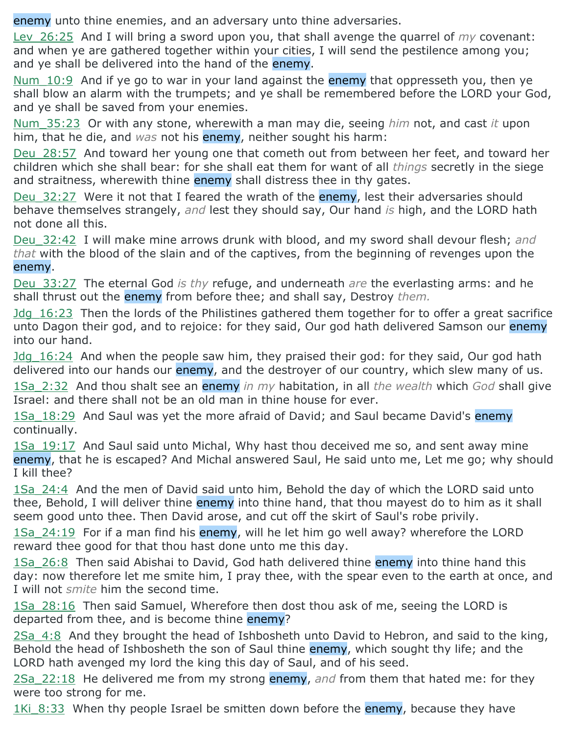enemy unto thine enemies, and an adversary unto thine adversaries.

Lev_26:25 And I will bring a sword upon you, that shall avenge the quarrel of *my* covenant: and when ye are gathered together within your cities, I will send the pestilence among you; and ye shall be delivered into the hand of the enemy.

Num_10:9 And if ye go to war in your land against the enemy that oppresseth you, then ye shall blow an alarm with the trumpets; and ye shall be remembered before the LORD your God, and ye shall be saved from your enemies.

Num_35:23 Or with any stone, wherewith a man may die, seeing *him* not, and cast *it* upon him, that he die, and *was* not his enemy, neither sought his harm:

Deu_28:57 And toward her young one that cometh out from between her feet, and toward her children which she shall bear: for she shall eat them for want of all *things* secretly in the siege and straitness, wherewith thine enemy shall distress thee in thy gates.

Deu_32:27 Were it not that I feared the wrath of the enemy, lest their adversaries should behave themselves strangely, *and* lest they should say, Our hand *is* high, and the LORD hath not done all this.

Deu_32:42 I will make mine arrows drunk with blood, and my sword shall devour flesh; *and that* with the blood of the slain and of the captives, from the beginning of revenges upon the enemy.

Deu_33:27 The eternal God *is thy* refuge, and underneath *are* the everlasting arms: and he shall thrust out the enemy from before thee; and shall say, Destroy *them.*

Jdg_16:23 Then the lords of the Philistines gathered them together for to offer a great sacrifice unto Dagon their god, and to rejoice: for they said, Our god hath delivered Samson our enemy into our hand.

Jdg_16:24 And when the people saw him, they praised their god: for they said, Our god hath delivered into our hands our enemy, and the destroyer of our country, which slew many of us.

1Sa_2:32 And thou shalt see an enemy *in my* habitation, in all *the wealth* which *God* shall give Israel: and there shall not be an old man in thine house for ever.

1Sa_18:29 And Saul was yet the more afraid of David; and Saul became David's enemy continually.

1Sa_19:17 And Saul said unto Michal, Why hast thou deceived me so, and sent away mine enemy, that he is escaped? And Michal answered Saul, He said unto me, Let me go; why should I kill thee?

1Sa_24:4 And the men of David said unto him, Behold the day of which the LORD said unto thee, Behold, I will deliver thine enemy into thine hand, that thou mayest do to him as it shall seem good unto thee. Then David arose, and cut off the skirt of Saul's robe privily.

1Sa_24:19 For if a man find his enemy, will he let him go well away? wherefore the LORD reward thee good for that thou hast done unto me this day.

1Sa_26:8 Then said Abishai to David, God hath delivered thine enemy into thine hand this day: now therefore let me smite him, I pray thee, with the spear even to the earth at once, and I will not *smite* him the second time.

1Sa_28:16 Then said Samuel, Wherefore then dost thou ask of me, seeing the LORD is departed from thee, and is become thine enemy?

2Sa_4:8 And they brought the head of Ishbosheth unto David to Hebron, and said to the king, Behold the head of Ishbosheth the son of Saul thine enemy, which sought thy life; and the LORD hath avenged my lord the king this day of Saul, and of his seed.

2Sa_22:18 He delivered me from my strong enemy, *and* from them that hated me: for they were too strong for me.

1Ki_8:33 When thy people Israel be smitten down before the enemy, because they have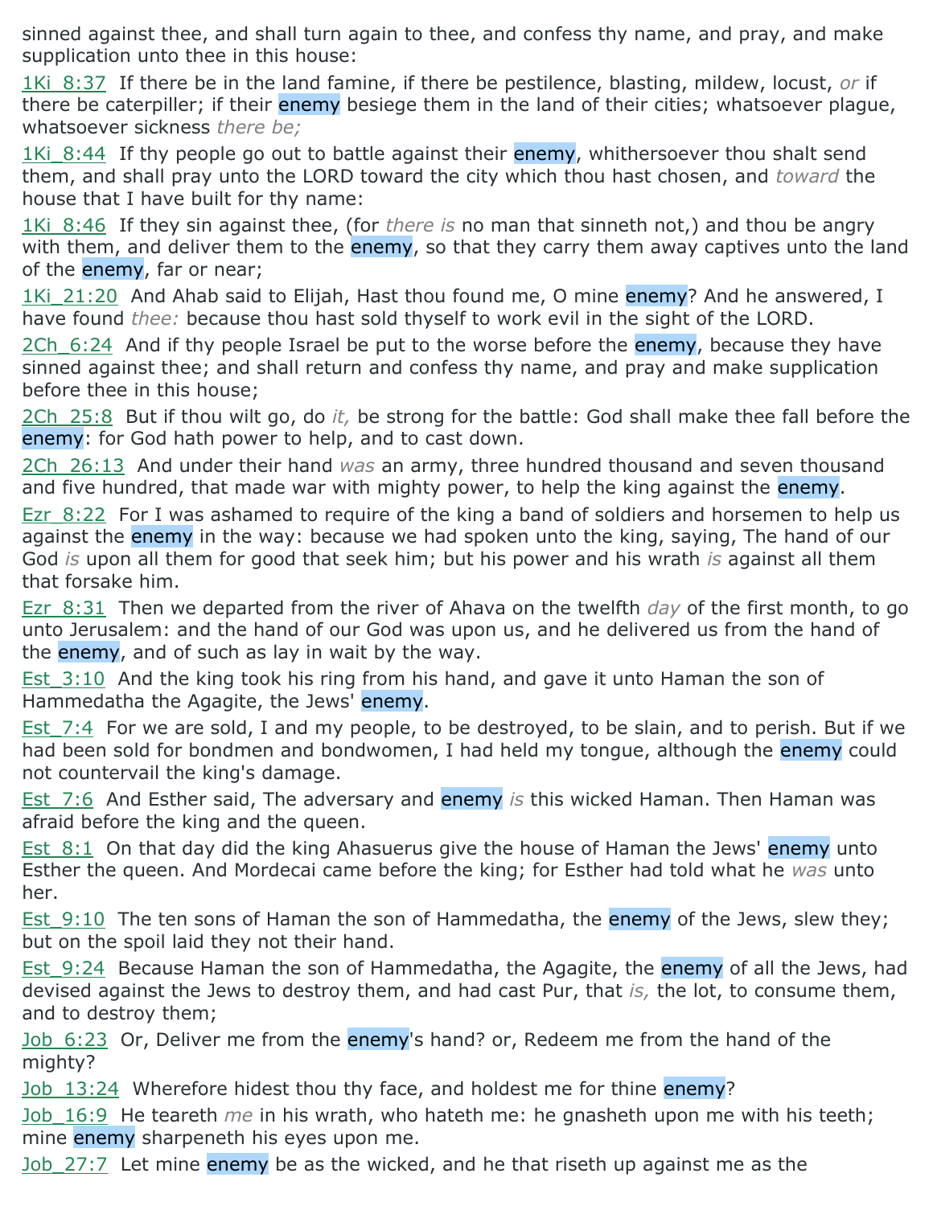sinned against thee, and shall turn again to thee, and confess thy name, and pray, and make supplication unto thee in this house:

1Ki_8:37  If there be in the land famine, if there be pestilence, blasting, mildew, locust, *or* if there be caterpiller; if their enemy besiege them in the land of their cities; whatsoever plague, whatsoever sickness *there be;*

1Ki_8:44  If thy people go out to battle against their enemy, whithersoever thou shalt send them, and shall pray unto the LORD toward the city which thou hast chosen, and *toward* the house that I have built for thy name:

1Ki_8:46  If they sin against thee, (for *there is* no man that sinneth not,) and thou be angry with them, and deliver them to the enemy, so that they carry them away captives unto the land of the enemy, far or near;

1Ki_21:20  And Ahab said to Elijah, Hast thou found me, O mine enemy? And he answered, I have found *thee:* because thou hast sold thyself to work evil in the sight of the LORD.

2Ch_6:24  And if thy people Israel be put to the worse before the enemy, because they have sinned against thee; and shall return and confess thy name, and pray and make supplication before thee in this house;

2Ch_25:8  But if thou wilt go, do *it,* be strong for the battle: God shall make thee fall before the enemy: for God hath power to help, and to cast down.

2Ch_26:13  And under their hand *was* an army, three hundred thousand and seven thousand and five hundred, that made war with mighty power, to help the king against the enemy.

Ezr_8:22  For I was ashamed to require of the king a band of soldiers and horsemen to help us against the enemy in the way: because we had spoken unto the king, saying, The hand of our God *is* upon all them for good that seek him; but his power and his wrath *is* against all them that forsake him.

Ezr_8:31  Then we departed from the river of Ahava on the twelfth *day* of the first month, to go unto Jerusalem: and the hand of our God was upon us, and he delivered us from the hand of the enemy, and of such as lay in wait by the way.

Est_3:10  And the king took his ring from his hand, and gave it unto Haman the son of Hammedatha the Agagite, the Jews' enemy.

Est_7:4  For we are sold, I and my people, to be destroyed, to be slain, and to perish. But if we had been sold for bondmen and bondwomen, I had held my tongue, although the enemy could not countervail the king's damage.

Est_7:6  And Esther said, The adversary and enemy *is* this wicked Haman. Then Haman was afraid before the king and the queen.

Est_8:1  On that day did the king Ahasuerus give the house of Haman the Jews' enemy unto Esther the queen. And Mordecai came before the king; for Esther had told what he *was* unto her.

Est_9:10  The ten sons of Haman the son of Hammedatha, the enemy of the Jews, slew they; but on the spoil laid they not their hand.

Est_9:24  Because Haman the son of Hammedatha, the Agagite, the enemy of all the Jews, had devised against the Jews to destroy them, and had cast Pur, that *is,* the lot, to consume them, and to destroy them;

Job_6:23  Or, Deliver me from the enemy's hand? or, Redeem me from the hand of the mighty?

Job_13:24  Wherefore hidest thou thy face, and holdest me for thine enemy?

Job_16:9  He teareth *me* in his wrath, who hateth me: he gnasheth upon me with his teeth; mine enemy sharpeneth his eyes upon me.

Job_27:7  Let mine enemy be as the wicked, and he that riseth up against me as the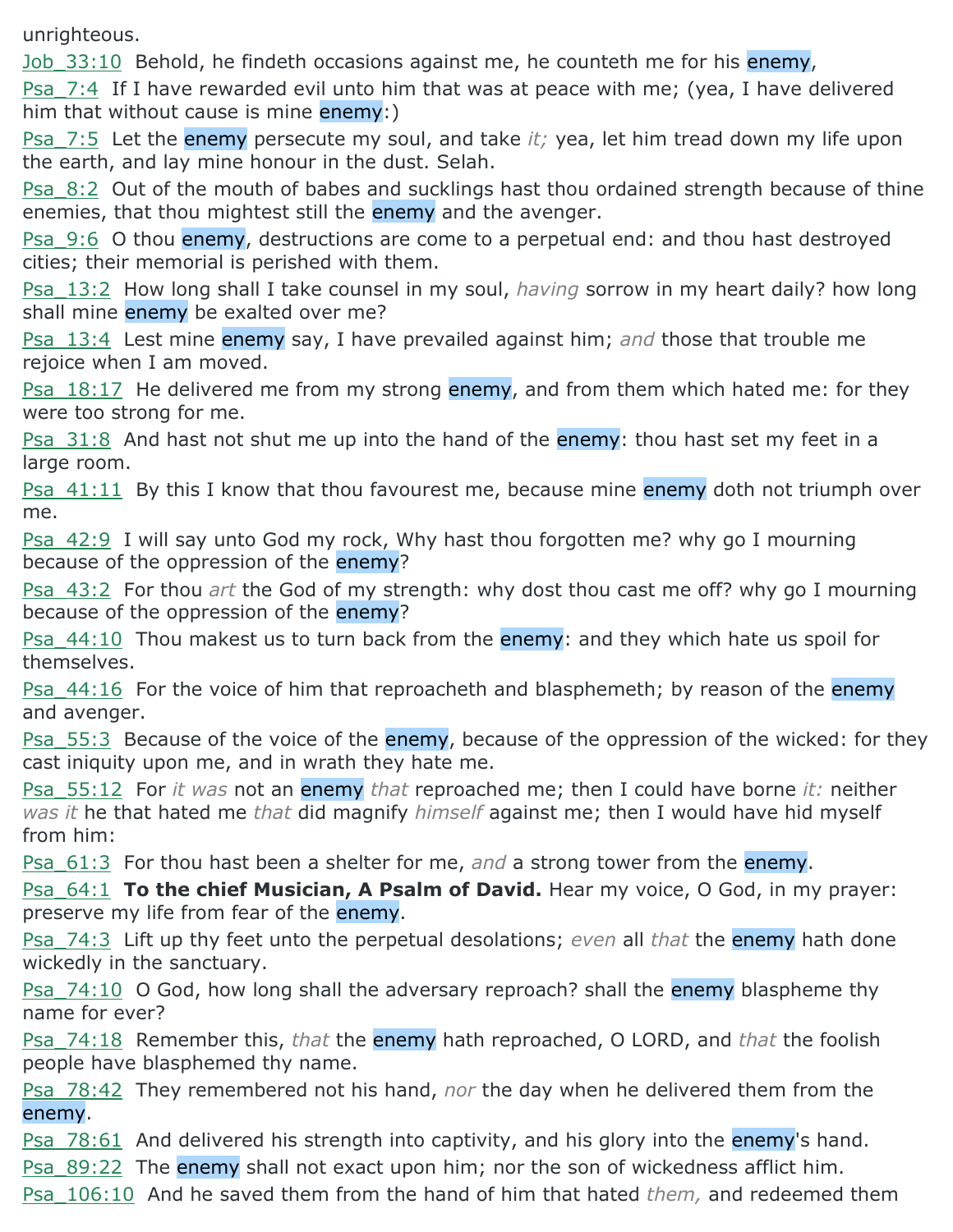unrighteous.

Job_33:10 Behold, he findeth occasions against me, he counteth me for his enemy,

Psa_7:4 If I have rewarded evil unto him that was at peace with me; (yea, I have delivered him that without cause is mine enemy:)

Psa_7:5 Let the enemy persecute my soul, and take *it;* yea, let him tread down my life upon the earth, and lay mine honour in the dust. Selah.

Psa_8:2 Out of the mouth of babes and sucklings hast thou ordained strength because of thine enemies, that thou mightest still the enemy and the avenger.

Psa_9:6 O thou enemy, destructions are come to a perpetual end: and thou hast destroyed cities; their memorial is perished with them.

Psa_13:2 How long shall I take counsel in my soul, *having* sorrow in my heart daily? how long shall mine enemy be exalted over me?

Psa_13:4 Lest mine enemy say, I have prevailed against him; *and* those that trouble me rejoice when I am moved.

Psa_18:17 He delivered me from my strong enemy, and from them which hated me: for they were too strong for me.

Psa_31:8 And hast not shut me up into the hand of the enemy: thou hast set my feet in a large room.

Psa_41:11 By this I know that thou favourest me, because mine enemy doth not triumph over me.

Psa_42:9 I will say unto God my rock, Why hast thou forgotten me? why go I mourning because of the oppression of the enemy?

Psa_43:2 For thou *art* the God of my strength: why dost thou cast me off? why go I mourning because of the oppression of the enemy?

Psa_44:10 Thou makest us to turn back from the enemy: and they which hate us spoil for themselves.

Psa_44:16 For the voice of him that reproacheth and blasphemeth; by reason of the enemy and avenger.

Psa_55:3 Because of the voice of the enemy, because of the oppression of the wicked: for they cast iniquity upon me, and in wrath they hate me.

Psa_55:12 For *it was* not an enemy *that* reproached me; then I could have borne *it:* neither *was it* he that hated me *that* did magnify *himself* against me; then I would have hid myself from him:

Psa_61:3 For thou hast been a shelter for me, *and* a strong tower from the enemy.

Psa_64:1 **To the chief Musician, A Psalm of David.** Hear my voice, O God, in my prayer: preserve my life from fear of the enemy.

Psa_74:3 Lift up thy feet unto the perpetual desolations; *even* all *that* the enemy hath done wickedly in the sanctuary.

Psa_74:10 O God, how long shall the adversary reproach? shall the enemy blaspheme thy name for ever?

Psa_74:18 Remember this, *that* the enemy hath reproached, O LORD, and *that* the foolish people have blasphemed thy name.

Psa_78:42 They remembered not his hand, *nor* the day when he delivered them from the enemy.

Psa_78:61 And delivered his strength into captivity, and his glory into the enemy's hand.

Psa_89:22 The enemy shall not exact upon him; nor the son of wickedness afflict him.

Psa_106:10 And he saved them from the hand of him that hated *them,* and redeemed them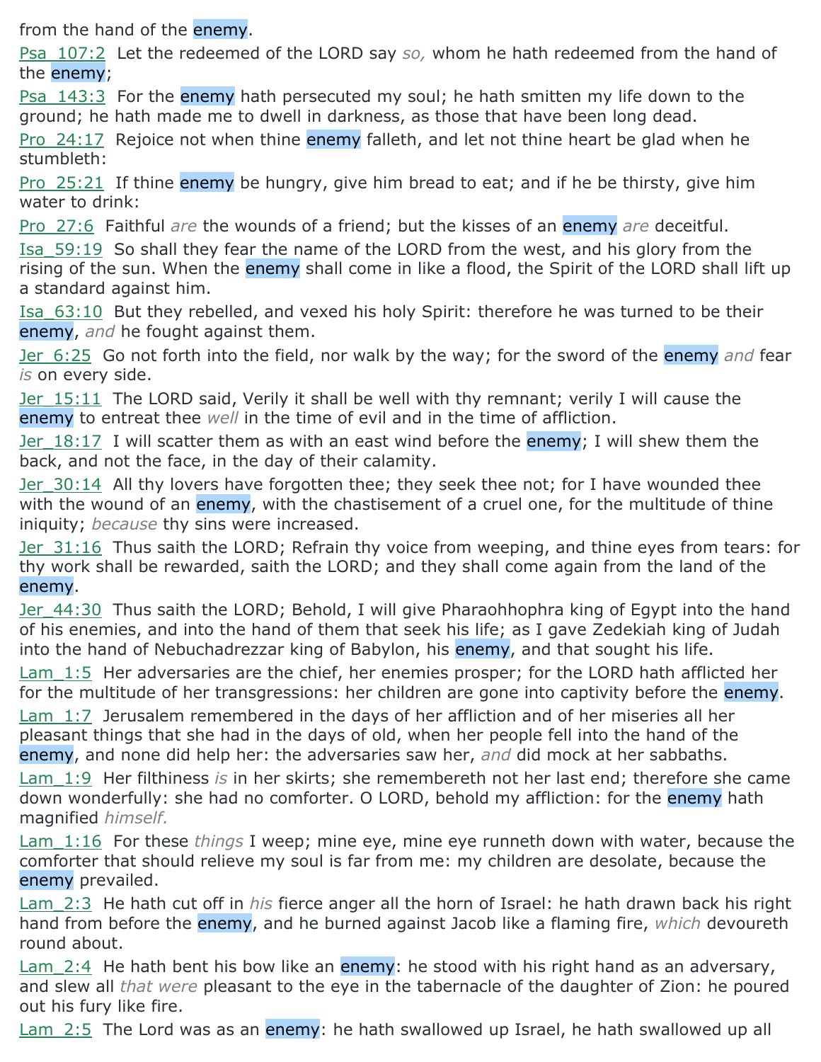from the hand of the enemy.

Psa_107:2  Let the redeemed of the LORD say *so,* whom he hath redeemed from the hand of the enemy;

Psa_143:3  For the enemy hath persecuted my soul; he hath smitten my life down to the ground; he hath made me to dwell in darkness, as those that have been long dead.

Pro_24:17  Rejoice not when thine enemy falleth, and let not thine heart be glad when he stumbleth:

Pro_25:21  If thine enemy be hungry, give him bread to eat; and if he be thirsty, give him water to drink:

Pro_27:6  Faithful *are* the wounds of a friend; but the kisses of an enemy *are* deceitful.

Isa_59:19  So shall they fear the name of the LORD from the west, and his glory from the rising of the sun. When the enemy shall come in like a flood, the Spirit of the LORD shall lift up a standard against him.

Isa_63:10  But they rebelled, and vexed his holy Spirit: therefore he was turned to be their enemy, *and* he fought against them.

Jer_6:25  Go not forth into the field, nor walk by the way; for the sword of the enemy *and* fear *is* on every side.

Jer_15:11  The LORD said, Verily it shall be well with thy remnant; verily I will cause the enemy to entreat thee *well* in the time of evil and in the time of affliction.

Jer_18:17  I will scatter them as with an east wind before the enemy; I will shew them the back, and not the face, in the day of their calamity.

Jer_30:14  All thy lovers have forgotten thee; they seek thee not; for I have wounded thee with the wound of an enemy, with the chastisement of a cruel one, for the multitude of thine iniquity; *because* thy sins were increased.

Jer_31:16  Thus saith the LORD; Refrain thy voice from weeping, and thine eyes from tears: for thy work shall be rewarded, saith the LORD; and they shall come again from the land of the enemy.

Jer_44:30  Thus saith the LORD; Behold, I will give Pharaohhophra king of Egypt into the hand of his enemies, and into the hand of them that seek his life; as I gave Zedekiah king of Judah into the hand of Nebuchadrezzar king of Babylon, his enemy, and that sought his life.

Lam_1:5  Her adversaries are the chief, her enemies prosper; for the LORD hath afflicted her for the multitude of her transgressions: her children are gone into captivity before the enemy.

Lam_1:7  Jerusalem remembered in the days of her affliction and of her miseries all her pleasant things that she had in the days of old, when her people fell into the hand of the enemy, and none did help her: the adversaries saw her, *and* did mock at her sabbaths.

Lam_1:9  Her filthiness *is* in her skirts; she remembereth not her last end; therefore she came down wonderfully: she had no comforter. O LORD, behold my affliction: for the enemy hath magnified *himself.*

Lam_1:16  For these *things* I weep; mine eye, mine eye runneth down with water, because the comforter that should relieve my soul is far from me: my children are desolate, because the enemy prevailed.

Lam_2:3  He hath cut off in *his* fierce anger all the horn of Israel: he hath drawn back his right hand from before the enemy, and he burned against Jacob like a flaming fire, *which* devoureth round about.

Lam_2:4  He hath bent his bow like an enemy: he stood with his right hand as an adversary, and slew all *that were* pleasant to the eye in the tabernacle of the daughter of Zion: he poured out his fury like fire.

Lam_2:5  The Lord was as an enemy: he hath swallowed up Israel, he hath swallowed up all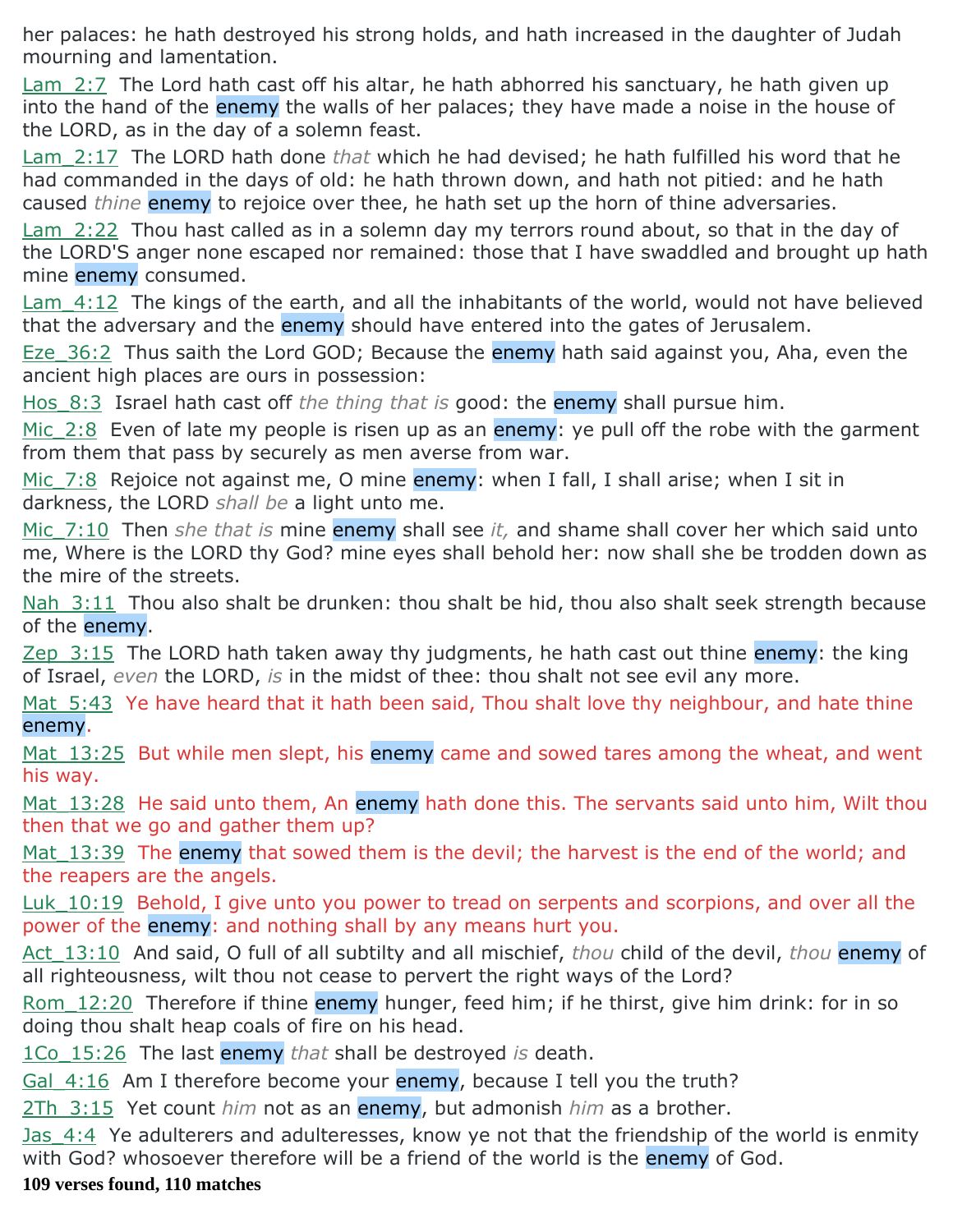her palaces: he hath destroyed his strong holds, and hath increased in the daughter of Judah mourning and lamentation.

Lam_2:7 The Lord hath cast off his altar, he hath abhorred his sanctuary, he hath given up into the hand of the enemy the walls of her palaces; they have made a noise in the house of the LORD, as in the day of a solemn feast.

Lam_2:17 The LORD hath done *that* which he had devised; he hath fulfilled his word that he had commanded in the days of old: he hath thrown down, and hath not pitied: and he hath caused *thine* enemy to rejoice over thee, he hath set up the horn of thine adversaries.

Lam_2:22 Thou hast called as in a solemn day my terrors round about, so that in the day of the LORD'S anger none escaped nor remained: those that I have swaddled and brought up hath mine enemy consumed.

Lam_4:12 The kings of the earth, and all the inhabitants of the world, would not have believed that the adversary and the enemy should have entered into the gates of Jerusalem.

Eze_36:2 Thus saith the Lord GOD; Because the enemy hath said against you, Aha, even the ancient high places are ours in possession:

Hos_8:3 Israel hath cast off *the thing that is* good: the enemy shall pursue him.

Mic_2:8 Even of late my people is risen up as an enemy: ye pull off the robe with the garment from them that pass by securely as men averse from war.

Mic_7:8 Rejoice not against me, O mine enemy: when I fall, I shall arise; when I sit in darkness, the LORD *shall be* a light unto me.

Mic_7:10 Then *she that is* mine enemy shall see *it,* and shame shall cover her which said unto me, Where is the LORD thy God? mine eyes shall behold her: now shall she be trodden down as the mire of the streets.

Nah_3:11 Thou also shalt be drunken: thou shalt be hid, thou also shalt seek strength because of the enemy.

Zep_3:15 The LORD hath taken away thy judgments, he hath cast out thine enemy: the king of Israel, *even* the LORD, *is* in the midst of thee: thou shalt not see evil any more.

Mat_5:43 Ye have heard that it hath been said, Thou shalt love thy neighbour, and hate thine enemy.

Mat_13:25 But while men slept, his enemy came and sowed tares among the wheat, and went his way.

Mat_13:28 He said unto them, An enemy hath done this. The servants said unto him, Wilt thou then that we go and gather them up?

Mat_13:39 The enemy that sowed them is the devil; the harvest is the end of the world; and the reapers are the angels.

Luk_10:19 Behold, I give unto you power to tread on serpents and scorpions, and over all the power of the enemy: and nothing shall by any means hurt you.

Act_13:10 And said, O full of all subtilty and all mischief, *thou* child of the devil, *thou* enemy of all righteousness, wilt thou not cease to pervert the right ways of the Lord?

Rom_12:20 Therefore if thine enemy hunger, feed him; if he thirst, give him drink: for in so doing thou shalt heap coals of fire on his head.

1Co_15:26 The last enemy *that* shall be destroyed *is* death.

Gal_4:16 Am I therefore become your enemy, because I tell you the truth?

2Th_3:15 Yet count *him* not as an enemy, but admonish *him* as a brother.

Jas_4:4 Ye adulterers and adulteresses, know ye not that the friendship of the world is enmity with God? whosoever therefore will be a friend of the world is the enemy of God.

**109 verses found, 110 matches**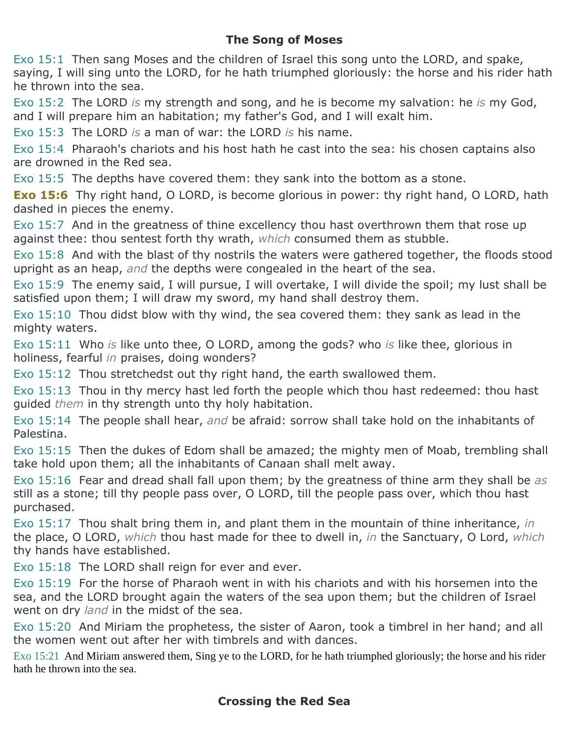## The Song of Moses

Exo 15:1 Then sang Moses and the children of Israel this song unto the LORD, and spake, saying, I will sing unto the LORD, for he hath triumphed gloriously: the horse and his rider hath he thrown into the sea.

Exo 15:2 The LORD *is* my strength and song, and he is become my salvation: he *is* my God, and I will prepare him an habitation; my father's God, and I will exalt him.

Exo 15:3 The LORD *is* a man of war: the LORD *is* his name.

Exo 15:4 Pharaoh's chariots and his host hath he cast into the sea: his chosen captains also are drowned in the Red sea.

Exo 15:5 The depths have covered them: they sank into the bottom as a stone.

**Exo 15:6** Thy right hand, O LORD, is become glorious in power: thy right hand, O LORD, hath dashed in pieces the enemy.

Exo 15:7 And in the greatness of thine excellency thou hast overthrown them that rose up against thee: thou sentest forth thy wrath, *which* consumed them as stubble.

Exo 15:8 And with the blast of thy nostrils the waters were gathered together, the floods stood upright as an heap, *and* the depths were congealed in the heart of the sea.

Exo 15:9 The enemy said, I will pursue, I will overtake, I will divide the spoil; my lust shall be satisfied upon them; I will draw my sword, my hand shall destroy them.

Exo 15:10 Thou didst blow with thy wind, the sea covered them: they sank as lead in the mighty waters.

Exo 15:11 Who *is* like unto thee, O LORD, among the gods? who *is* like thee, glorious in holiness, fearful *in* praises, doing wonders?

Exo 15:12 Thou stretchedst out thy right hand, the earth swallowed them.

Exo 15:13 Thou in thy mercy hast led forth the people which thou hast redeemed: thou hast guided *them* in thy strength unto thy holy habitation.

Exo 15:14 The people shall hear, *and* be afraid: sorrow shall take hold on the inhabitants of Palestina.

Exo 15:15 Then the dukes of Edom shall be amazed; the mighty men of Moab, trembling shall take hold upon them; all the inhabitants of Canaan shall melt away.

Exo 15:16 Fear and dread shall fall upon them; by the greatness of thine arm they shall be *as* still as a stone; till thy people pass over, O LORD, till the people pass over, which thou hast purchased.

Exo 15:17 Thou shalt bring them in, and plant them in the mountain of thine inheritance, *in* the place, O LORD, *which* thou hast made for thee to dwell in, *in* the Sanctuary, O Lord, *which* thy hands have established.

Exo 15:18 The LORD shall reign for ever and ever.

Exo 15:19 For the horse of Pharaoh went in with his chariots and with his horsemen into the sea, and the LORD brought again the waters of the sea upon them; but the children of Israel went on dry *land* in the midst of the sea.

Exo 15:20 And Miriam the prophetess, the sister of Aaron, took a timbrel in her hand; and all the women went out after her with timbrels and with dances.

Exo 15:21 And Miriam answered them, Sing ye to the LORD, for he hath triumphed gloriously; the horse and his rider hath he thrown into the sea.

## Crossing the Red Sea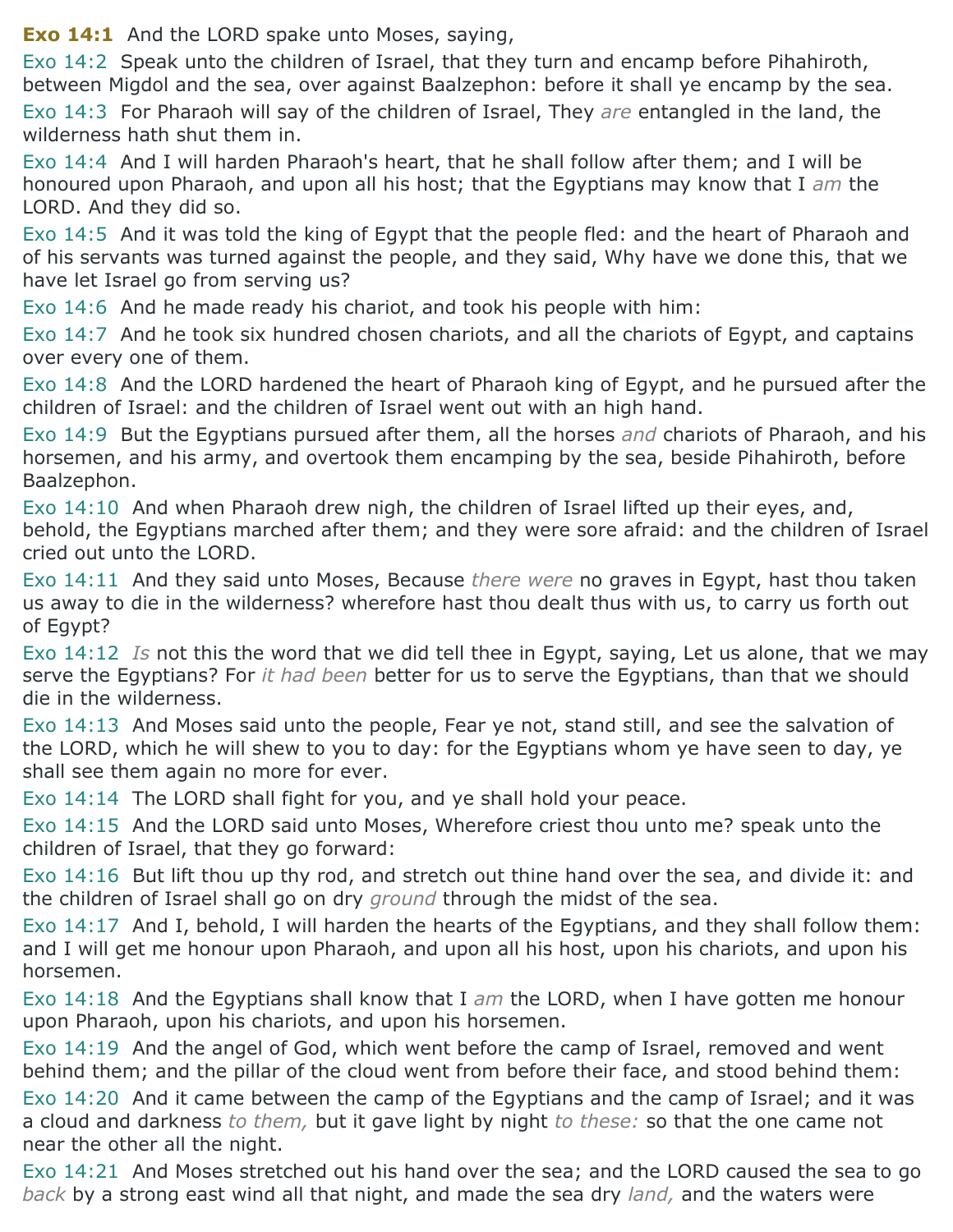**Exo 14:1** And the LORD spake unto Moses, saying,

Exo 14:2 Speak unto the children of Israel, that they turn and encamp before Pihahiroth, between Migdol and the sea, over against Baalzephon: before it shall ye encamp by the sea.

Exo 14:3 For Pharaoh will say of the children of Israel, They *are* entangled in the land, the wilderness hath shut them in.

Exo 14:4 And I will harden Pharaoh's heart, that he shall follow after them; and I will be honoured upon Pharaoh, and upon all his host; that the Egyptians may know that I *am* the LORD. And they did so.

Exo 14:5 And it was told the king of Egypt that the people fled: and the heart of Pharaoh and of his servants was turned against the people, and they said, Why have we done this, that we have let Israel go from serving us?

Exo 14:6 And he made ready his chariot, and took his people with him:

Exo 14:7 And he took six hundred chosen chariots, and all the chariots of Egypt, and captains over every one of them.

Exo 14:8 And the LORD hardened the heart of Pharaoh king of Egypt, and he pursued after the children of Israel: and the children of Israel went out with an high hand.

Exo 14:9 But the Egyptians pursued after them, all the horses *and* chariots of Pharaoh, and his horsemen, and his army, and overtook them encamping by the sea, beside Pihahiroth, before Baalzephon.

Exo 14:10 And when Pharaoh drew nigh, the children of Israel lifted up their eyes, and, behold, the Egyptians marched after them; and they were sore afraid: and the children of Israel cried out unto the LORD.

Exo 14:11 And they said unto Moses, Because *there were* no graves in Egypt, hast thou taken us away to die in the wilderness? wherefore hast thou dealt thus with us, to carry us forth out of Egypt?

Exo 14:12 *Is* not this the word that we did tell thee in Egypt, saying, Let us alone, that we may serve the Egyptians? For *it had been* better for us to serve the Egyptians, than that we should die in the wilderness.

Exo 14:13 And Moses said unto the people, Fear ye not, stand still, and see the salvation of the LORD, which he will shew to you to day: for the Egyptians whom ye have seen to day, ye shall see them again no more for ever.

Exo 14:14 The LORD shall fight for you, and ye shall hold your peace.

Exo 14:15 And the LORD said unto Moses, Wherefore criest thou unto me? speak unto the children of Israel, that they go forward:

Exo 14:16 But lift thou up thy rod, and stretch out thine hand over the sea, and divide it: and the children of Israel shall go on dry *ground* through the midst of the sea.

Exo 14:17 And I, behold, I will harden the hearts of the Egyptians, and they shall follow them: and I will get me honour upon Pharaoh, and upon all his host, upon his chariots, and upon his horsemen.

Exo 14:18 And the Egyptians shall know that I *am* the LORD, when I have gotten me honour upon Pharaoh, upon his chariots, and upon his horsemen.

Exo 14:19 And the angel of God, which went before the camp of Israel, removed and went behind them; and the pillar of the cloud went from before their face, and stood behind them:

Exo 14:20 And it came between the camp of the Egyptians and the camp of Israel; and it was a cloud and darkness *to them,* but it gave light by night *to these:* so that the one came not near the other all the night.

Exo 14:21 And Moses stretched out his hand over the sea; and the LORD caused the sea to go *back* by a strong east wind all that night, and made the sea dry *land,* and the waters were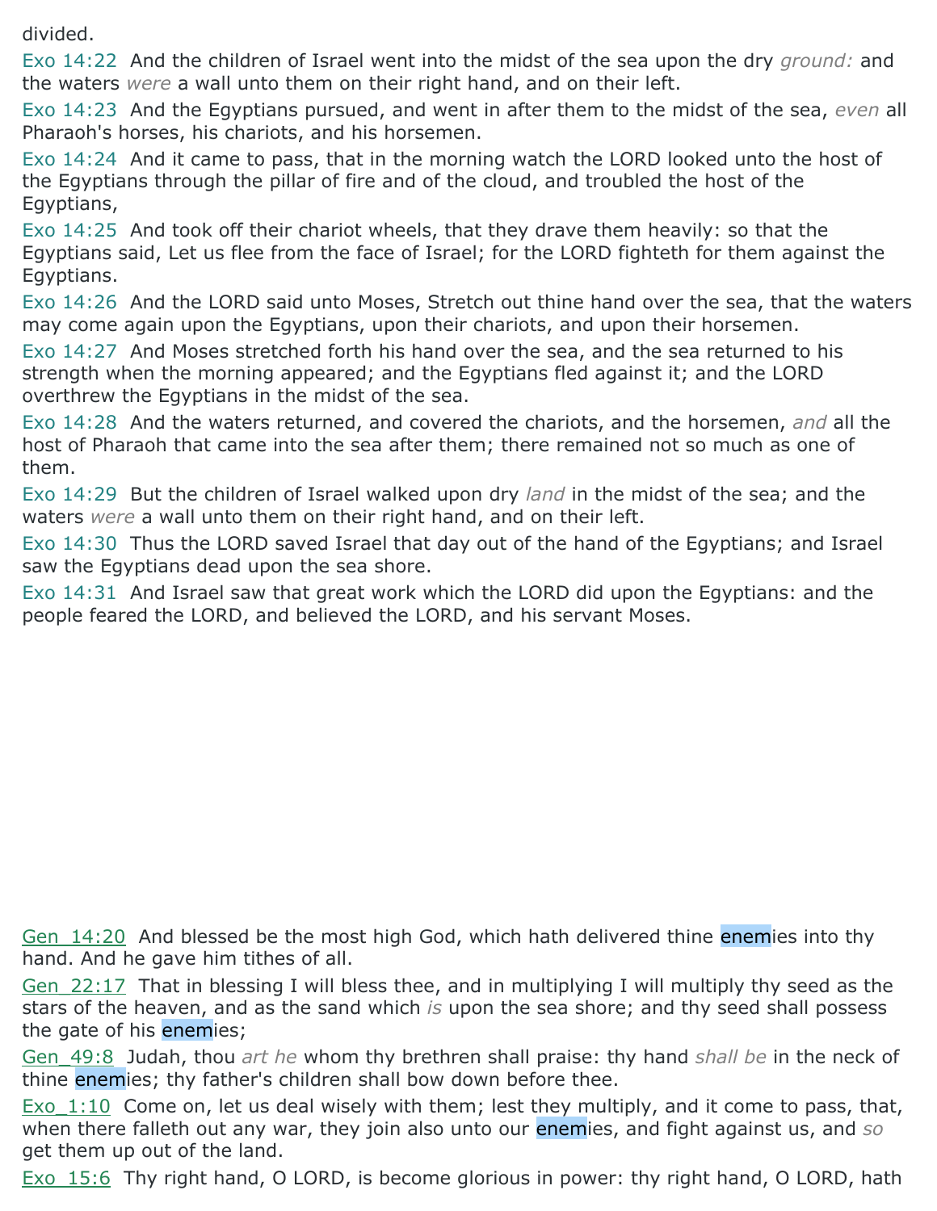divided.

Exo 14:22  And the children of Israel went into the midst of the sea upon the dry *ground:* and the waters *were* a wall unto them on their right hand, and on their left.

Exo 14:23  And the Egyptians pursued, and went in after them to the midst of the sea, *even* all Pharaoh's horses, his chariots, and his horsemen.

Exo 14:24  And it came to pass, that in the morning watch the LORD looked unto the host of the Egyptians through the pillar of fire and of the cloud, and troubled the host of the Egyptians,

Exo 14:25  And took off their chariot wheels, that they drave them heavily: so that the Egyptians said, Let us flee from the face of Israel; for the LORD fighteth for them against the Egyptians.

Exo 14:26  And the LORD said unto Moses, Stretch out thine hand over the sea, that the waters may come again upon the Egyptians, upon their chariots, and upon their horsemen.

Exo 14:27  And Moses stretched forth his hand over the sea, and the sea returned to his strength when the morning appeared; and the Egyptians fled against it; and the LORD overthrew the Egyptians in the midst of the sea.

Exo 14:28  And the waters returned, and covered the chariots, and the horsemen, *and* all the host of Pharaoh that came into the sea after them; there remained not so much as one of them.

Exo 14:29  But the children of Israel walked upon dry *land* in the midst of the sea; and the waters *were* a wall unto them on their right hand, and on their left.

Exo 14:30  Thus the LORD saved Israel that day out of the hand of the Egyptians; and Israel saw the Egyptians dead upon the sea shore.

Exo 14:31  And Israel saw that great work which the LORD did upon the Egyptians: and the people feared the LORD, and believed the LORD, and his servant Moses.

Gen_14:20  And blessed be the most high God, which hath delivered thine enemies into thy hand. And he gave him tithes of all.

Gen_22:17  That in blessing I will bless thee, and in multiplying I will multiply thy seed as the stars of the heaven, and as the sand which *is* upon the sea shore; and thy seed shall possess the gate of his enemies;

Gen_49:8  Judah, thou *art he* whom thy brethren shall praise: thy hand *shall be* in the neck of thine enemies; thy father's children shall bow down before thee.

Exo_1:10  Come on, let us deal wisely with them; lest they multiply, and it come to pass, that, when there falleth out any war, they join also unto our enemies, and fight against us, and *so* get them up out of the land.

Exo_15:6  Thy right hand, O LORD, is become glorious in power: thy right hand, O LORD, hath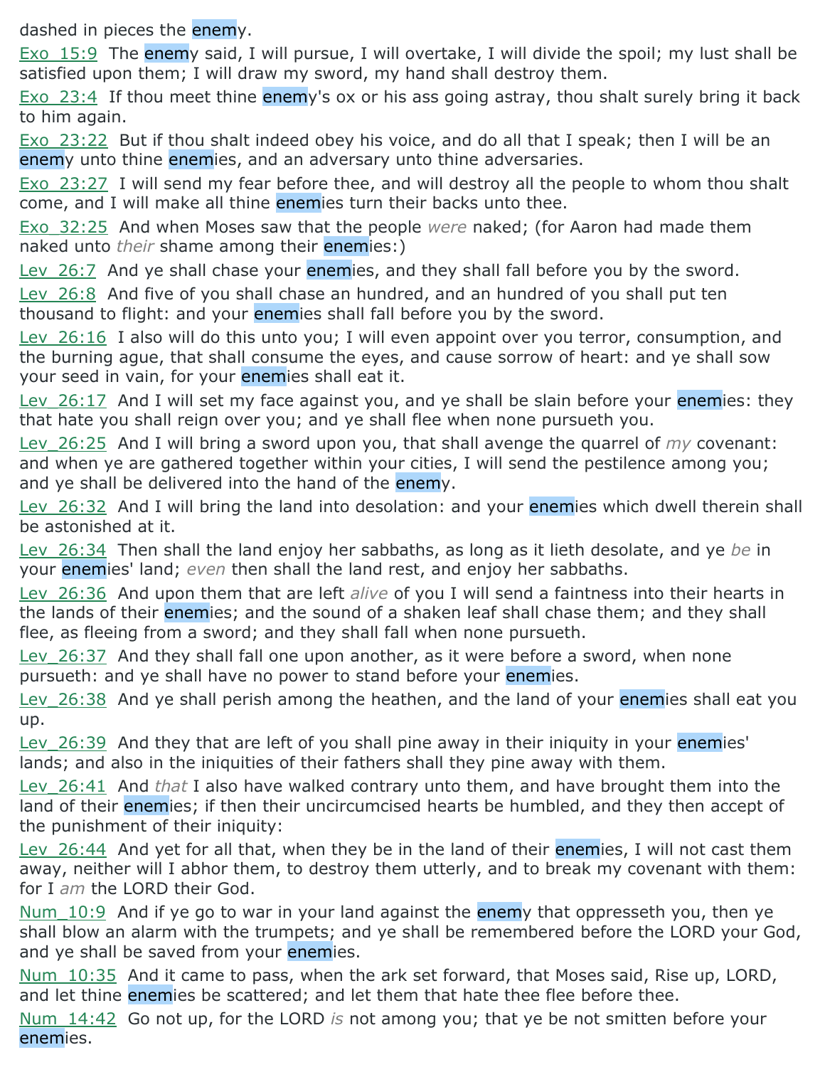dashed in pieces the enemy.

Exo_15:9 The enemy said, I will pursue, I will overtake, I will divide the spoil; my lust shall be satisfied upon them; I will draw my sword, my hand shall destroy them.

Exo_23:4 If thou meet thine enemy's ox or his ass going astray, thou shalt surely bring it back to him again.

Exo_23:22 But if thou shalt indeed obey his voice, and do all that I speak; then I will be an enemy unto thine enemies, and an adversary unto thine adversaries.

Exo_23:27 I will send my fear before thee, and will destroy all the people to whom thou shalt come, and I will make all thine enemies turn their backs unto thee.

Exo_32:25 And when Moses saw that the people *were* naked; (for Aaron had made them naked unto *their* shame among their enemies:)

Lev_26:7 And ye shall chase your enemies, and they shall fall before you by the sword.

Lev_26:8 And five of you shall chase an hundred, and an hundred of you shall put ten thousand to flight: and your enemies shall fall before you by the sword.

Lev_26:16 I also will do this unto you; I will even appoint over you terror, consumption, and the burning ague, that shall consume the eyes, and cause sorrow of heart: and ye shall sow your seed in vain, for your enemies shall eat it.

Lev_26:17 And I will set my face against you, and ye shall be slain before your enemies: they that hate you shall reign over you; and ye shall flee when none pursueth you.

Lev_26:25 And I will bring a sword upon you, that shall avenge the quarrel of *my* covenant: and when ye are gathered together within your cities, I will send the pestilence among you; and ye shall be delivered into the hand of the enemy.

Lev_26:32 And I will bring the land into desolation: and your enemies which dwell therein shall be astonished at it.

Lev_26:34 Then shall the land enjoy her sabbaths, as long as it lieth desolate, and ye *be* in your enemies' land; *even* then shall the land rest, and enjoy her sabbaths.

Lev_26:36 And upon them that are left *alive* of you I will send a faintness into their hearts in the lands of their enemies; and the sound of a shaken leaf shall chase them; and they shall flee, as fleeing from a sword; and they shall fall when none pursueth.

Lev_26:37 And they shall fall one upon another, as it were before a sword, when none pursueth: and ye shall have no power to stand before your enemies.

Lev_26:38 And ye shall perish among the heathen, and the land of your enemies shall eat you up.

Lev_26:39 And they that are left of you shall pine away in their iniquity in your enemies' lands; and also in the iniquities of their fathers shall they pine away with them.

Lev_26:41 And *that* I also have walked contrary unto them, and have brought them into the land of their enemies; if then their uncircumcised hearts be humbled, and they then accept of the punishment of their iniquity:

Lev_26:44 And yet for all that, when they be in the land of their enemies, I will not cast them away, neither will I abhor them, to destroy them utterly, and to break my covenant with them: for I *am* the LORD their God.

Num_10:9 And if ye go to war in your land against the enemy that oppresseth you, then ye shall blow an alarm with the trumpets; and ye shall be remembered before the LORD your God, and ye shall be saved from your enemies.

Num_10:35 And it came to pass, when the ark set forward, that Moses said, Rise up, LORD, and let thine enemies be scattered; and let them that hate thee flee before thee.

Num_14:42 Go not up, for the LORD *is* not among you; that ye be not smitten before your enemies.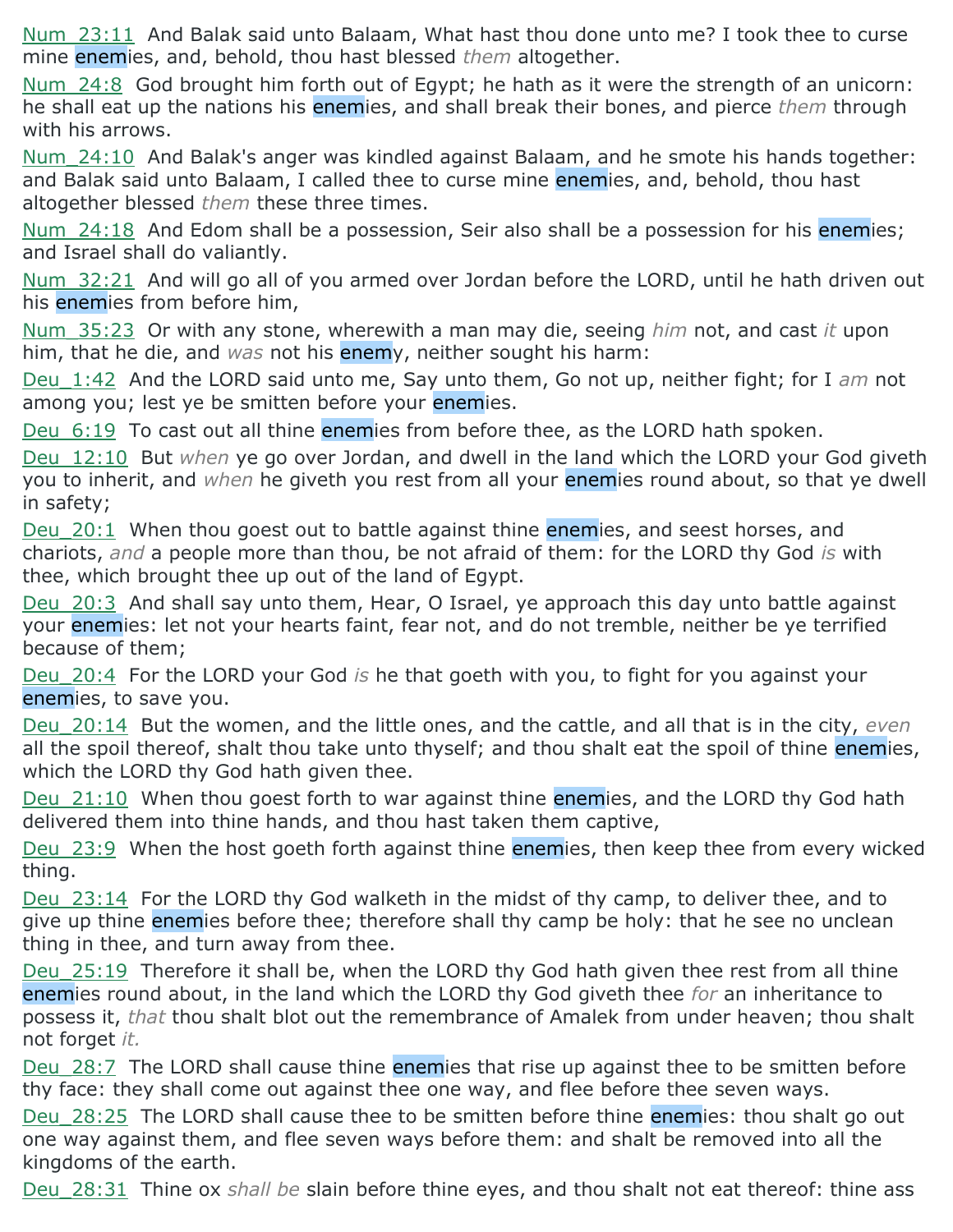[Num_23:11](#) And Balak said unto Balaam, What hast thou done unto me? I took thee to curse mine enemies, and, behold, thou hast blessed *them* altogether.

[Num_24:8](#) God brought him forth out of Egypt; he hath as it were the strength of an unicorn: he shall eat up the nations his enemies, and shall break their bones, and pierce *them* through with his arrows.

[Num_24:10](#) And Balak's anger was kindled against Balaam, and he smote his hands together: and Balak said unto Balaam, I called thee to curse mine enemies, and, behold, thou hast altogether blessed *them* these three times.

[Num_24:18](#) And Edom shall be a possession, Seir also shall be a possession for his enemies; and Israel shall do valiantly.

[Num_32:21](#) And will go all of you armed over Jordan before the LORD, until he hath driven out his enemies from before him,

[Num_35:23](#) Or with any stone, wherewith a man may die, seeing *him* not, and cast *it* upon him, that he die, and *was* not his enemy, neither sought his harm:

[Deu_1:42](#) And the LORD said unto me, Say unto them, Go not up, neither fight; for I *am* not among you; lest ye be smitten before your enemies.

[Deu_6:19](#) To cast out all thine enemies from before thee, as the LORD hath spoken.

[Deu_12:10](#) But *when* ye go over Jordan, and dwell in the land which the LORD your God giveth you to inherit, and *when* he giveth you rest from all your enemies round about, so that ye dwell in safety;

[Deu_20:1](#) When thou goest out to battle against thine enemies, and seest horses, and chariots, *and* a people more than thou, be not afraid of them: for the LORD thy God *is* with thee, which brought thee up out of the land of Egypt.

[Deu_20:3](#) And shall say unto them, Hear, O Israel, ye approach this day unto battle against your enemies: let not your hearts faint, fear not, and do not tremble, neither be ye terrified because of them;

[Deu_20:4](#) For the LORD your God *is* he that goeth with you, to fight for you against your enemies, to save you.

[Deu_20:14](#) But the women, and the little ones, and the cattle, and all that is in the city, *even* all the spoil thereof, shalt thou take unto thyself; and thou shalt eat the spoil of thine enemies, which the LORD thy God hath given thee.

[Deu_21:10](#) When thou goest forth to war against thine enemies, and the LORD thy God hath delivered them into thine hands, and thou hast taken them captive,

[Deu_23:9](#) When the host goeth forth against thine enemies, then keep thee from every wicked thing.

[Deu_23:14](#) For the LORD thy God walketh in the midst of thy camp, to deliver thee, and to give up thine enemies before thee; therefore shall thy camp be holy: that he see no unclean thing in thee, and turn away from thee.

[Deu_25:19](#) Therefore it shall be, when the LORD thy God hath given thee rest from all thine enemies round about, in the land which the LORD thy God giveth thee *for* an inheritance to possess it, *that* thou shalt blot out the remembrance of Amalek from under heaven; thou shalt not forget *it.*

[Deu_28:7](#) The LORD shall cause thine enemies that rise up against thee to be smitten before thy face: they shall come out against thee one way, and flee before thee seven ways.

[Deu_28:25](#) The LORD shall cause thee to be smitten before thine enemies: thou shalt go out one way against them, and flee seven ways before them: and shalt be removed into all the kingdoms of the earth.

[Deu_28:31](#) Thine ox *shall be* slain before thine eyes, and thou shalt not eat thereof: thine ass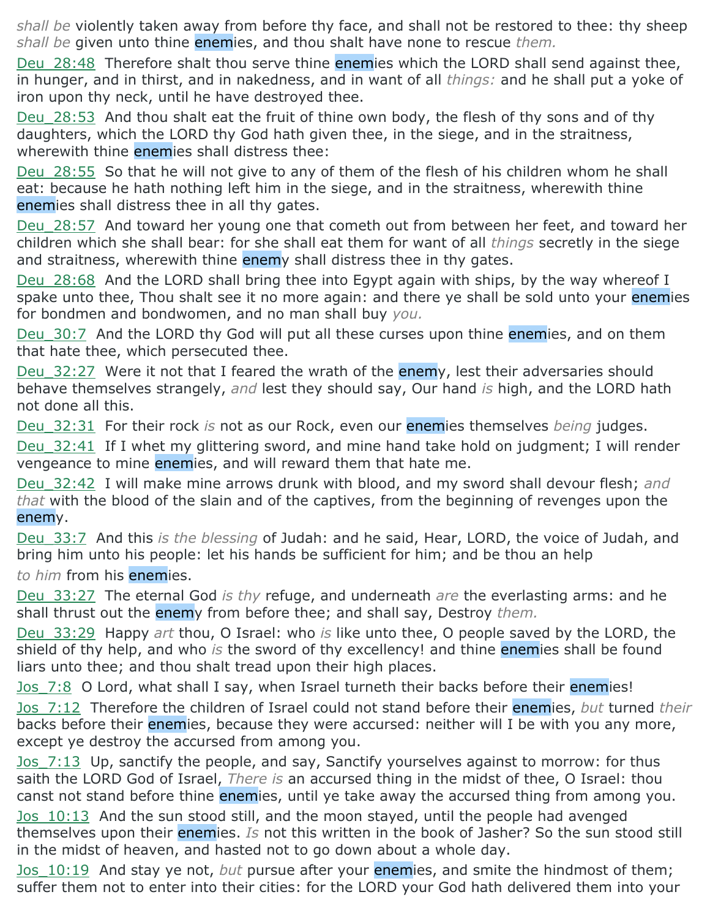*shall be* violently taken away from before thy face, and shall not be restored to thee: thy sheep *shall be* given unto thine enemies, and thou shalt have none to rescue *them.*

Deu_28:48 Therefore shalt thou serve thine enemies which the LORD shall send against thee, in hunger, and in thirst, and in nakedness, and in want of all *things:* and he shall put a yoke of iron upon thy neck, until he have destroyed thee.

Deu_28:53 And thou shalt eat the fruit of thine own body, the flesh of thy sons and of thy daughters, which the LORD thy God hath given thee, in the siege, and in the straitness, wherewith thine enemies shall distress thee:

Deu_28:55 So that he will not give to any of them of the flesh of his children whom he shall eat: because he hath nothing left him in the siege, and in the straitness, wherewith thine enemies shall distress thee in all thy gates.

Deu_28:57 And toward her young one that cometh out from between her feet, and toward her children which she shall bear: for she shall eat them for want of all *things* secretly in the siege and straitness, wherewith thine enemy shall distress thee in thy gates.

Deu_28:68 And the LORD shall bring thee into Egypt again with ships, by the way whereof I spake unto thee, Thou shalt see it no more again: and there ye shall be sold unto your enemies for bondmen and bondwomen, and no man shall buy *you.*

Deu_30:7 And the LORD thy God will put all these curses upon thine enemies, and on them that hate thee, which persecuted thee.

Deu_32:27 Were it not that I feared the wrath of the enemy, lest their adversaries should behave themselves strangely, *and* lest they should say, Our hand *is* high, and the LORD hath not done all this.

Deu_32:31 For their rock *is* not as our Rock, even our enemies themselves *being* judges.

Deu_32:41 If I whet my glittering sword, and mine hand take hold on judgment; I will render vengeance to mine enemies, and will reward them that hate me.

Deu_32:42 I will make mine arrows drunk with blood, and my sword shall devour flesh; *and that* with the blood of the slain and of the captives, from the beginning of revenges upon the enemy.

Deu_33:7 And this *is the blessing* of Judah: and he said, Hear, LORD, the voice of Judah, and bring him unto his people: let his hands be sufficient for him; and be thou an help *to him* from his enemies.

Deu_33:27 The eternal God *is thy* refuge, and underneath *are* the everlasting arms: and he shall thrust out the enemy from before thee; and shall say, Destroy *them.*

Deu_33:29 Happy *art* thou, O Israel: who *is* like unto thee, O people saved by the LORD, the shield of thy help, and who *is* the sword of thy excellency! and thine enemies shall be found liars unto thee; and thou shalt tread upon their high places.

Jos_7:8 O Lord, what shall I say, when Israel turneth their backs before their enemies!

Jos_7:12 Therefore the children of Israel could not stand before their enemies, *but* turned *their* backs before their enemies, because they were accursed: neither will I be with you any more, except ye destroy the accursed from among you.

Jos_7:13 Up, sanctify the people, and say, Sanctify yourselves against to morrow: for thus saith the LORD God of Israel, *There is* an accursed thing in the midst of thee, O Israel: thou canst not stand before thine enemies, until ye take away the accursed thing from among you.

Jos_10:13 And the sun stood still, and the moon stayed, until the people had avenged themselves upon their enemies. *Is* not this written in the book of Jasher? So the sun stood still in the midst of heaven, and hasted not to go down about a whole day.

Jos_10:19 And stay ye not, *but* pursue after your enemies, and smite the hindmost of them; suffer them not to enter into their cities: for the LORD your God hath delivered them into your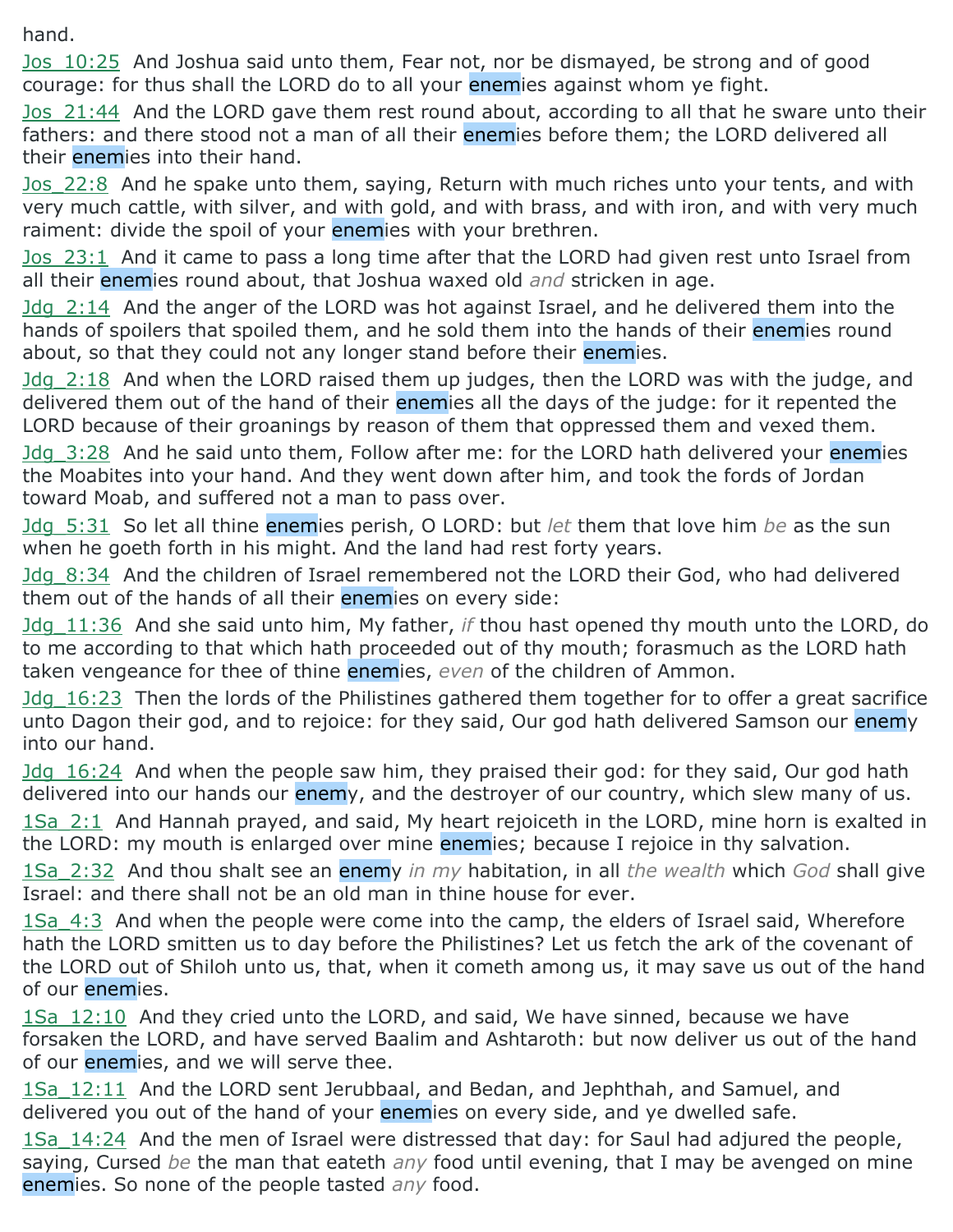hand.

Jos_10:25 And Joshua said unto them, Fear not, nor be dismayed, be strong and of good courage: for thus shall the LORD do to all your enemies against whom ye fight.

Jos_21:44 And the LORD gave them rest round about, according to all that he sware unto their fathers: and there stood not a man of all their enemies before them; the LORD delivered all their enemies into their hand.

Jos_22:8 And he spake unto them, saying, Return with much riches unto your tents, and with very much cattle, with silver, and with gold, and with brass, and with iron, and with very much raiment: divide the spoil of your enemies with your brethren.

Jos_23:1 And it came to pass a long time after that the LORD had given rest unto Israel from all their enemies round about, that Joshua waxed old *and* stricken in age.

Jdg_2:14 And the anger of the LORD was hot against Israel, and he delivered them into the hands of spoilers that spoiled them, and he sold them into the hands of their enemies round about, so that they could not any longer stand before their enemies.

Jdg_2:18 And when the LORD raised them up judges, then the LORD was with the judge, and delivered them out of the hand of their enemies all the days of the judge: for it repented the LORD because of their groanings by reason of them that oppressed them and vexed them.

Jdg_3:28 And he said unto them, Follow after me: for the LORD hath delivered your enemies the Moabites into your hand. And they went down after him, and took the fords of Jordan toward Moab, and suffered not a man to pass over.

Jdg_5:31 So let all thine enemies perish, O LORD: but *let* them that love him *be* as the sun when he goeth forth in his might. And the land had rest forty years.

Jdg_8:34 And the children of Israel remembered not the LORD their God, who had delivered them out of the hands of all their enemies on every side:

Jdg_11:36 And she said unto him, My father, *if* thou hast opened thy mouth unto the LORD, do to me according to that which hath proceeded out of thy mouth; forasmuch as the LORD hath taken vengeance for thee of thine enemies, *even* of the children of Ammon.

Jdg_16:23 Then the lords of the Philistines gathered them together for to offer a great sacrifice unto Dagon their god, and to rejoice: for they said, Our god hath delivered Samson our enemy into our hand.

Jdg_16:24 And when the people saw him, they praised their god: for they said, Our god hath delivered into our hands our enemy, and the destroyer of our country, which slew many of us.

1Sa_2:1 And Hannah prayed, and said, My heart rejoiceth in the LORD, mine horn is exalted in the LORD: my mouth is enlarged over mine enemies; because I rejoice in thy salvation.

1Sa_2:32 And thou shalt see an enemy *in my* habitation, in all *the wealth* which *God* shall give Israel: and there shall not be an old man in thine house for ever.

1Sa_4:3 And when the people were come into the camp, the elders of Israel said, Wherefore hath the LORD smitten us to day before the Philistines? Let us fetch the ark of the covenant of the LORD out of Shiloh unto us, that, when it cometh among us, it may save us out of the hand of our enemies.

1Sa_12:10 And they cried unto the LORD, and said, We have sinned, because we have forsaken the LORD, and have served Baalim and Ashtaroth: but now deliver us out of the hand of our enemies, and we will serve thee.

1Sa_12:11 And the LORD sent Jerubbaal, and Bedan, and Jephthah, and Samuel, and delivered you out of the hand of your enemies on every side, and ye dwelled safe.

1Sa_14:24 And the men of Israel were distressed that day: for Saul had adjured the people, saying, Cursed *be* the man that eateth *any* food until evening, that I may be avenged on mine enemies. So none of the people tasted *any* food.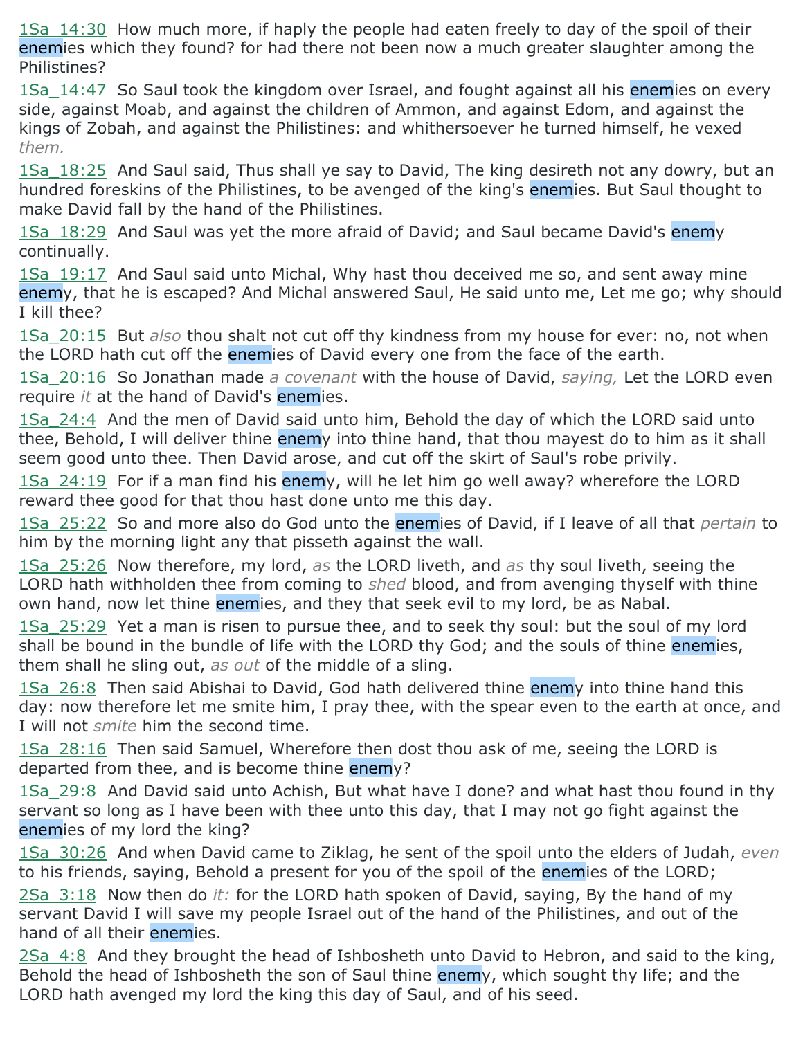1Sa_14:30 How much more, if haply the people had eaten freely to day of the spoil of their enemies which they found? for had there not been now a much greater slaughter among the Philistines?

1Sa_14:47 So Saul took the kingdom over Israel, and fought against all his enemies on every side, against Moab, and against the children of Ammon, and against Edom, and against the kings of Zobah, and against the Philistines: and whithersoever he turned himself, he vexed *them.*

1Sa_18:25 And Saul said, Thus shall ye say to David, The king desireth not any dowry, but an hundred foreskins of the Philistines, to be avenged of the king's enemies. But Saul thought to make David fall by the hand of the Philistines.

1Sa_18:29 And Saul was yet the more afraid of David; and Saul became David's enemy continually.

1Sa_19:17 And Saul said unto Michal, Why hast thou deceived me so, and sent away mine enemy, that he is escaped? And Michal answered Saul, He said unto me, Let me go; why should I kill thee?

1Sa_20:15 But *also* thou shalt not cut off thy kindness from my house for ever: no, not when the LORD hath cut off the enemies of David every one from the face of the earth.

1Sa_20:16 So Jonathan made *a covenant* with the house of David, *saying,* Let the LORD even require *it* at the hand of David's enemies.

1Sa_24:4 And the men of David said unto him, Behold the day of which the LORD said unto thee, Behold, I will deliver thine enemy into thine hand, that thou mayest do to him as it shall seem good unto thee. Then David arose, and cut off the skirt of Saul's robe privily.

1Sa_24:19 For if a man find his enemy, will he let him go well away? wherefore the LORD reward thee good for that thou hast done unto me this day.

1Sa_25:22 So and more also do God unto the enemies of David, if I leave of all that *pertain* to him by the morning light any that pisseth against the wall.

1Sa_25:26 Now therefore, my lord, *as* the LORD liveth, and *as* thy soul liveth, seeing the LORD hath withholden thee from coming to *shed* blood, and from avenging thyself with thine own hand, now let thine enemies, and they that seek evil to my lord, be as Nabal.

1Sa_25:29 Yet a man is risen to pursue thee, and to seek thy soul: but the soul of my lord shall be bound in the bundle of life with the LORD thy God; and the souls of thine enemies, them shall he sling out, *as out* of the middle of a sling.

1Sa_26:8 Then said Abishai to David, God hath delivered thine enemy into thine hand this day: now therefore let me smite him, I pray thee, with the spear even to the earth at once, and I will not *smite* him the second time.

1Sa_28:16 Then said Samuel, Wherefore then dost thou ask of me, seeing the LORD is departed from thee, and is become thine enemy?

1Sa_29:8 And David said unto Achish, But what have I done? and what hast thou found in thy servant so long as I have been with thee unto this day, that I may not go fight against the enemies of my lord the king?

1Sa_30:26 And when David came to Ziklag, he sent of the spoil unto the elders of Judah, *even* to his friends, saying, Behold a present for you of the spoil of the enemies of the LORD;

2Sa_3:18 Now then do *it:* for the LORD hath spoken of David, saying, By the hand of my servant David I will save my people Israel out of the hand of the Philistines, and out of the hand of all their enemies.

2Sa_4:8 And they brought the head of Ishbosheth unto David to Hebron, and said to the king, Behold the head of Ishbosheth the son of Saul thine enemy, which sought thy life; and the LORD hath avenged my lord the king this day of Saul, and of his seed.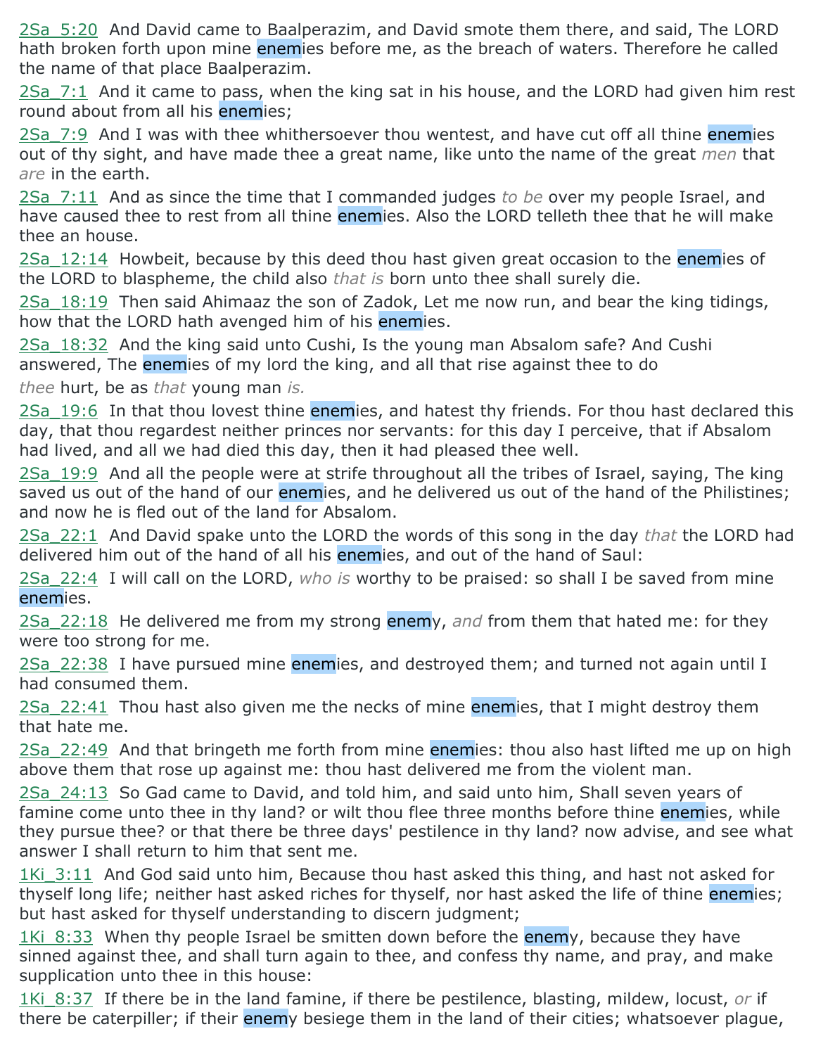2Sa_5:20 And David came to Baalperazim, and David smote them there, and said, The LORD hath broken forth upon mine enemies before me, as the breach of waters. Therefore he called the name of that place Baalperazim.

2Sa_7:1 And it came to pass, when the king sat in his house, and the LORD had given him rest round about from all his enemies;

2Sa_7:9 And I was with thee whithersoever thou wentest, and have cut off all thine enemies out of thy sight, and have made thee a great name, like unto the name of the great *men* that *are* in the earth.

2Sa_7:11 And as since the time that I commanded judges *to be* over my people Israel, and have caused thee to rest from all thine enemies. Also the LORD telleth thee that he will make thee an house.

2Sa_12:14 Howbeit, because by this deed thou hast given great occasion to the enemies of the LORD to blaspheme, the child also *that is* born unto thee shall surely die.

2Sa_18:19 Then said Ahimaaz the son of Zadok, Let me now run, and bear the king tidings, how that the LORD hath avenged him of his enemies.

2Sa_18:32 And the king said unto Cushi, Is the young man Absalom safe? And Cushi answered, The enemies of my lord the king, and all that rise against thee to do *thee* hurt, be as *that* young man *is.*

2Sa_19:6 In that thou lovest thine enemies, and hatest thy friends. For thou hast declared this day, that thou regardest neither princes nor servants: for this day I perceive, that if Absalom had lived, and all we had died this day, then it had pleased thee well.

2Sa_19:9 And all the people were at strife throughout all the tribes of Israel, saying, The king saved us out of the hand of our enemies, and he delivered us out of the hand of the Philistines; and now he is fled out of the land for Absalom.

2Sa_22:1 And David spake unto the LORD the words of this song in the day *that* the LORD had delivered him out of the hand of all his enemies, and out of the hand of Saul:

2Sa_22:4 I will call on the LORD, *who is* worthy to be praised: so shall I be saved from mine enemies.

2Sa_22:18 He delivered me from my strong enemy, *and* from them that hated me: for they were too strong for me.

2Sa_22:38 I have pursued mine enemies, and destroyed them; and turned not again until I had consumed them.

2Sa_22:41 Thou hast also given me the necks of mine enemies, that I might destroy them that hate me.

2Sa_22:49 And that bringeth me forth from mine enemies: thou also hast lifted me up on high above them that rose up against me: thou hast delivered me from the violent man.

2Sa_24:13 So Gad came to David, and told him, and said unto him, Shall seven years of famine come unto thee in thy land? or wilt thou flee three months before thine enemies, while they pursue thee? or that there be three days' pestilence in thy land? now advise, and see what answer I shall return to him that sent me.

1Ki_3:11 And God said unto him, Because thou hast asked this thing, and hast not asked for thyself long life; neither hast asked riches for thyself, nor hast asked the life of thine enemies; but hast asked for thyself understanding to discern judgment;

1Ki_8:33 When thy people Israel be smitten down before the enemy, because they have sinned against thee, and shall turn again to thee, and confess thy name, and pray, and make supplication unto thee in this house:

1Ki_8:37 If there be in the land famine, if there be pestilence, blasting, mildew, locust, *or* if there be caterpiller; if their enemy besiege them in the land of their cities; whatsoever plague,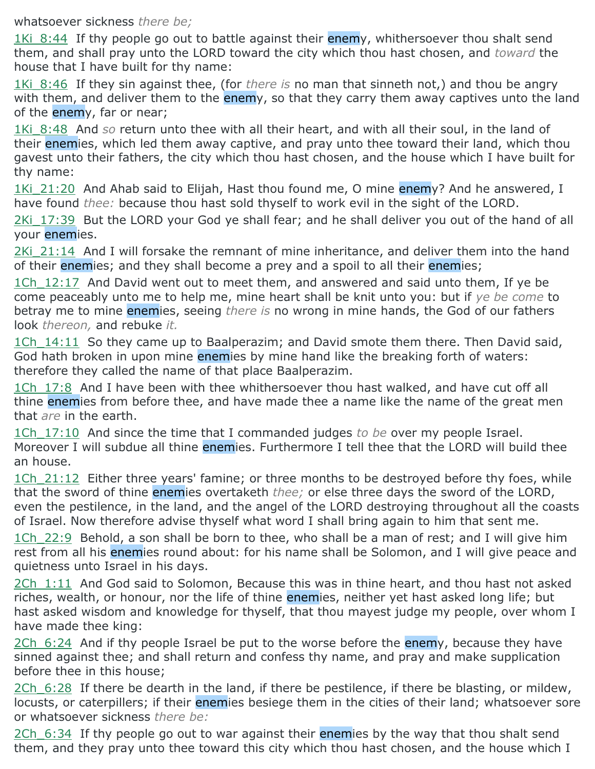whatsoever sickness *there be;*

1Ki_8:44  If thy people go out to battle against their enemy, whithersoever thou shalt send them, and shall pray unto the LORD toward the city which thou hast chosen, and *toward* the house that I have built for thy name:

1Ki_8:46  If they sin against thee, (for *there is* no man that sinneth not,) and thou be angry with them, and deliver them to the enemy, so that they carry them away captives unto the land of the enemy, far or near;

1Ki_8:48  And *so* return unto thee with all their heart, and with all their soul, in the land of their enemies, which led them away captive, and pray unto thee toward their land, which thou gavest unto their fathers, the city which thou hast chosen, and the house which I have built for thy name:

1Ki_21:20  And Ahab said to Elijah, Hast thou found me, O mine enemy? And he answered, I have found *thee:* because thou hast sold thyself to work evil in the sight of the LORD.

2Ki_17:39  But the LORD your God ye shall fear; and he shall deliver you out of the hand of all your enemies.

2Ki_21:14  And I will forsake the remnant of mine inheritance, and deliver them into the hand of their enemies; and they shall become a prey and a spoil to all their enemies;

1Ch_12:17  And David went out to meet them, and answered and said unto them, If ye be come peaceably unto me to help me, mine heart shall be knit unto you: but if *ye be come* to betray me to mine enemies, seeing *there is* no wrong in mine hands, the God of our fathers look *thereon,* and rebuke *it.*

1Ch_14:11  So they came up to Baalperazim; and David smote them there. Then David said, God hath broken in upon mine enemies by mine hand like the breaking forth of waters: therefore they called the name of that place Baalperazim.

1Ch_17:8  And I have been with thee whithersoever thou hast walked, and have cut off all thine enemies from before thee, and have made thee a name like the name of the great men that *are* in the earth.

1Ch_17:10  And since the time that I commanded judges *to be* over my people Israel. Moreover I will subdue all thine enemies. Furthermore I tell thee that the LORD will build thee an house.

1Ch_21:12  Either three years' famine; or three months to be destroyed before thy foes, while that the sword of thine enemies overtaketh *thee;* or else three days the sword of the LORD, even the pestilence, in the land, and the angel of the LORD destroying throughout all the coasts of Israel. Now therefore advise thyself what word I shall bring again to him that sent me.

1Ch_22:9  Behold, a son shall be born to thee, who shall be a man of rest; and I will give him rest from all his enemies round about: for his name shall be Solomon, and I will give peace and quietness unto Israel in his days.

2Ch_1:11  And God said to Solomon, Because this was in thine heart, and thou hast not asked riches, wealth, or honour, nor the life of thine enemies, neither yet hast asked long life; but hast asked wisdom and knowledge for thyself, that thou mayest judge my people, over whom I have made thee king:

2Ch_6:24  And if thy people Israel be put to the worse before the enemy, because they have sinned against thee; and shall return and confess thy name, and pray and make supplication before thee in this house;

2Ch_6:28  If there be dearth in the land, if there be pestilence, if there be blasting, or mildew, locusts, or caterpillers; if their enemies besiege them in the cities of their land; whatsoever sore or whatsoever sickness *there be:*

2Ch_6:34  If thy people go out to war against their enemies by the way that thou shalt send them, and they pray unto thee toward this city which thou hast chosen, and the house which I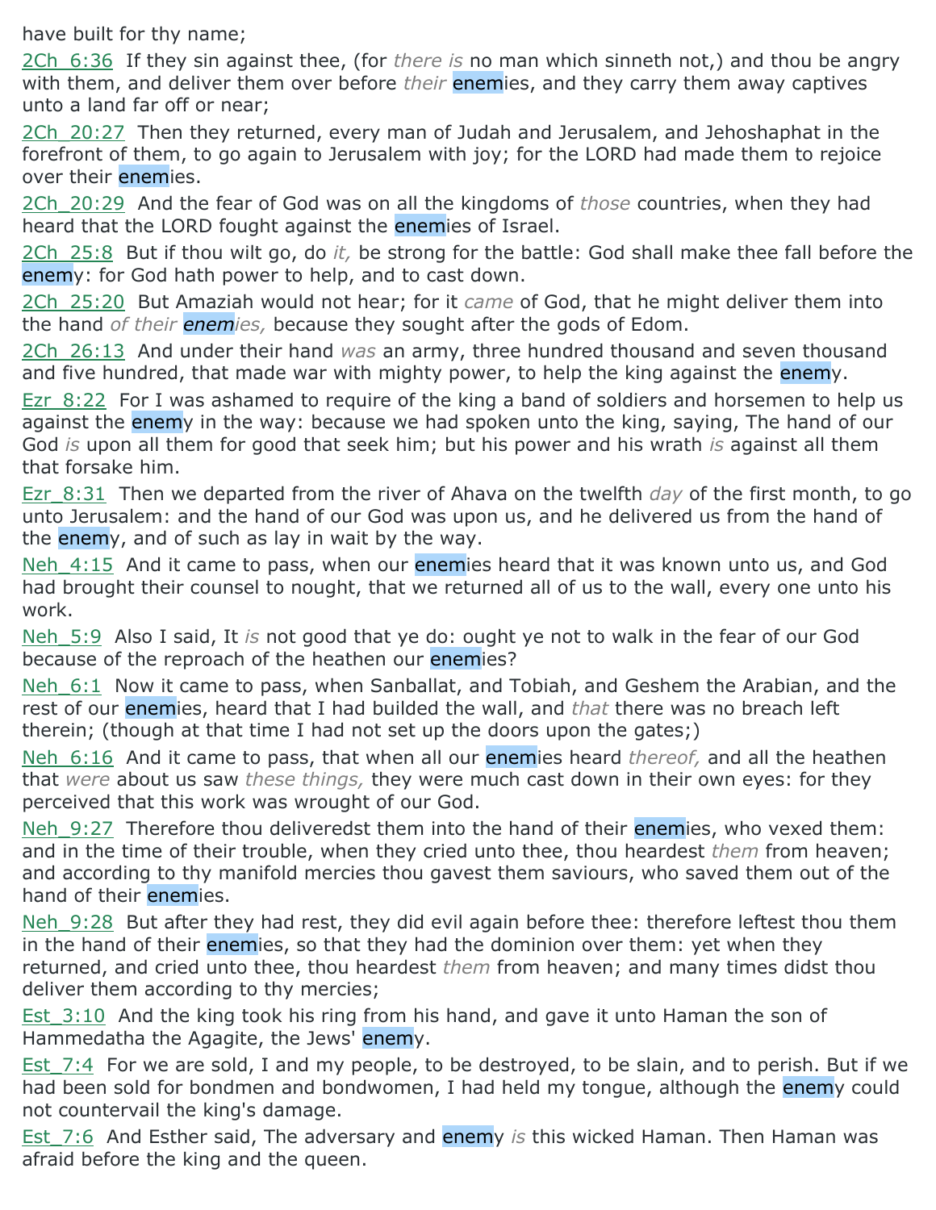have built for thy name;

2Ch_6:36 If they sin against thee, (for *there is* no man which sinneth not,) and thou be angry with them, and deliver them over before *their* enemies, and they carry them away captives unto a land far off or near;

2Ch_20:27 Then they returned, every man of Judah and Jerusalem, and Jehoshaphat in the forefront of them, to go again to Jerusalem with joy; for the LORD had made them to rejoice over their enemies.

2Ch_20:29 And the fear of God was on all the kingdoms of *those* countries, when they had heard that the LORD fought against the enemies of Israel.

2Ch_25:8 But if thou wilt go, do *it,* be strong for the battle: God shall make thee fall before the enemy: for God hath power to help, and to cast down.

2Ch_25:20 But Amaziah would not hear; for it *came* of God, that he might deliver them into the hand *of their enemies,* because they sought after the gods of Edom.

2Ch_26:13 And under their hand *was* an army, three hundred thousand and seven thousand and five hundred, that made war with mighty power, to help the king against the enemy.

Ezr_8:22 For I was ashamed to require of the king a band of soldiers and horsemen to help us against the enemy in the way: because we had spoken unto the king, saying, The hand of our God *is* upon all them for good that seek him; but his power and his wrath *is* against all them that forsake him.

Ezr_8:31 Then we departed from the river of Ahava on the twelfth *day* of the first month, to go unto Jerusalem: and the hand of our God was upon us, and he delivered us from the hand of the enemy, and of such as lay in wait by the way.

Neh_4:15 And it came to pass, when our enemies heard that it was known unto us, and God had brought their counsel to nought, that we returned all of us to the wall, every one unto his work.

Neh_5:9 Also I said, It *is* not good that ye do: ought ye not to walk in the fear of our God because of the reproach of the heathen our enemies?

Neh_6:1 Now it came to pass, when Sanballat, and Tobiah, and Geshem the Arabian, and the rest of our enemies, heard that I had builded the wall, and *that* there was no breach left therein; (though at that time I had not set up the doors upon the gates;)

Neh_6:16 And it came to pass, that when all our enemies heard *thereof,* and all the heathen that *were* about us saw *these things,* they were much cast down in their own eyes: for they perceived that this work was wrought of our God.

Neh_9:27 Therefore thou deliveredst them into the hand of their enemies, who vexed them: and in the time of their trouble, when they cried unto thee, thou heardest *them* from heaven; and according to thy manifold mercies thou gavest them saviours, who saved them out of the hand of their enemies.

Neh_9:28 But after they had rest, they did evil again before thee: therefore leftest thou them in the hand of their enemies, so that they had the dominion over them: yet when they returned, and cried unto thee, thou heardest *them* from heaven; and many times didst thou deliver them according to thy mercies;

Est_3:10 And the king took his ring from his hand, and gave it unto Haman the son of Hammedatha the Agagite, the Jews' enemy.

Est_7:4 For we are sold, I and my people, to be destroyed, to be slain, and to perish. But if we had been sold for bondmen and bondwomen, I had held my tongue, although the enemy could not countervail the king's damage.

Est_7:6 And Esther said, The adversary and enemy *is* this wicked Haman. Then Haman was afraid before the king and the queen.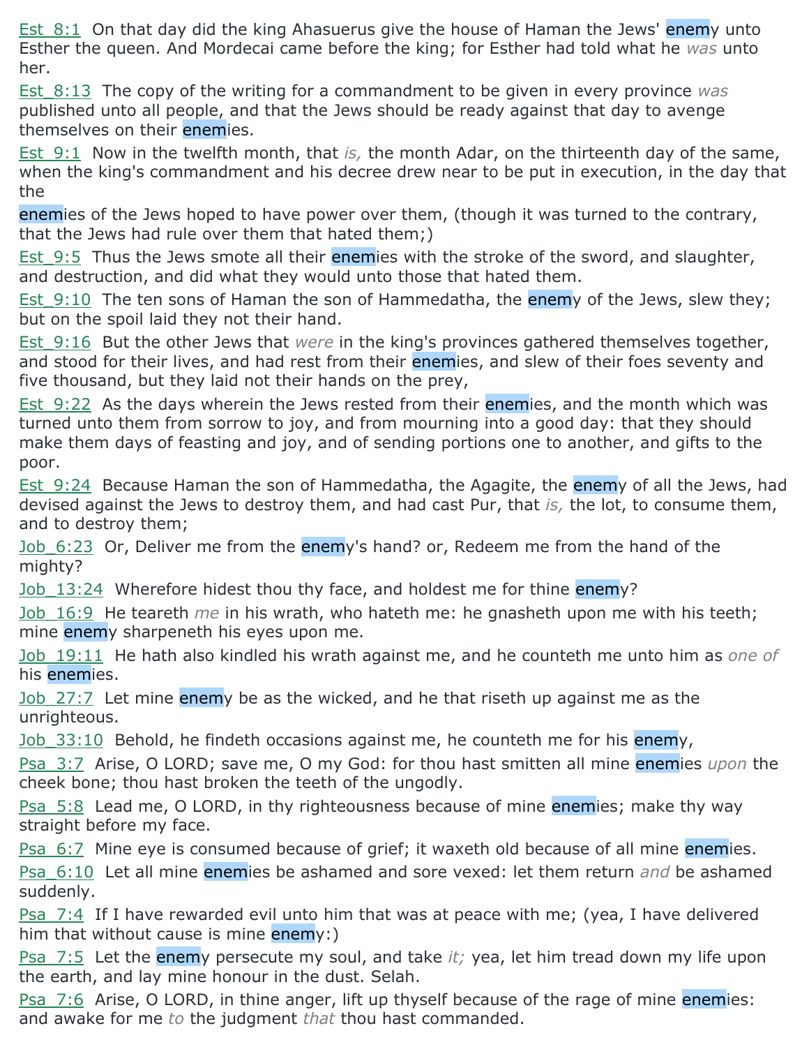Est_8:1 On that day did the king Ahasuerus give the house of Haman the Jews' enemy unto Esther the queen. And Mordecai came before the king; for Esther had told what he *was* unto her.

Est_8:13 The copy of the writing for a commandment to be given in every province *was* published unto all people, and that the Jews should be ready against that day to avenge themselves on their enemies.

Est_9:1 Now in the twelfth month, that *is,* the month Adar, on the thirteenth day of the same, when the king's commandment and his decree drew near to be put in execution, in the day that the enemies of the Jews hoped to have power over them, (though it was turned to the contrary, that the Jews had rule over them that hated them;)

Est_9:5 Thus the Jews smote all their enemies with the stroke of the sword, and slaughter, and destruction, and did what they would unto those that hated them.

Est_9:10 The ten sons of Haman the son of Hammedatha, the enemy of the Jews, slew they; but on the spoil laid they not their hand.

Est_9:16 But the other Jews that *were* in the king's provinces gathered themselves together, and stood for their lives, and had rest from their enemies, and slew of their foes seventy and five thousand, but they laid not their hands on the prey,

Est_9:22 As the days wherein the Jews rested from their enemies, and the month which was turned unto them from sorrow to joy, and from mourning into a good day: that they should make them days of feasting and joy, and of sending portions one to another, and gifts to the poor.

Est_9:24 Because Haman the son of Hammedatha, the Agagite, the enemy of all the Jews, had devised against the Jews to destroy them, and had cast Pur, that *is,* the lot, to consume them, and to destroy them;

Job_6:23 Or, Deliver me from the enemy's hand? or, Redeem me from the hand of the mighty?

Job_13:24 Wherefore hidest thou thy face, and holdest me for thine enemy?

Job_16:9 He teareth *me* in his wrath, who hateth me: he gnasheth upon me with his teeth; mine enemy sharpeneth his eyes upon me.

Job_19:11 He hath also kindled his wrath against me, and he counteth me unto him as *one of* his enemies.

Job_27:7 Let mine enemy be as the wicked, and he that riseth up against me as the unrighteous.

Job_33:10 Behold, he findeth occasions against me, he counteth me for his enemy,

Psa_3:7 Arise, O LORD; save me, O my God: for thou hast smitten all mine enemies *upon* the cheek bone; thou hast broken the teeth of the ungodly.

Psa_5:8 Lead me, O LORD, in thy righteousness because of mine enemies; make thy way straight before my face.

Psa_6:7 Mine eye is consumed because of grief; it waxeth old because of all mine enemies.

Psa_6:10 Let all mine enemies be ashamed and sore vexed: let them return *and* be ashamed suddenly.

Psa_7:4 If I have rewarded evil unto him that was at peace with me; (yea, I have delivered him that without cause is mine enemy:)

Psa_7:5 Let the enemy persecute my soul, and take *it;* yea, let him tread down my life upon the earth, and lay mine honour in the dust. Selah.

Psa_7:6 Arise, O LORD, in thine anger, lift up thyself because of the rage of mine enemies: and awake for me *to* the judgment *that* thou hast commanded.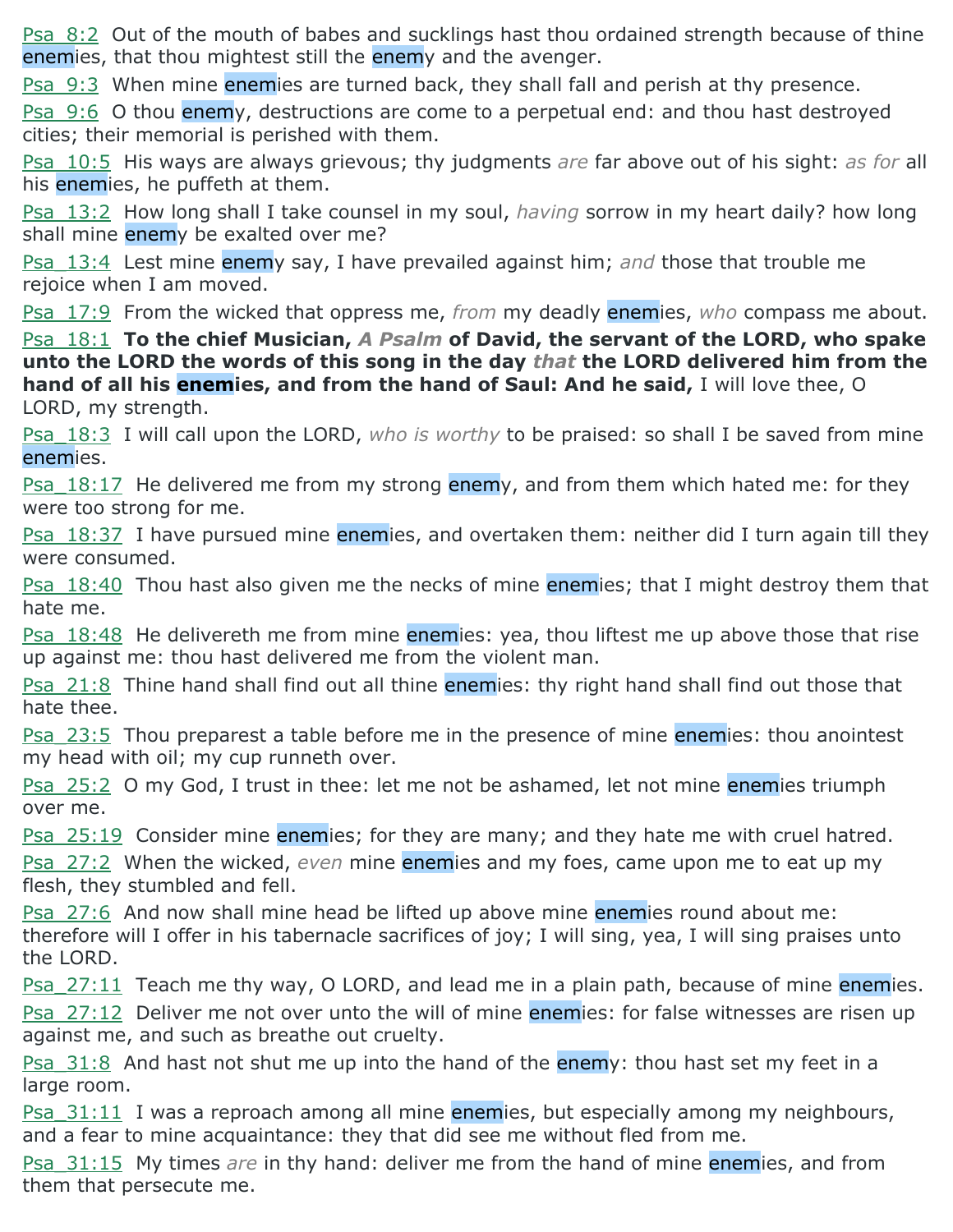Psa_8:2 Out of the mouth of babes and sucklings hast thou ordained strength because of thine enemies, that thou mightest still the enemy and the avenger.

Psa_9:3 When mine enemies are turned back, they shall fall and perish at thy presence.

Psa_9:6 O thou enemy, destructions are come to a perpetual end: and thou hast destroyed cities; their memorial is perished with them.

Psa_10:5 His ways are always grievous; thy judgments *are* far above out of his sight: *as for* all his enemies, he puffeth at them.

Psa_13:2 How long shall I take counsel in my soul, *having* sorrow in my heart daily? how long shall mine enemy be exalted over me?

Psa_13:4 Lest mine enemy say, I have prevailed against him; *and* those that trouble me rejoice when I am moved.

Psa_17:9 From the wicked that oppress me, *from* my deadly enemies, *who* compass me about.

Psa_18:1 **To the chief Musician, *A Psalm* of David, the servant of the LORD, who spake unto the LORD the words of this song in the day *that* the LORD delivered him from the hand of all his enemies, and from the hand of Saul: And he said,** I will love thee, O LORD, my strength.

Psa_18:3 I will call upon the LORD, *who is worthy* to be praised: so shall I be saved from mine enemies.

Psa_18:17 He delivered me from my strong enemy, and from them which hated me: for they were too strong for me.

Psa_18:37 I have pursued mine enemies, and overtaken them: neither did I turn again till they were consumed.

Psa_18:40 Thou hast also given me the necks of mine enemies; that I might destroy them that hate me.

Psa_18:48 He delivereth me from mine enemies: yea, thou liftest me up above those that rise up against me: thou hast delivered me from the violent man.

Psa_21:8 Thine hand shall find out all thine enemies: thy right hand shall find out those that hate thee.

Psa_23:5 Thou preparest a table before me in the presence of mine enemies: thou anointest my head with oil; my cup runneth over.

Psa_25:2 O my God, I trust in thee: let me not be ashamed, let not mine enemies triumph over me.

Psa_25:19 Consider mine enemies; for they are many; and they hate me with cruel hatred.

Psa_27:2 When the wicked, *even* mine enemies and my foes, came upon me to eat up my flesh, they stumbled and fell.

Psa_27:6 And now shall mine head be lifted up above mine enemies round about me: therefore will I offer in his tabernacle sacrifices of joy; I will sing, yea, I will sing praises unto the LORD.

Psa_27:11 Teach me thy way, O LORD, and lead me in a plain path, because of mine enemies.

Psa_27:12 Deliver me not over unto the will of mine enemies: for false witnesses are risen up against me, and such as breathe out cruelty.

Psa_31:8 And hast not shut me up into the hand of the enemy: thou hast set my feet in a large room.

Psa_31:11 I was a reproach among all mine enemies, but especially among my neighbours, and a fear to mine acquaintance: they that did see me without fled from me.

Psa_31:15 My times *are* in thy hand: deliver me from the hand of mine enemies, and from them that persecute me.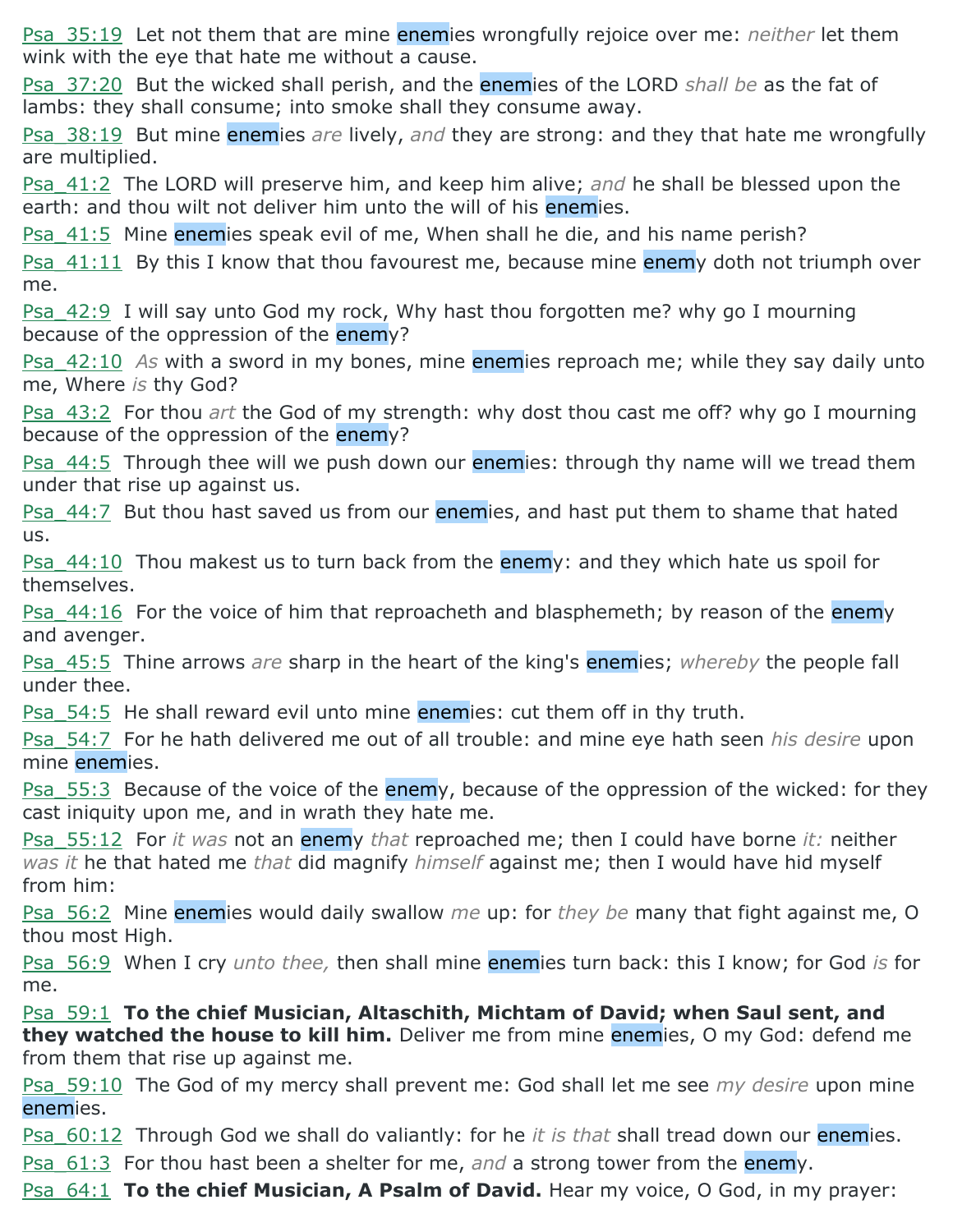Psa_35:19 Let not them that are mine enemies wrongfully rejoice over me: *neither* let them wink with the eye that hate me without a cause.

Psa_37:20 But the wicked shall perish, and the enemies of the LORD *shall be* as the fat of lambs: they shall consume; into smoke shall they consume away.

Psa_38:19 But mine enemies *are* lively, *and* they are strong: and they that hate me wrongfully are multiplied.

Psa_41:2 The LORD will preserve him, and keep him alive; *and* he shall be blessed upon the earth: and thou wilt not deliver him unto the will of his enemies.

Psa_41:5 Mine enemies speak evil of me, When shall he die, and his name perish?

Psa_41:11 By this I know that thou favourest me, because mine enemy doth not triumph over me.

Psa_42:9 I will say unto God my rock, Why hast thou forgotten me? why go I mourning because of the oppression of the enemy?

Psa_42:10 *As* with a sword in my bones, mine enemies reproach me; while they say daily unto me, Where *is* thy God?

Psa_43:2 For thou *art* the God of my strength: why dost thou cast me off? why go I mourning because of the oppression of the enemy?

Psa_44:5 Through thee will we push down our enemies: through thy name will we tread them under that rise up against us.

Psa_44:7 But thou hast saved us from our enemies, and hast put them to shame that hated us.

Psa_44:10 Thou makest us to turn back from the enemy: and they which hate us spoil for themselves.

Psa_44:16 For the voice of him that reproacheth and blasphemeth; by reason of the enemy and avenger.

Psa_45:5 Thine arrows *are* sharp in the heart of the king's enemies; *whereby* the people fall under thee.

Psa_54:5 He shall reward evil unto mine enemies: cut them off in thy truth.

Psa_54:7 For he hath delivered me out of all trouble: and mine eye hath seen *his desire* upon mine enemies.

Psa_55:3 Because of the voice of the enemy, because of the oppression of the wicked: for they cast iniquity upon me, and in wrath they hate me.

Psa_55:12 For *it was* not an enemy *that* reproached me; then I could have borne *it:* neither *was it* he that hated me *that* did magnify *himself* against me; then I would have hid myself from him:

Psa_56:2 Mine enemies would daily swallow *me* up: for *they be* many that fight against me, O thou most High.

Psa_56:9 When I cry *unto thee,* then shall mine enemies turn back: this I know; for God *is* for me.

Psa_59:1 **To the chief Musician, Altaschith, Michtam of David; when Saul sent, and they watched the house to kill him.** Deliver me from mine enemies, O my God: defend me from them that rise up against me.

Psa_59:10 The God of my mercy shall prevent me: God shall let me see *my desire* upon mine enemies.

Psa_60:12 Through God we shall do valiantly: for he *it is that* shall tread down our enemies.

Psa_61:3 For thou hast been a shelter for me, *and* a strong tower from the enemy.

Psa_64:1 **To the chief Musician, A Psalm of David.** Hear my voice, O God, in my prayer: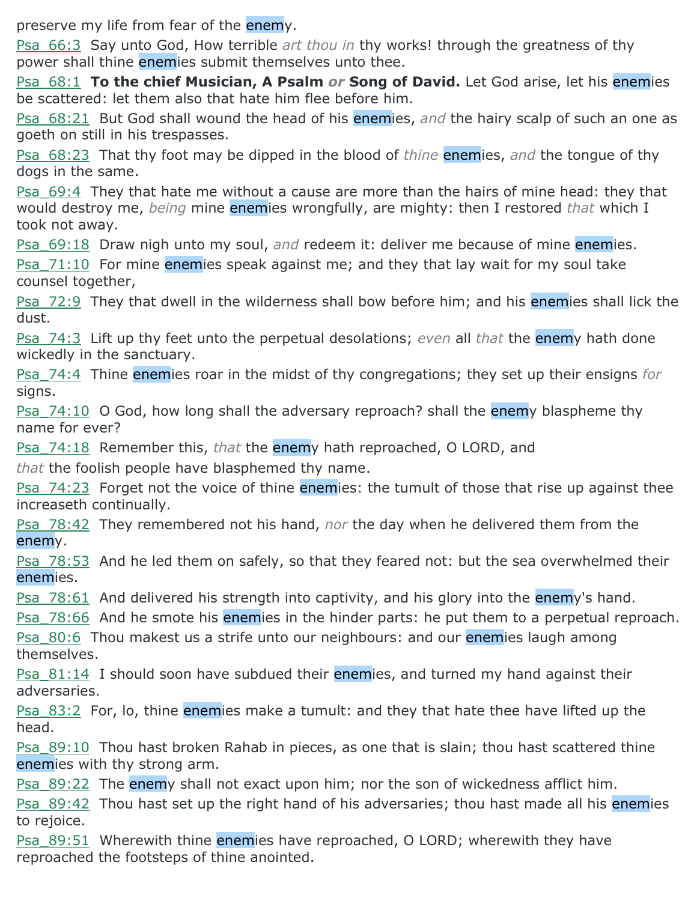preserve my life from fear of the enemy.

Psa_66:3 Say unto God, How terrible *art thou in* thy works! through the greatness of thy power shall thine enemies submit themselves unto thee.

Psa_68:1 **To the chief Musician, A Psalm *or* Song of David.** Let God arise, let his enemies be scattered: let them also that hate him flee before him.

Psa_68:21 But God shall wound the head of his enemies, *and* the hairy scalp of such an one as goeth on still in his trespasses.

Psa_68:23 That thy foot may be dipped in the blood of *thine* enemies, *and* the tongue of thy dogs in the same.

Psa_69:4 They that hate me without a cause are more than the hairs of mine head: they that would destroy me, *being* mine enemies wrongfully, are mighty: then I restored *that* which I took not away.

Psa_69:18 Draw nigh unto my soul, *and* redeem it: deliver me because of mine enemies.

Psa_71:10 For mine enemies speak against me; and they that lay wait for my soul take counsel together,

Psa_72:9 They that dwell in the wilderness shall bow before him; and his enemies shall lick the dust.

Psa_74:3 Lift up thy feet unto the perpetual desolations; *even* all *that* the enemy hath done wickedly in the sanctuary.

Psa_74:4 Thine enemies roar in the midst of thy congregations; they set up their ensigns *for* signs.

Psa_74:10 O God, how long shall the adversary reproach? shall the enemy blaspheme thy name for ever?

Psa_74:18 Remember this, *that* the enemy hath reproached, O LORD, and *that* the foolish people have blasphemed thy name.

Psa_74:23 Forget not the voice of thine enemies: the tumult of those that rise up against thee increaseth continually.

Psa_78:42 They remembered not his hand, *nor* the day when he delivered them from the enemy.

Psa_78:53 And he led them on safely, so that they feared not: but the sea overwhelmed their enemies.

Psa_78:61 And delivered his strength into captivity, and his glory into the enemy's hand.

Psa_78:66 And he smote his enemies in the hinder parts: he put them to a perpetual reproach.

Psa_80:6 Thou makest us a strife unto our neighbours: and our enemies laugh among themselves.

Psa_81:14 I should soon have subdued their enemies, and turned my hand against their adversaries.

Psa_83:2 For, lo, thine enemies make a tumult: and they that hate thee have lifted up the head.

Psa_89:10 Thou hast broken Rahab in pieces, as one that is slain; thou hast scattered thine enemies with thy strong arm.

Psa_89:22 The enemy shall not exact upon him; nor the son of wickedness afflict him.

Psa_89:42 Thou hast set up the right hand of his adversaries; thou hast made all his enemies to rejoice.

Psa_89:51 Wherewith thine enemies have reproached, O LORD; wherewith they have reproached the footsteps of thine anointed.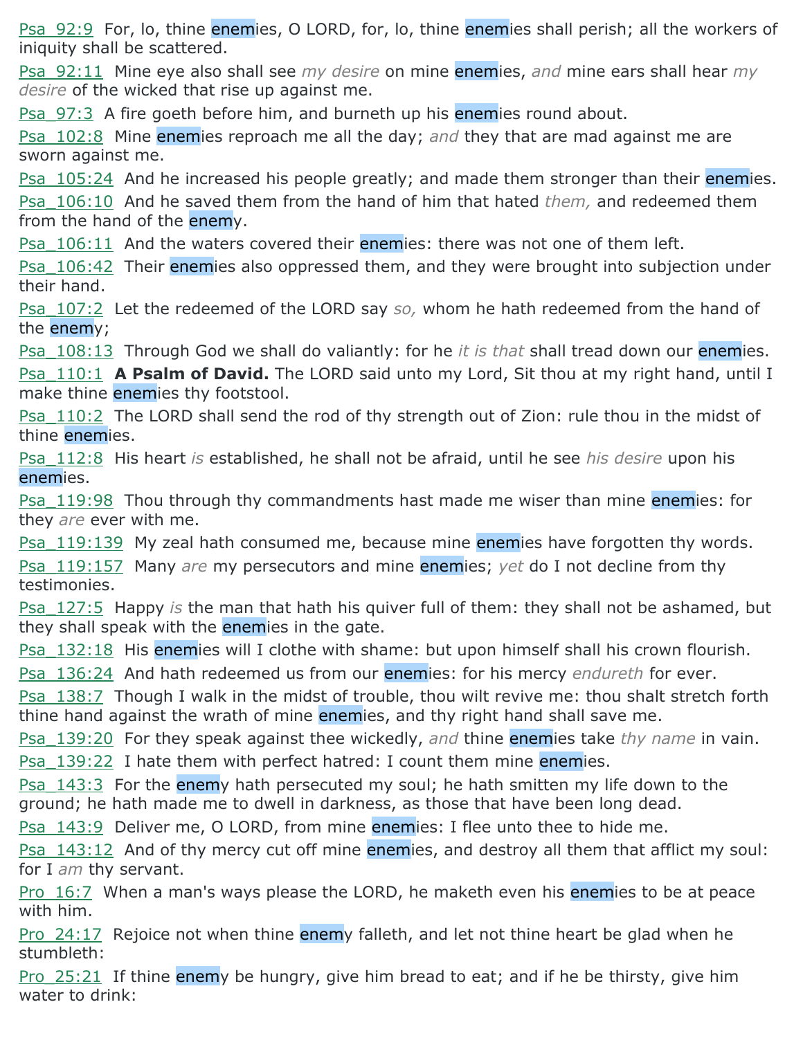Psa_92:9 For, lo, thine enemies, O LORD, for, lo, thine enemies shall perish; all the workers of iniquity shall be scattered.

Psa_92:11 Mine eye also shall see *my desire* on mine enemies, *and* mine ears shall hear *my desire* of the wicked that rise up against me.

Psa_97:3 A fire goeth before him, and burneth up his enemies round about.

Psa_102:8 Mine enemies reproach me all the day; *and* they that are mad against me are sworn against me.

Psa_105:24 And he increased his people greatly; and made them stronger than their enemies.

Psa_106:10 And he saved them from the hand of him that hated *them,* and redeemed them from the hand of the enemy.

Psa_106:11 And the waters covered their enemies: there was not one of them left.

Psa_106:42 Their enemies also oppressed them, and they were brought into subjection under their hand.

Psa_107:2 Let the redeemed of the LORD say *so,* whom he hath redeemed from the hand of the enemy;

Psa_108:13 Through God we shall do valiantly: for he *it is that* shall tread down our enemies.

Psa_110:1 **A Psalm of David.** The LORD said unto my Lord, Sit thou at my right hand, until I make thine enemies thy footstool.

Psa_110:2 The LORD shall send the rod of thy strength out of Zion: rule thou in the midst of thine enemies.

Psa_112:8 His heart *is* established, he shall not be afraid, until he see *his desire* upon his enemies.

Psa_119:98 Thou through thy commandments hast made me wiser than mine enemies: for they *are* ever with me.

Psa_119:139 My zeal hath consumed me, because mine enemies have forgotten thy words.

Psa_119:157 Many *are* my persecutors and mine enemies; *yet* do I not decline from thy testimonies.

Psa_127:5 Happy *is* the man that hath his quiver full of them: they shall not be ashamed, but they shall speak with the enemies in the gate.

Psa_132:18 His enemies will I clothe with shame: but upon himself shall his crown flourish.

Psa_136:24 And hath redeemed us from our enemies: for his mercy *endureth* for ever.

Psa_138:7 Though I walk in the midst of trouble, thou wilt revive me: thou shalt stretch forth thine hand against the wrath of mine enemies, and thy right hand shall save me.

Psa_139:20 For they speak against thee wickedly, *and* thine enemies take *thy name* in vain.

Psa_139:22 I hate them with perfect hatred: I count them mine enemies.

Psa_143:3 For the enemy hath persecuted my soul; he hath smitten my life down to the ground; he hath made me to dwell in darkness, as those that have been long dead.

Psa_143:9 Deliver me, O LORD, from mine enemies: I flee unto thee to hide me.

Psa_143:12 And of thy mercy cut off mine enemies, and destroy all them that afflict my soul: for I *am* thy servant.

Pro_16:7 When a man's ways please the LORD, he maketh even his enemies to be at peace with him.

Pro_24:17 Rejoice not when thine enemy falleth, and let not thine heart be glad when he stumbleth:

Pro_25:21 If thine enemy be hungry, give him bread to eat; and if he be thirsty, give him water to drink: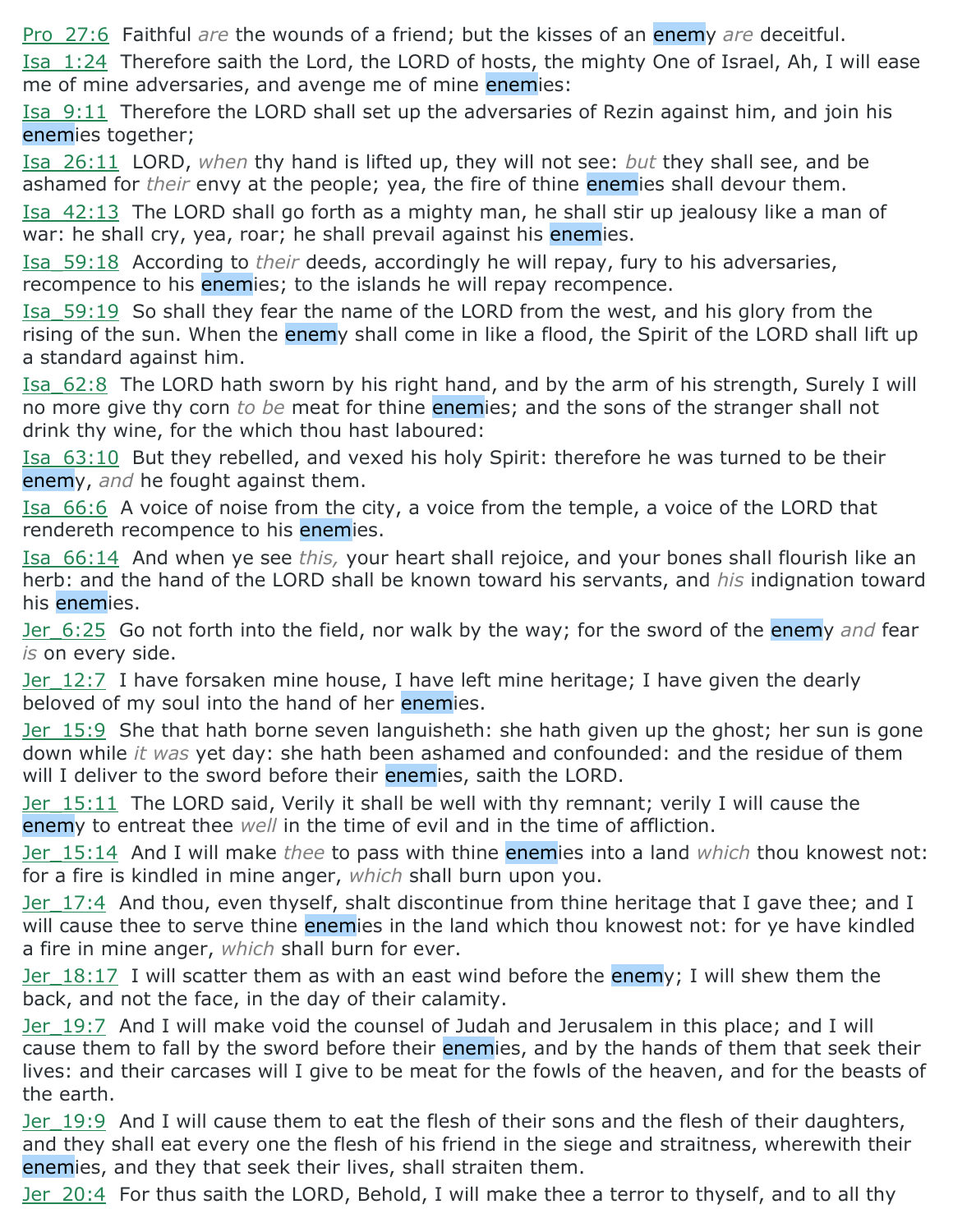Pro_27:6 Faithful *are* the wounds of a friend; but the kisses of an enemy *are* deceitful.

Isa_1:24 Therefore saith the Lord, the LORD of hosts, the mighty One of Israel, Ah, I will ease me of mine adversaries, and avenge me of mine enemies:

Isa_9:11 Therefore the LORD shall set up the adversaries of Rezin against him, and join his enemies together;

Isa_26:11 LORD, *when* thy hand is lifted up, they will not see: *but* they shall see, and be ashamed for *their* envy at the people; yea, the fire of thine enemies shall devour them.

Isa_42:13 The LORD shall go forth as a mighty man, he shall stir up jealousy like a man of war: he shall cry, yea, roar; he shall prevail against his enemies.

Isa_59:18 According to *their* deeds, accordingly he will repay, fury to his adversaries, recompence to his enemies; to the islands he will repay recompence.

Isa_59:19 So shall they fear the name of the LORD from the west, and his glory from the rising of the sun. When the enemy shall come in like a flood, the Spirit of the LORD shall lift up a standard against him.

Isa_62:8 The LORD hath sworn by his right hand, and by the arm of his strength, Surely I will no more give thy corn *to be* meat for thine enemies; and the sons of the stranger shall not drink thy wine, for the which thou hast laboured:

Isa_63:10 But they rebelled, and vexed his holy Spirit: therefore he was turned to be their enemy, *and* he fought against them.

Isa_66:6 A voice of noise from the city, a voice from the temple, a voice of the LORD that rendereth recompence to his enemies.

Isa_66:14 And when ye see *this,* your heart shall rejoice, and your bones shall flourish like an herb: and the hand of the LORD shall be known toward his servants, and *his* indignation toward his enemies.

Jer_6:25 Go not forth into the field, nor walk by the way; for the sword of the enemy *and* fear *is* on every side.

Jer_12:7 I have forsaken mine house, I have left mine heritage; I have given the dearly beloved of my soul into the hand of her enemies.

Jer_15:9 She that hath borne seven languisheth: she hath given up the ghost; her sun is gone down while *it was* yet day: she hath been ashamed and confounded: and the residue of them will I deliver to the sword before their enemies, saith the LORD.

Jer_15:11 The LORD said, Verily it shall be well with thy remnant; verily I will cause the enemy to entreat thee *well* in the time of evil and in the time of affliction.

Jer_15:14 And I will make *thee* to pass with thine enemies into a land *which* thou knowest not: for a fire is kindled in mine anger, *which* shall burn upon you.

Jer_17:4 And thou, even thyself, shalt discontinue from thine heritage that I gave thee; and I will cause thee to serve thine enemies in the land which thou knowest not: for ye have kindled a fire in mine anger, *which* shall burn for ever.

Jer_18:17 I will scatter them as with an east wind before the enemy; I will shew them the back, and not the face, in the day of their calamity.

Jer_19:7 And I will make void the counsel of Judah and Jerusalem in this place; and I will cause them to fall by the sword before their enemies, and by the hands of them that seek their lives: and their carcases will I give to be meat for the fowls of the heaven, and for the beasts of the earth.

Jer_19:9 And I will cause them to eat the flesh of their sons and the flesh of their daughters, and they shall eat every one the flesh of his friend in the siege and straitness, wherewith their enemies, and they that seek their lives, shall straiten them.

Jer_20:4 For thus saith the LORD, Behold, I will make thee a terror to thyself, and to all thy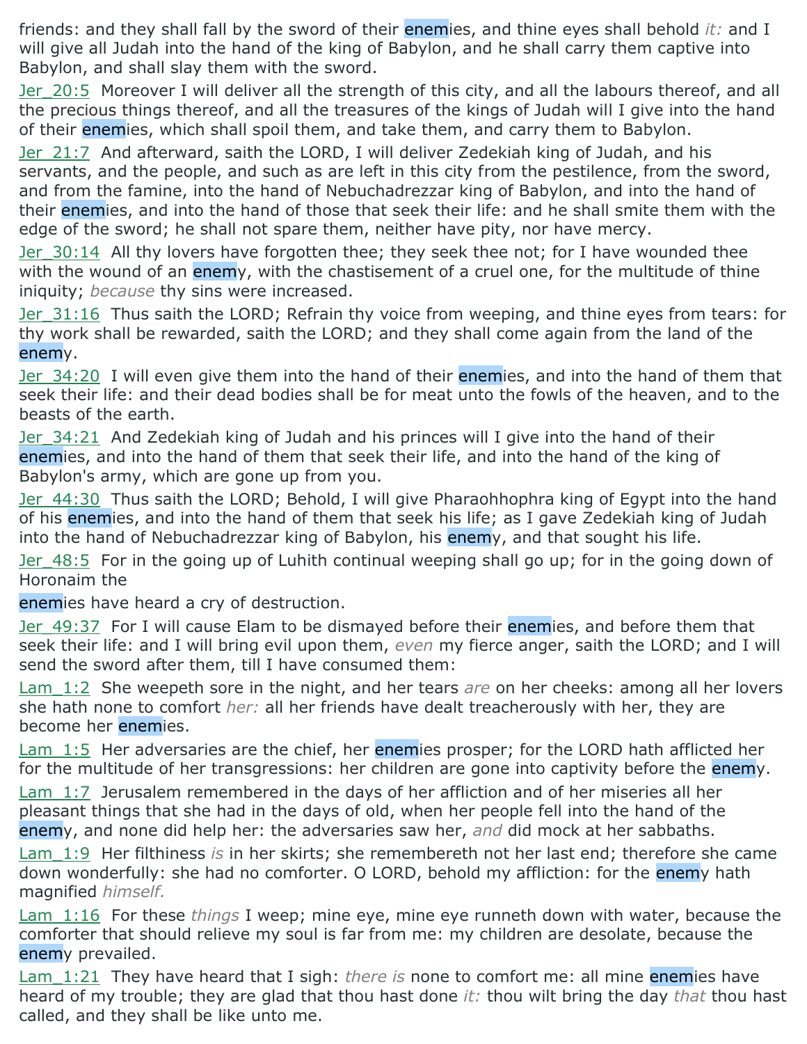friends: and they shall fall by the sword of their enemies, and thine eyes shall behold *it:* and I will give all Judah into the hand of the king of Babylon, and he shall carry them captive into Babylon, and shall slay them with the sword.

Jer_20:5  Moreover I will deliver all the strength of this city, and all the labours thereof, and all the precious things thereof, and all the treasures of the kings of Judah will I give into the hand of their enemies, which shall spoil them, and take them, and carry them to Babylon.

Jer_21:7  And afterward, saith the LORD, I will deliver Zedekiah king of Judah, and his servants, and the people, and such as are left in this city from the pestilence, from the sword, and from the famine, into the hand of Nebuchadrezzar king of Babylon, and into the hand of their enemies, and into the hand of those that seek their life: and he shall smite them with the edge of the sword; he shall not spare them, neither have pity, nor have mercy.

Jer_30:14  All thy lovers have forgotten thee; they seek thee not; for I have wounded thee with the wound of an enemy, with the chastisement of a cruel one, for the multitude of thine iniquity; *because* thy sins were increased.

Jer_31:16  Thus saith the LORD; Refrain thy voice from weeping, and thine eyes from tears: for thy work shall be rewarded, saith the LORD; and they shall come again from the land of the enemy.

Jer_34:20  I will even give them into the hand of their enemies, and into the hand of them that seek their life: and their dead bodies shall be for meat unto the fowls of the heaven, and to the beasts of the earth.

Jer_34:21  And Zedekiah king of Judah and his princes will I give into the hand of their enemies, and into the hand of them that seek their life, and into the hand of the king of Babylon's army, which are gone up from you.

Jer_44:30  Thus saith the LORD; Behold, I will give Pharaohhophra king of Egypt into the hand of his enemies, and into the hand of them that seek his life; as I gave Zedekiah king of Judah into the hand of Nebuchadrezzar king of Babylon, his enemy, and that sought his life.

Jer_48:5  For in the going up of Luhith continual weeping shall go up; for in the going down of Horonaim the enemies have heard a cry of destruction.

Jer_49:37  For I will cause Elam to be dismayed before their enemies, and before them that seek their life: and I will bring evil upon them, *even* my fierce anger, saith the LORD; and I will send the sword after them, till I have consumed them:

Lam_1:2  She weepeth sore in the night, and her tears *are* on her cheeks: among all her lovers she hath none to comfort *her:* all her friends have dealt treacherously with her, they are become her enemies.

Lam_1:5  Her adversaries are the chief, her enemies prosper; for the LORD hath afflicted her for the multitude of her transgressions: her children are gone into captivity before the enemy.

Lam_1:7  Jerusalem remembered in the days of her affliction and of her miseries all her pleasant things that she had in the days of old, when her people fell into the hand of the enemy, and none did help her: the adversaries saw her, *and* did mock at her sabbaths.

Lam_1:9  Her filthiness *is* in her skirts; she remembereth not her last end; therefore she came down wonderfully: she had no comforter. O LORD, behold my affliction: for the enemy hath magnified *himself.*

Lam_1:16  For these *things* I weep; mine eye, mine eye runneth down with water, because the comforter that should relieve my soul is far from me: my children are desolate, because the enemy prevailed.

Lam_1:21  They have heard that I sigh: *there is* none to comfort me: all mine enemies have heard of my trouble; they are glad that thou hast done *it:* thou wilt bring the day *that* thou hast called, and they shall be like unto me.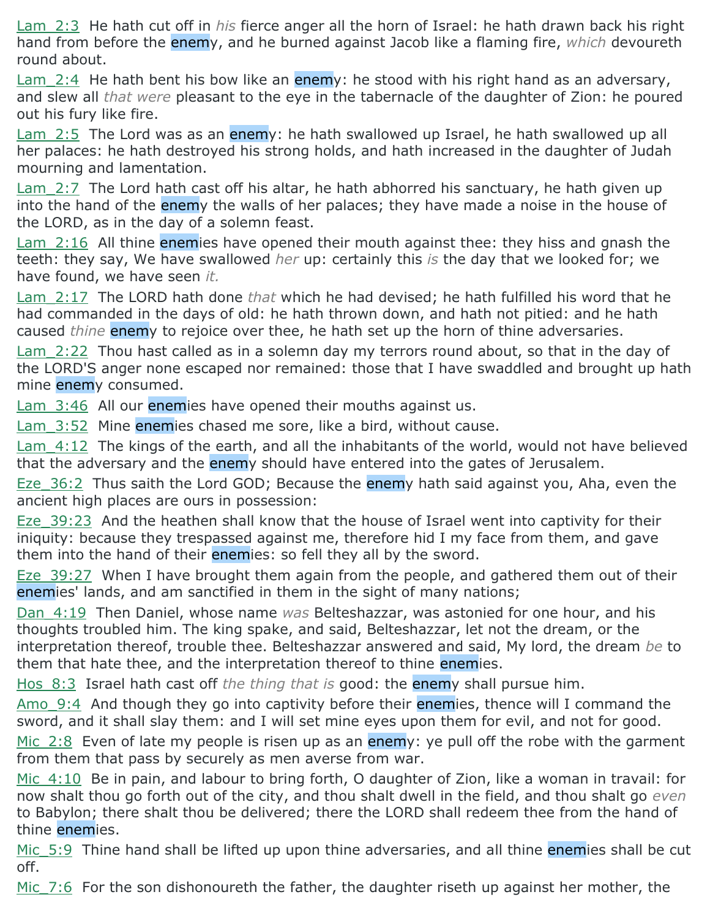Lam_2:3 He hath cut off in *his* fierce anger all the horn of Israel: he hath drawn back his right hand from before the enemy, and he burned against Jacob like a flaming fire, *which* devoureth round about.

Lam_2:4 He hath bent his bow like an enemy: he stood with his right hand as an adversary, and slew all *that were* pleasant to the eye in the tabernacle of the daughter of Zion: he poured out his fury like fire.

Lam_2:5 The Lord was as an enemy: he hath swallowed up Israel, he hath swallowed up all her palaces: he hath destroyed his strong holds, and hath increased in the daughter of Judah mourning and lamentation.

Lam_2:7 The Lord hath cast off his altar, he hath abhorred his sanctuary, he hath given up into the hand of the enemy the walls of her palaces; they have made a noise in the house of the LORD, as in the day of a solemn feast.

Lam_2:16 All thine enemies have opened their mouth against thee: they hiss and gnash the teeth: they say, We have swallowed *her* up: certainly this *is* the day that we looked for; we have found, we have seen *it.*

Lam_2:17 The LORD hath done *that* which he had devised; he hath fulfilled his word that he had commanded in the days of old: he hath thrown down, and hath not pitied: and he hath caused *thine* enemy to rejoice over thee, he hath set up the horn of thine adversaries.

Lam_2:22 Thou hast called as in a solemn day my terrors round about, so that in the day of the LORD'S anger none escaped nor remained: those that I have swaddled and brought up hath mine enemy consumed.

Lam_3:46 All our enemies have opened their mouths against us.

Lam_3:52 Mine enemies chased me sore, like a bird, without cause.

Lam_4:12 The kings of the earth, and all the inhabitants of the world, would not have believed that the adversary and the enemy should have entered into the gates of Jerusalem.

Eze_36:2 Thus saith the Lord GOD; Because the enemy hath said against you, Aha, even the ancient high places are ours in possession:

Eze_39:23 And the heathen shall know that the house of Israel went into captivity for their iniquity: because they trespassed against me, therefore hid I my face from them, and gave them into the hand of their enemies: so fell they all by the sword.

Eze_39:27 When I have brought them again from the people, and gathered them out of their enemies' lands, and am sanctified in them in the sight of many nations;

Dan_4:19 Then Daniel, whose name *was* Belteshazzar, was astonied for one hour, and his thoughts troubled him. The king spake, and said, Belteshazzar, let not the dream, or the interpretation thereof, trouble thee. Belteshazzar answered and said, My lord, the dream *be* to them that hate thee, and the interpretation thereof to thine enemies.

Hos_8:3 Israel hath cast off *the thing that is* good: the enemy shall pursue him.

Amo_9:4 And though they go into captivity before their enemies, thence will I command the sword, and it shall slay them: and I will set mine eyes upon them for evil, and not for good.

Mic_2:8 Even of late my people is risen up as an enemy: ye pull off the robe with the garment from them that pass by securely as men averse from war.

Mic_4:10 Be in pain, and labour to bring forth, O daughter of Zion, like a woman in travail: for now shalt thou go forth out of the city, and thou shalt dwell in the field, and thou shalt go *even* to Babylon; there shalt thou be delivered; there the LORD shall redeem thee from the hand of thine enemies.

Mic_5:9 Thine hand shall be lifted up upon thine adversaries, and all thine enemies shall be cut off.

Mic_7:6 For the son dishonoureth the father, the daughter riseth up against her mother, the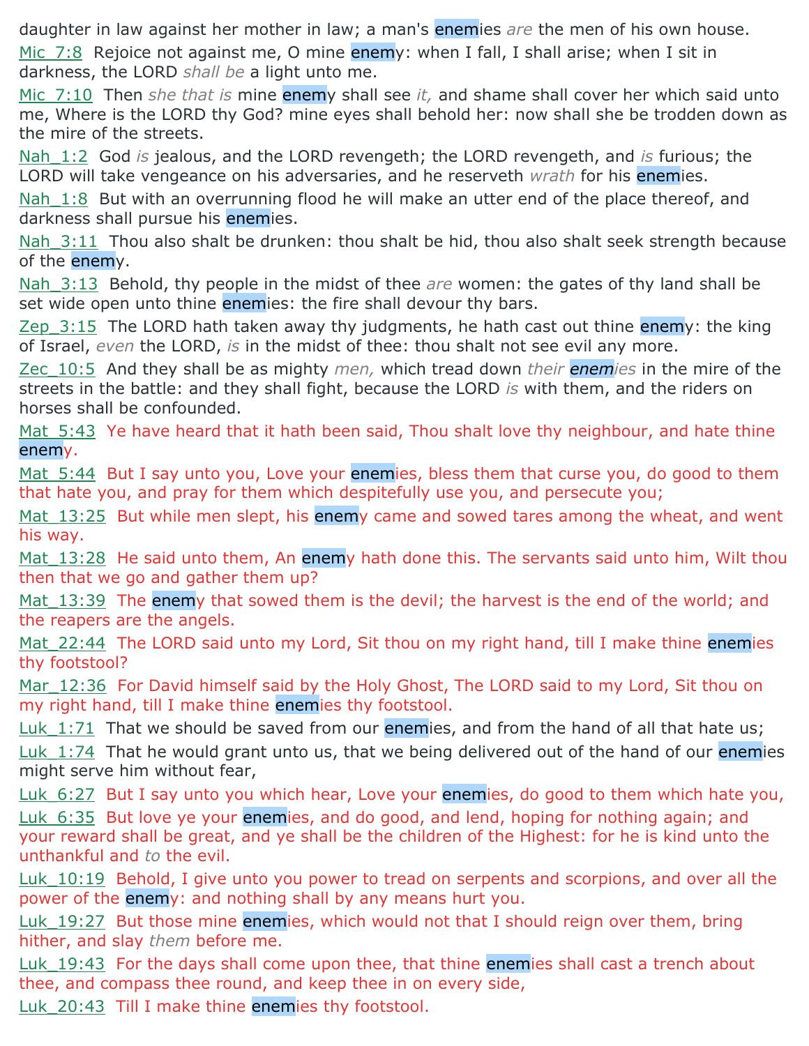daughter in law against her mother in law; a man's enemies *are* the men of his own house.

Mic_7:8 Rejoice not against me, O mine enemy: when I fall, I shall arise; when I sit in darkness, the LORD *shall be* a light unto me.

Mic_7:10 Then *she that is* mine enemy shall see *it,* and shame shall cover her which said unto me, Where is the LORD thy God? mine eyes shall behold her: now shall she be trodden down as the mire of the streets.

Nah_1:2 God *is* jealous, and the LORD revengeth; the LORD revengeth, and *is* furious; the LORD will take vengeance on his adversaries, and he reserveth *wrath* for his enemies.

Nah_1:8 But with an overrunning flood he will make an utter end of the place thereof, and darkness shall pursue his enemies.

Nah_3:11 Thou also shalt be drunken: thou shalt be hid, thou also shalt seek strength because of the enemy.

Nah_3:13 Behold, thy people in the midst of thee *are* women: the gates of thy land shall be set wide open unto thine enemies: the fire shall devour thy bars.

Zep_3:15 The LORD hath taken away thy judgments, he hath cast out thine enemy: the king of Israel, *even* the LORD, *is* in the midst of thee: thou shalt not see evil any more.

Zec_10:5 And they shall be as mighty *men,* which tread down *their enemies* in the mire of the streets in the battle: and they shall fight, because the LORD *is* with them, and the riders on horses shall be confounded.

Mat_5:43 Ye have heard that it hath been said, Thou shalt love thy neighbour, and hate thine enemy.

Mat_5:44 But I say unto you, Love your enemies, bless them that curse you, do good to them that hate you, and pray for them which despitefully use you, and persecute you;

Mat_13:25 But while men slept, his enemy came and sowed tares among the wheat, and went his way.

Mat_13:28 He said unto them, An enemy hath done this. The servants said unto him, Wilt thou then that we go and gather them up?

Mat_13:39 The enemy that sowed them is the devil; the harvest is the end of the world; and the reapers are the angels.

Mat_22:44 The LORD said unto my Lord, Sit thou on my right hand, till I make thine enemies thy footstool?

Mar_12:36 For David himself said by the Holy Ghost, The LORD said to my Lord, Sit thou on my right hand, till I make thine enemies thy footstool.

Luk_1:71 That we should be saved from our enemies, and from the hand of all that hate us;

Luk_1:74 That he would grant unto us, that we being delivered out of the hand of our enemies might serve him without fear,

Luk_6:27 But I say unto you which hear, Love your enemies, do good to them which hate you,

Luk_6:35 But love ye your enemies, and do good, and lend, hoping for nothing again; and your reward shall be great, and ye shall be the children of the Highest: for he is kind unto the unthankful and *to* the evil.

Luk_10:19 Behold, I give unto you power to tread on serpents and scorpions, and over all the power of the enemy: and nothing shall by any means hurt you.

Luk_19:27 But those mine enemies, which would not that I should reign over them, bring hither, and slay *them* before me.

Luk_19:43 For the days shall come upon thee, that thine enemies shall cast a trench about thee, and compass thee round, and keep thee in on every side,

Luk_20:43 Till I make thine enemies thy footstool.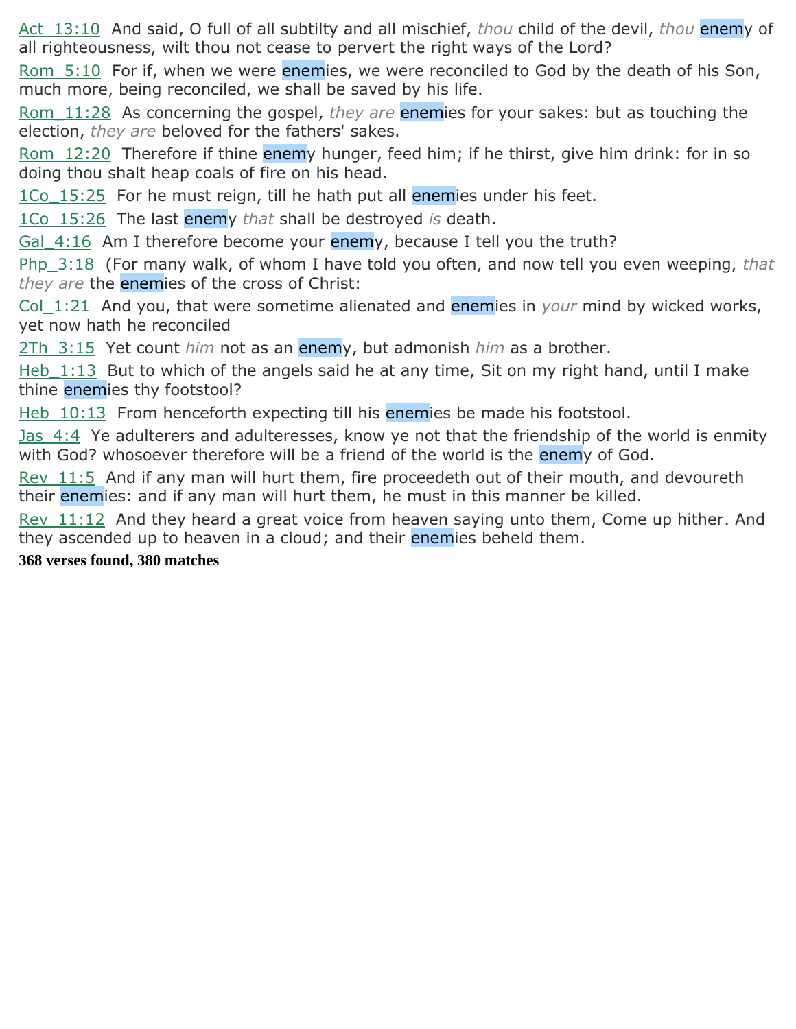Act_13:10 And said, O full of all subtilty and all mischief, *thou* child of the devil, *thou* enemy of all righteousness, wilt thou not cease to pervert the right ways of the Lord?

Rom_5:10 For if, when we were enemies, we were reconciled to God by the death of his Son, much more, being reconciled, we shall be saved by his life.

Rom_11:28 As concerning the gospel, *they are* enemies for your sakes: but as touching the election, *they are* beloved for the fathers' sakes.

Rom_12:20 Therefore if thine enemy hunger, feed him; if he thirst, give him drink: for in so doing thou shalt heap coals of fire on his head.

1Co_15:25 For he must reign, till he hath put all enemies under his feet.

1Co_15:26 The last enemy *that* shall be destroyed *is* death.

Gal_4:16 Am I therefore become your enemy, because I tell you the truth?

Php_3:18 (For many walk, of whom I have told you often, and now tell you even weeping, *that they are* the enemies of the cross of Christ:

Col_1:21 And you, that were sometime alienated and enemies in *your* mind by wicked works, yet now hath he reconciled

2Th_3:15 Yet count *him* not as an enemy, but admonish *him* as a brother.

Heb_1:13 But to which of the angels said he at any time, Sit on my right hand, until I make thine enemies thy footstool?

Heb_10:13 From henceforth expecting till his enemies be made his footstool.

Jas_4:4 Ye adulterers and adulteresses, know ye not that the friendship of the world is enmity with God? whosoever therefore will be a friend of the world is the enemy of God.

Rev_11:5 And if any man will hurt them, fire proceedeth out of their mouth, and devoureth their enemies: and if any man will hurt them, he must in this manner be killed.

Rev_11:12 And they heard a great voice from heaven saying unto them, Come up hither. And they ascended up to heaven in a cloud; and their enemies beheld them.

**368 verses found, 380 matches**